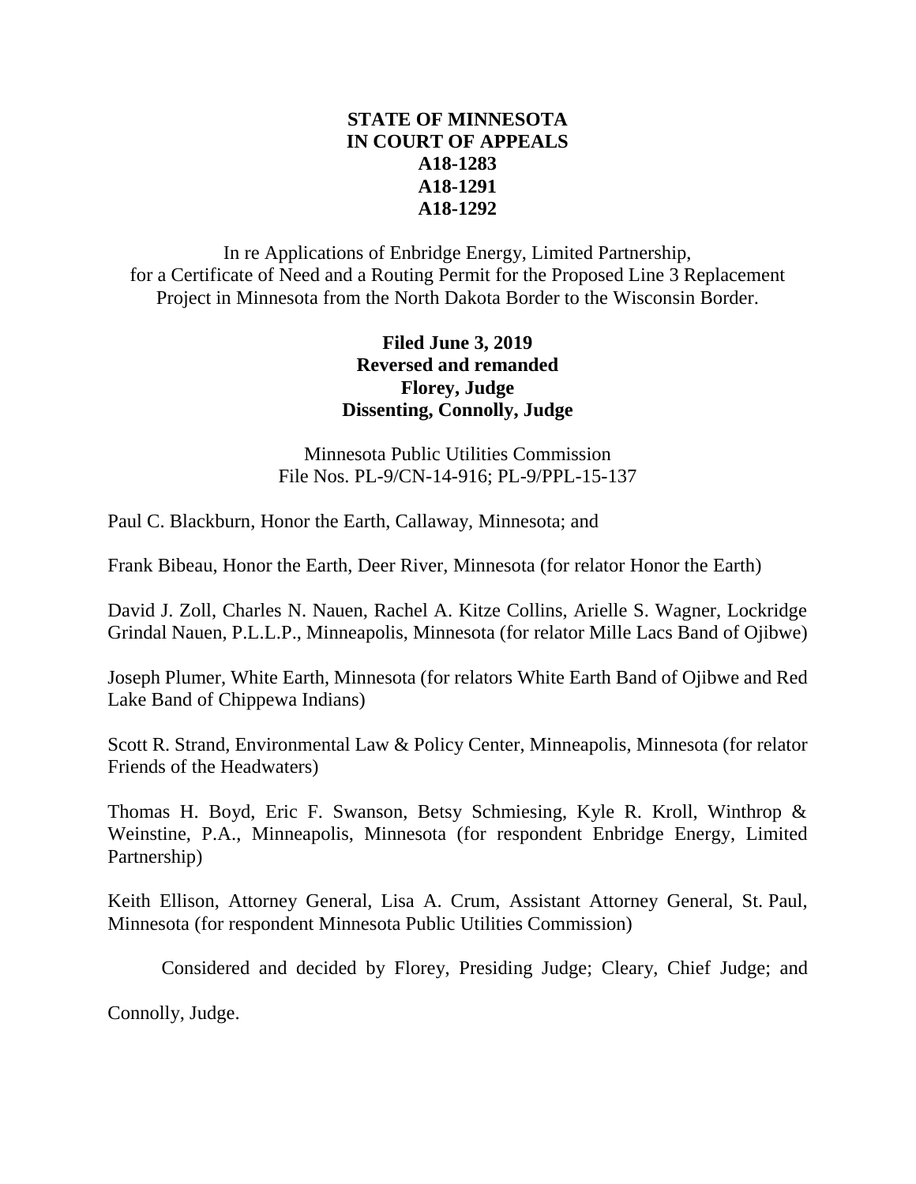**STATE OF MINNESOTA**
**IN COURT OF APPEALS**
**A18-1283**
**A18-1291**
**A18-1292**

In re Applications of Enbridge Energy, Limited Partnership, for a Certificate of Need and a Routing Permit for the Proposed Line 3 Replacement Project in Minnesota from the North Dakota Border to the Wisconsin Border.

**Filed June 3, 2019**
**Reversed and remanded**
**Florey, Judge**
**Dissenting, Connolly, Judge**

Minnesota Public Utilities Commission
File Nos. PL-9/CN-14-916; PL-9/PPL-15-137

Paul C. Blackburn, Honor the Earth, Callaway, Minnesota; and

Frank Bibeau, Honor the Earth, Deer River, Minnesota (for relator Honor the Earth)

David J. Zoll, Charles N. Nauen, Rachel A. Kitze Collins, Arielle S. Wagner, Lockridge Grindal Nauen, P.L.L.P., Minneapolis, Minnesota (for relator Mille Lacs Band of Ojibwe)

Joseph Plumer, White Earth, Minnesota (for relators White Earth Band of Ojibwe and Red Lake Band of Chippewa Indians)

Scott R. Strand, Environmental Law & Policy Center, Minneapolis, Minnesota (for relator Friends of the Headwaters)

Thomas H. Boyd, Eric F. Swanson, Betsy Schmiesing, Kyle R. Kroll, Winthrop & Weinstine, P.A., Minneapolis, Minnesota (for respondent Enbridge Energy, Limited Partnership)

Keith Ellison, Attorney General, Lisa A. Crum, Assistant Attorney General, St. Paul, Minnesota (for respondent Minnesota Public Utilities Commission)

Considered and decided by Florey, Presiding Judge; Cleary, Chief Judge; and Connolly, Judge.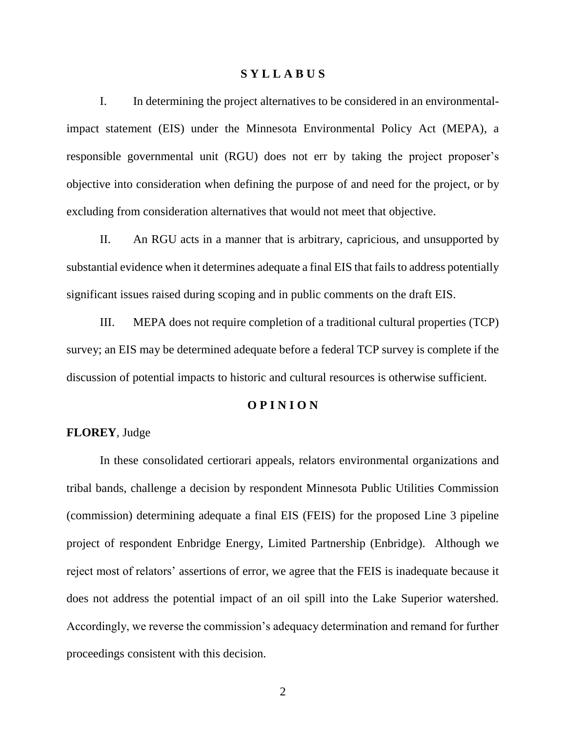# S Y L L A B U S

I. In determining the project alternatives to be considered in an environmental-impact statement (EIS) under the Minnesota Environmental Policy Act (MEPA), a responsible governmental unit (RGU) does not err by taking the project proposer's objective into consideration when defining the purpose of and need for the project, or by excluding from consideration alternatives that would not meet that objective.

II. An RGU acts in a manner that is arbitrary, capricious, and unsupported by substantial evidence when it determines adequate a final EIS that fails to address potentially significant issues raised during scoping and in public comments on the draft EIS.

III. MEPA does not require completion of a traditional cultural properties (TCP) survey; an EIS may be determined adequate before a federal TCP survey is complete if the discussion of potential impacts to historic and cultural resources is otherwise sufficient.

# O P I N I O N

**FLOREY**, Judge

In these consolidated certiorari appeals, relators environmental organizations and tribal bands, challenge a decision by respondent Minnesota Public Utilities Commission (commission) determining adequate a final EIS (FEIS) for the proposed Line 3 pipeline project of respondent Enbridge Energy, Limited Partnership (Enbridge). Although we reject most of relators' assertions of error, we agree that the FEIS is inadequate because it does not address the potential impact of an oil spill into the Lake Superior watershed. Accordingly, we reverse the commission's adequacy determination and remand for further proceedings consistent with this decision.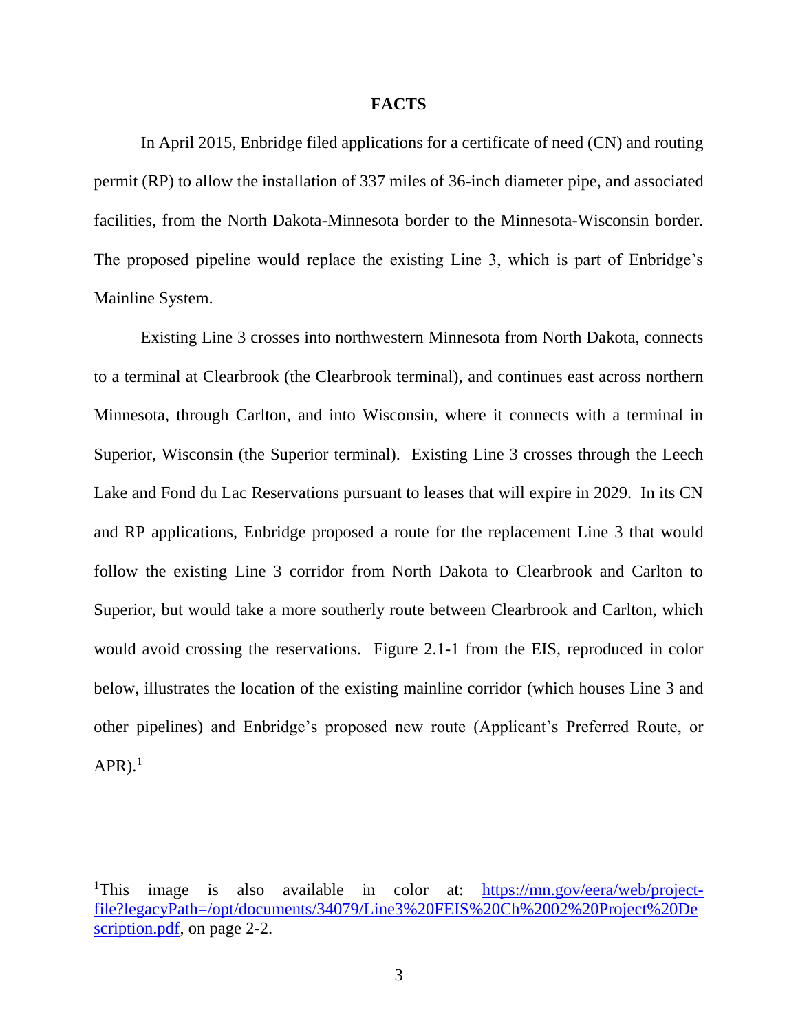**FACTS**

In April 2015, Enbridge filed applications for a certificate of need (CN) and routing permit (RP) to allow the installation of 337 miles of 36-inch diameter pipe, and associated facilities, from the North Dakota-Minnesota border to the Minnesota-Wisconsin border. The proposed pipeline would replace the existing Line 3, which is part of Enbridge's Mainline System.

Existing Line 3 crosses into northwestern Minnesota from North Dakota, connects to a terminal at Clearbrook (the Clearbrook terminal), and continues east across northern Minnesota, through Carlton, and into Wisconsin, where it connects with a terminal in Superior, Wisconsin (the Superior terminal). Existing Line 3 crosses through the Leech Lake and Fond du Lac Reservations pursuant to leases that will expire in 2029. In its CN and RP applications, Enbridge proposed a route for the replacement Line 3 that would follow the existing Line 3 corridor from North Dakota to Clearbrook and Carlton to Superior, but would take a more southerly route between Clearbrook and Carlton, which would avoid crossing the reservations. Figure 2.1-1 from the EIS, reproduced in color below, illustrates the location of the existing mainline corridor (which houses Line 3 and other pipelines) and Enbridge's proposed new route (Applicant's Preferred Route, or APR).[1]

---

[1]This image is also available in color at: https://mn.gov/eera/web/project-file?legacyPath=/opt/documents/34079/Line3%20FEIS%20Ch%2002%20Project%20Description.pdf, on page 2-2.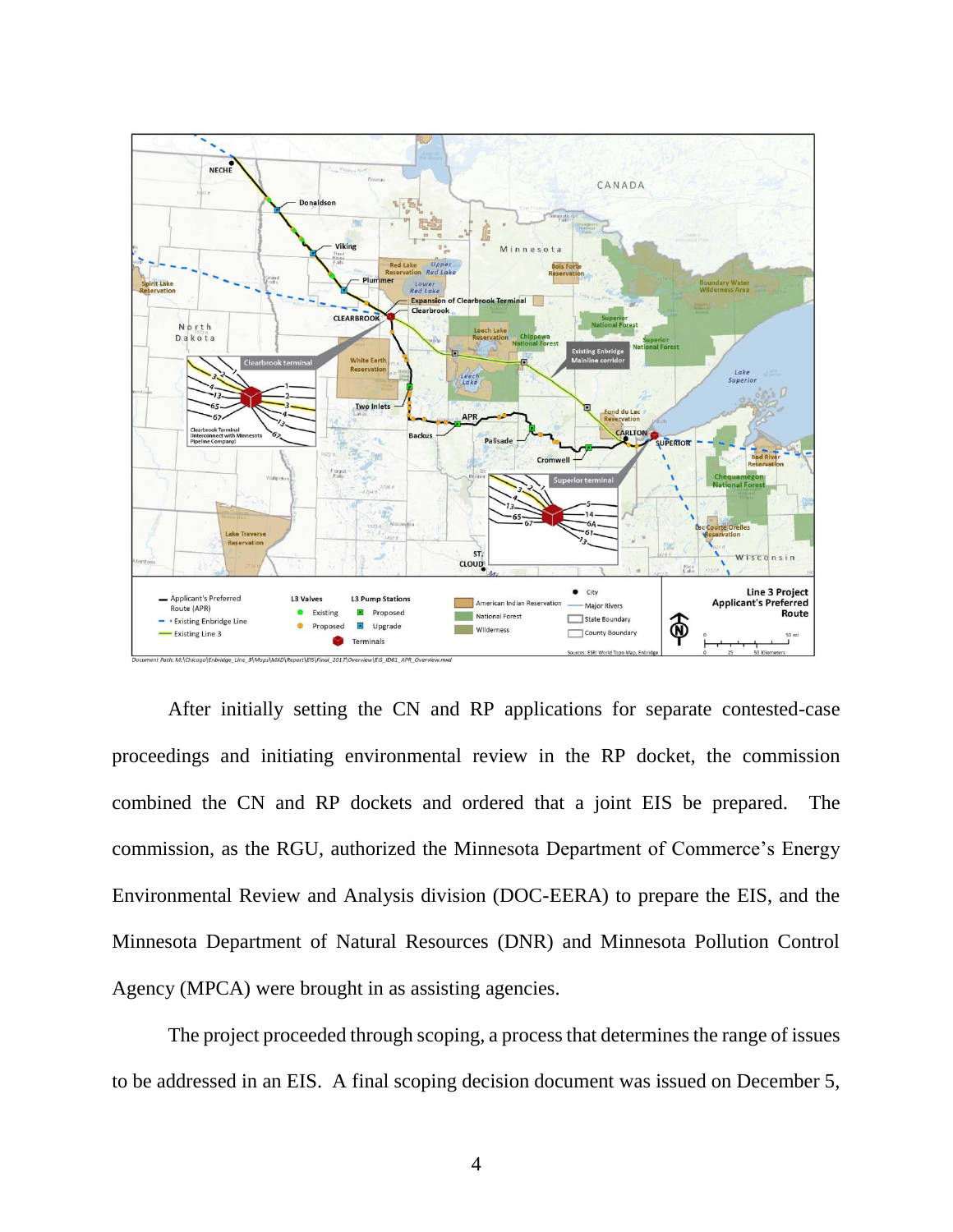After initially setting the CN and RP applications for separate contested-case proceedings and initiating environmental review in the RP docket, the commission combined the CN and RP dockets and ordered that a joint EIS be prepared. The commission, as the RGU, authorized the Minnesota Department of Commerce's Energy Environmental Review and Analysis division (DOC-EERA) to prepare the EIS, and the Minnesota Department of Natural Resources (DNR) and Minnesota Pollution Control Agency (MPCA) were brought in as assisting agencies.

The project proceeded through scoping, a process that determines the range of issues to be addressed in an EIS. A final scoping decision document was issued on December 5,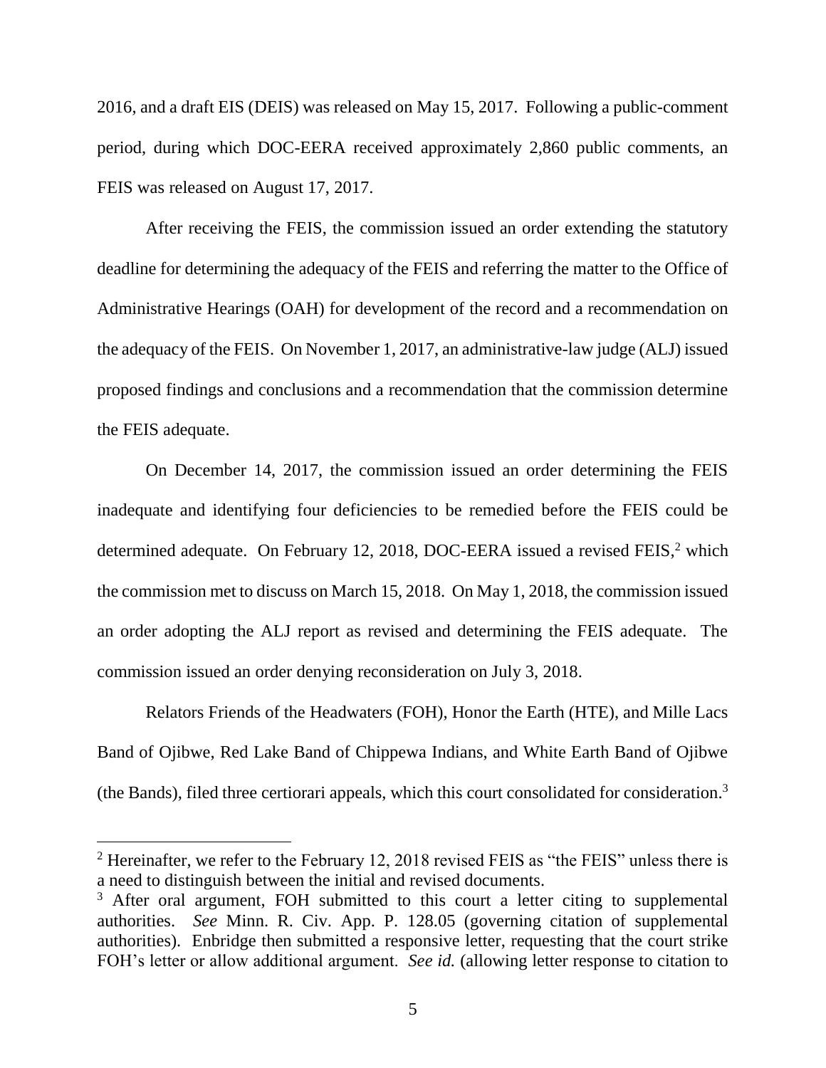2016, and a draft EIS (DEIS) was released on May 15, 2017. Following a public-comment period, during which DOC-EERA received approximately 2,860 public comments, an FEIS was released on August 17, 2017.

After receiving the FEIS, the commission issued an order extending the statutory deadline for determining the adequacy of the FEIS and referring the matter to the Office of Administrative Hearings (OAH) for development of the record and a recommendation on the adequacy of the FEIS. On November 1, 2017, an administrative-law judge (ALJ) issued proposed findings and conclusions and a recommendation that the commission determine the FEIS adequate.

On December 14, 2017, the commission issued an order determining the FEIS inadequate and identifying four deficiencies to be remedied before the FEIS could be determined adequate. On February 12, 2018, DOC-EERA issued a revised FEIS,[2] which the commission met to discuss on March 15, 2018. On May 1, 2018, the commission issued an order adopting the ALJ report as revised and determining the FEIS adequate. The commission issued an order denying reconsideration on July 3, 2018.

Relators Friends of the Headwaters (FOH), Honor the Earth (HTE), and Mille Lacs Band of Ojibwe, Red Lake Band of Chippewa Indians, and White Earth Band of Ojibwe (the Bands), filed three certiorari appeals, which this court consolidated for consideration.[3]

---

[2] Hereinafter, we refer to the February 12, 2018 revised FEIS as "the FEIS" unless there is a need to distinguish between the initial and revised documents.

[3] After oral argument, FOH submitted to this court a letter citing to supplemental authorities. *See* Minn. R. Civ. App. P. 128.05 (governing citation of supplemental authorities). Enbridge then submitted a responsive letter, requesting that the court strike FOH's letter or allow additional argument. *See id.* (allowing letter response to citation to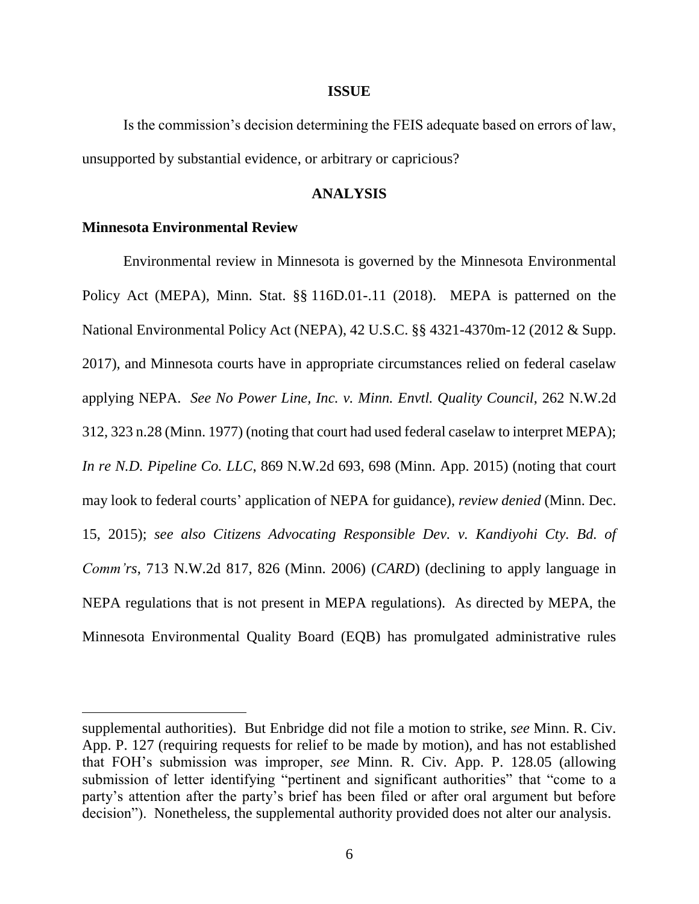**ISSUE**

Is the commission's decision determining the FEIS adequate based on errors of law, unsupported by substantial evidence, or arbitrary or capricious?

**ANALYSIS**

**Minnesota Environmental Review**

Environmental review in Minnesota is governed by the Minnesota Environmental Policy Act (MEPA), Minn. Stat. §§ 116D.01-.11 (2018). MEPA is patterned on the National Environmental Policy Act (NEPA), 42 U.S.C. §§ 4321-4370m-12 (2012 & Supp. 2017), and Minnesota courts have in appropriate circumstances relied on federal caselaw applying NEPA. *See No Power Line, Inc. v. Minn. Envtl. Quality Council*, 262 N.W.2d 312, 323 n.28 (Minn. 1977) (noting that court had used federal caselaw to interpret MEPA); *In re N.D. Pipeline Co. LLC*, 869 N.W.2d 693, 698 (Minn. App. 2015) (noting that court may look to federal courts' application of NEPA for guidance), *review denied* (Minn. Dec. 15, 2015); *see also Citizens Advocating Responsible Dev. v. Kandiyohi Cty. Bd. of Comm'rs*, 713 N.W.2d 817, 826 (Minn. 2006) (*CARD*) (declining to apply language in NEPA regulations that is not present in MEPA regulations). As directed by MEPA, the Minnesota Environmental Quality Board (EQB) has promulgated administrative rules

---

supplemental authorities). But Enbridge did not file a motion to strike, *see* Minn. R. Civ. App. P. 127 (requiring requests for relief to be made by motion), and has not established that FOH's submission was improper, *see* Minn. R. Civ. App. P. 128.05 (allowing submission of letter identifying "pertinent and significant authorities" that "come to a party's attention after the party's brief has been filed or after oral argument but before decision"). Nonetheless, the supplemental authority provided does not alter our analysis.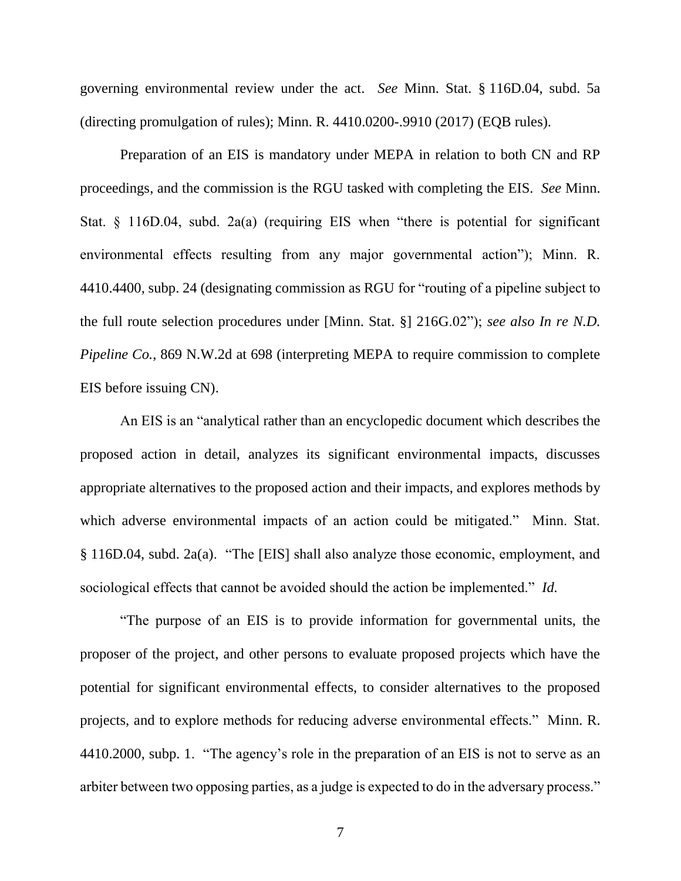governing environmental review under the act. *See* Minn. Stat. § 116D.04, subd. 5a (directing promulgation of rules); Minn. R. 4410.0200-.9910 (2017) (EQB rules).

Preparation of an EIS is mandatory under MEPA in relation to both CN and RP proceedings, and the commission is the RGU tasked with completing the EIS. *See* Minn. Stat. § 116D.04, subd. 2a(a) (requiring EIS when "there is potential for significant environmental effects resulting from any major governmental action"); Minn. R. 4410.4400, subp. 24 (designating commission as RGU for "routing of a pipeline subject to the full route selection procedures under [Minn. Stat. §] 216G.02"); *see also In re N.D. Pipeline Co.*, 869 N.W.2d at 698 (interpreting MEPA to require commission to complete EIS before issuing CN).

An EIS is an "analytical rather than an encyclopedic document which describes the proposed action in detail, analyzes its significant environmental impacts, discusses appropriate alternatives to the proposed action and their impacts, and explores methods by which adverse environmental impacts of an action could be mitigated." Minn. Stat. § 116D.04, subd. 2a(a). "The [EIS] shall also analyze those economic, employment, and sociological effects that cannot be avoided should the action be implemented." *Id.*

"The purpose of an EIS is to provide information for governmental units, the proposer of the project, and other persons to evaluate proposed projects which have the potential for significant environmental effects, to consider alternatives to the proposed projects, and to explore methods for reducing adverse environmental effects." Minn. R. 4410.2000, subp. 1. "The agency's role in the preparation of an EIS is not to serve as an arbiter between two opposing parties, as a judge is expected to do in the adversary process."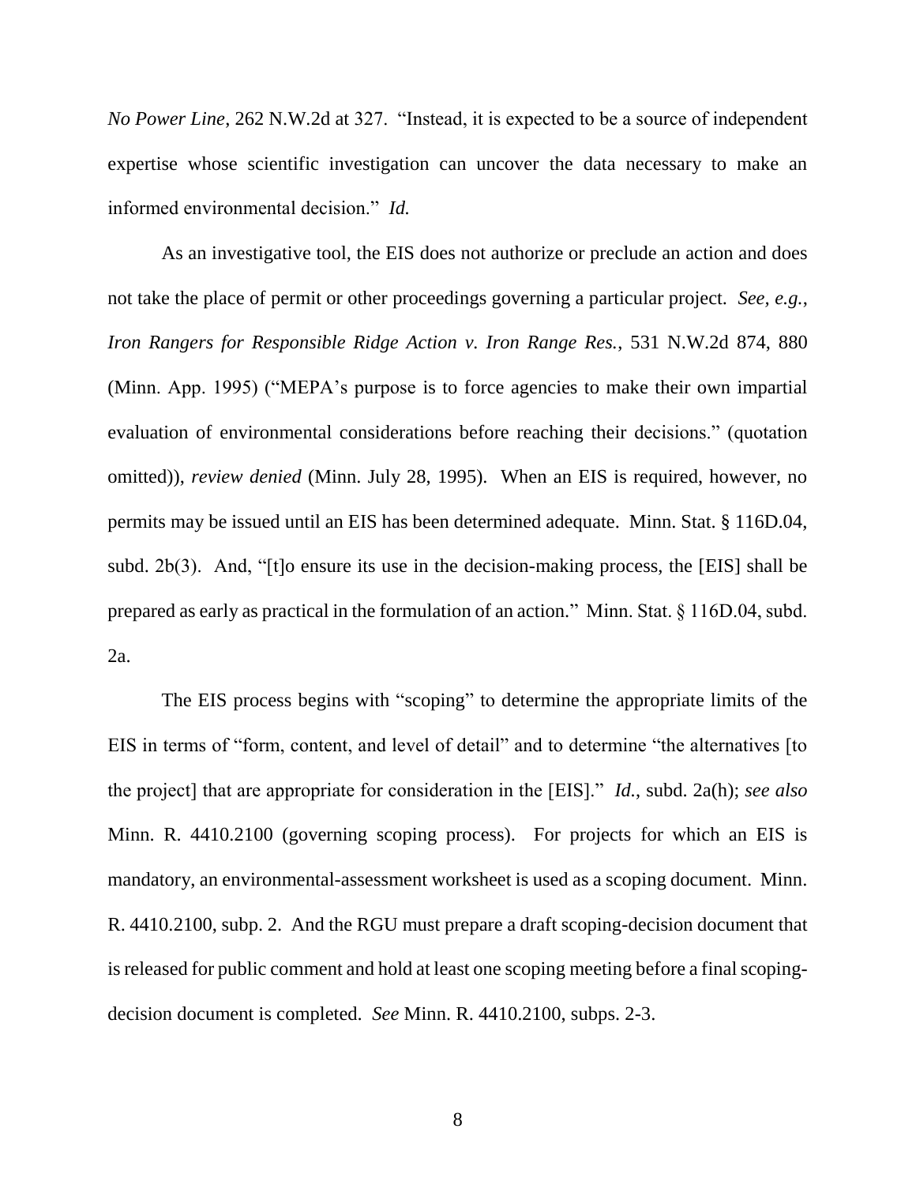*No Power Line*, 262 N.W.2d at 327. "Instead, it is expected to be a source of independent expertise whose scientific investigation can uncover the data necessary to make an informed environmental decision." *Id.*

As an investigative tool, the EIS does not authorize or preclude an action and does not take the place of permit or other proceedings governing a particular project. *See, e.g.*, *Iron Rangers for Responsible Ridge Action v. Iron Range Res.*, 531 N.W.2d 874, 880 (Minn. App. 1995) ("MEPA's purpose is to force agencies to make their own impartial evaluation of environmental considerations before reaching their decisions." (quotation omitted)), *review denied* (Minn. July 28, 1995). When an EIS is required, however, no permits may be issued until an EIS has been determined adequate. Minn. Stat. § 116D.04, subd. 2b(3). And, "[t]o ensure its use in the decision-making process, the [EIS] shall be prepared as early as practical in the formulation of an action." Minn. Stat. § 116D.04, subd. 2a.

The EIS process begins with "scoping" to determine the appropriate limits of the EIS in terms of "form, content, and level of detail" and to determine "the alternatives [to the project] that are appropriate for consideration in the [EIS]." *Id.*, subd. 2a(h); *see also* Minn. R. 4410.2100 (governing scoping process). For projects for which an EIS is mandatory, an environmental-assessment worksheet is used as a scoping document. Minn. R. 4410.2100, subp. 2. And the RGU must prepare a draft scoping-decision document that is released for public comment and hold at least one scoping meeting before a final scoping-decision document is completed. *See* Minn. R. 4410.2100, subps. 2-3.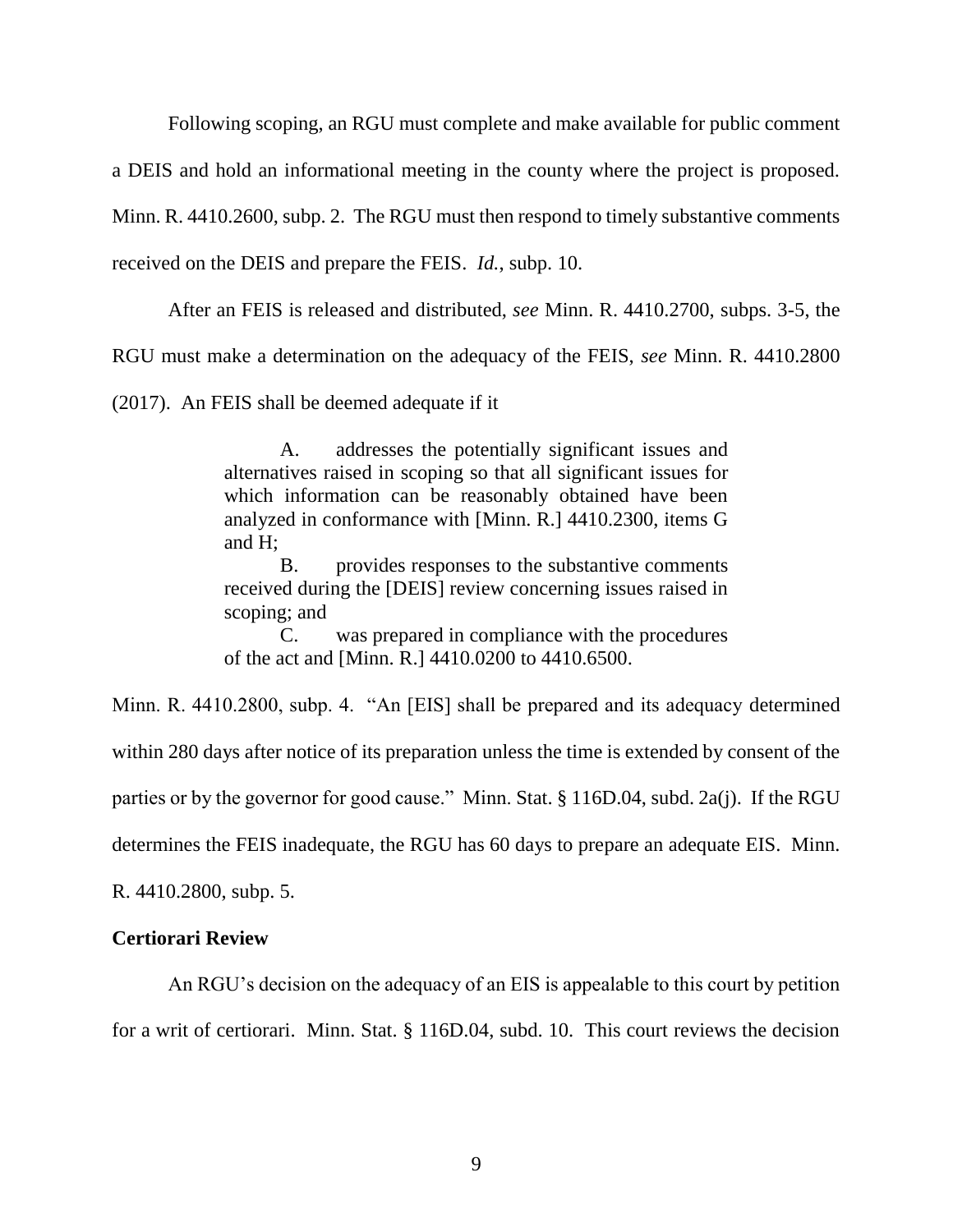Following scoping, an RGU must complete and make available for public comment a DEIS and hold an informational meeting in the county where the project is proposed. Minn. R. 4410.2600, subp. 2. The RGU must then respond to timely substantive comments received on the DEIS and prepare the FEIS. *Id.*, subp. 10.

After an FEIS is released and distributed, *see* Minn. R. 4410.2700, subps. 3-5, the RGU must make a determination on the adequacy of the FEIS, *see* Minn. R. 4410.2800 (2017). An FEIS shall be deemed adequate if it

> A. addresses the potentially significant issues and alternatives raised in scoping so that all significant issues for which information can be reasonably obtained have been analyzed in conformance with [Minn. R.] 4410.2300, items G and H;
>
> B. provides responses to the substantive comments received during the [DEIS] review concerning issues raised in scoping; and
>
> C. was prepared in compliance with the procedures of the act and [Minn. R.] 4410.0200 to 4410.6500.

Minn. R. 4410.2800, subp. 4. "An [EIS] shall be prepared and its adequacy determined within 280 days after notice of its preparation unless the time is extended by consent of the parties or by the governor for good cause." Minn. Stat. § 116D.04, subd. 2a(j). If the RGU determines the FEIS inadequate, the RGU has 60 days to prepare an adequate EIS. Minn. R. 4410.2800, subp. 5.

**Certiorari Review**

An RGU's decision on the adequacy of an EIS is appealable to this court by petition for a writ of certiorari. Minn. Stat. § 116D.04, subd. 10. This court reviews the decision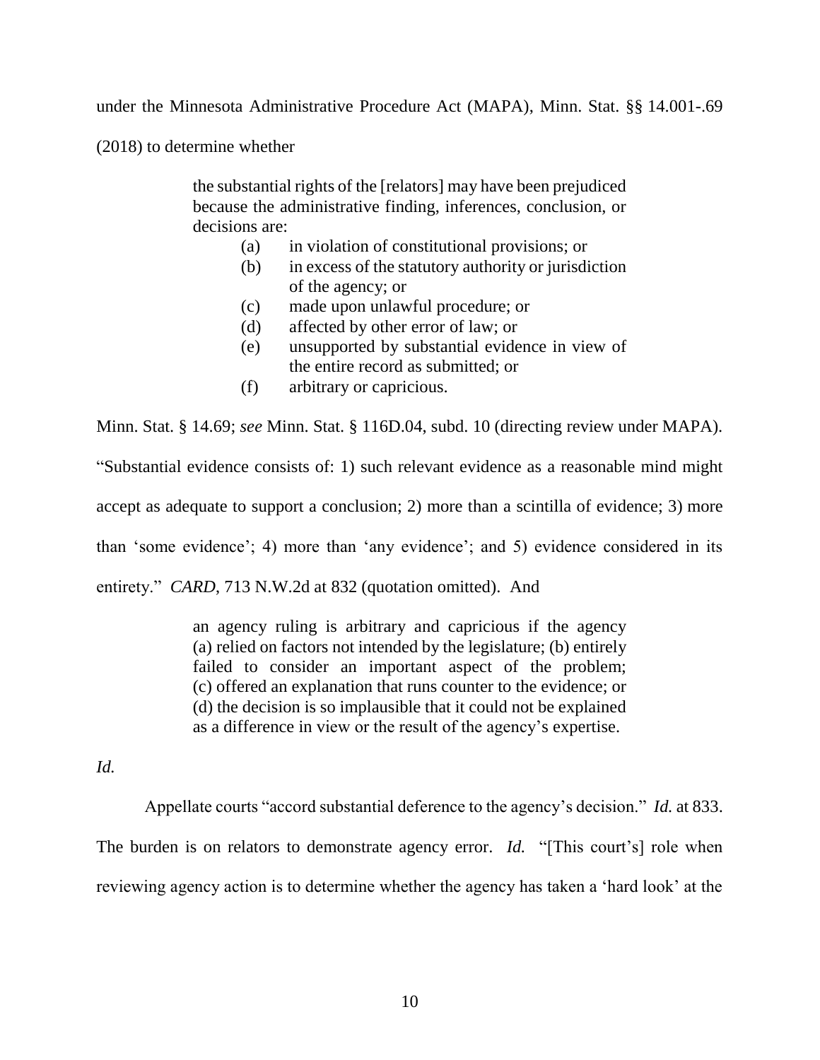under the Minnesota Administrative Procedure Act (MAPA), Minn. Stat. §§ 14.001-.69 (2018) to determine whether

> the substantial rights of the [relators] may have been prejudiced because the administrative finding, inferences, conclusion, or decisions are:
>
> (a) in violation of constitutional provisions; or
> (b) in excess of the statutory authority or jurisdiction of the agency; or
> (c) made upon unlawful procedure; or
> (d) affected by other error of law; or
> (e) unsupported by substantial evidence in view of the entire record as submitted; or
> (f) arbitrary or capricious.

Minn. Stat. § 14.69; *see* Minn. Stat. § 116D.04, subd. 10 (directing review under MAPA). "Substantial evidence consists of: 1) such relevant evidence as a reasonable mind might accept as adequate to support a conclusion; 2) more than a scintilla of evidence; 3) more than 'some evidence'; 4) more than 'any evidence'; and 5) evidence considered in its entirety." *CARD*, 713 N.W.2d at 832 (quotation omitted). And

> an agency ruling is arbitrary and capricious if the agency (a) relied on factors not intended by the legislature; (b) entirely failed to consider an important aspect of the problem; (c) offered an explanation that runs counter to the evidence; or (d) the decision is so implausible that it could not be explained as a difference in view or the result of the agency's expertise.

*Id.*

Appellate courts "accord substantial deference to the agency's decision." *Id.* at 833. The burden is on relators to demonstrate agency error. *Id.* "[This court's] role when reviewing agency action is to determine whether the agency has taken a 'hard look' at the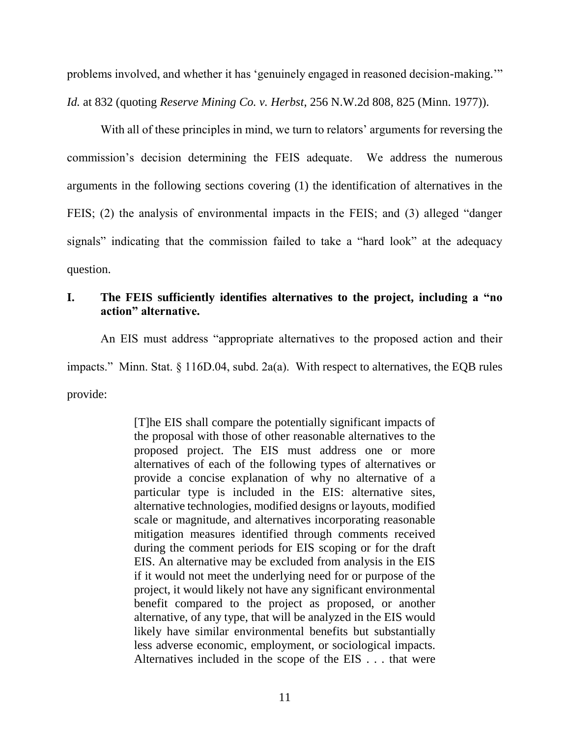problems involved, and whether it has 'genuinely engaged in reasoned decision-making.'" *Id.* at 832 (quoting *Reserve Mining Co. v. Herbst*, 256 N.W.2d 808, 825 (Minn. 1977)).

With all of these principles in mind, we turn to relators' arguments for reversing the commission's decision determining the FEIS adequate. We address the numerous arguments in the following sections covering (1) the identification of alternatives in the FEIS; (2) the analysis of environmental impacts in the FEIS; and (3) alleged "danger signals" indicating that the commission failed to take a "hard look" at the adequacy question.

## I. The FEIS sufficiently identifies alternatives to the project, including a "no action" alternative.

An EIS must address "appropriate alternatives to the proposed action and their impacts." Minn. Stat. § 116D.04, subd. 2a(a). With respect to alternatives, the EQB rules provide:

> [T]he EIS shall compare the potentially significant impacts of the proposal with those of other reasonable alternatives to the proposed project. The EIS must address one or more alternatives of each of the following types of alternatives or provide a concise explanation of why no alternative of a particular type is included in the EIS: alternative sites, alternative technologies, modified designs or layouts, modified scale or magnitude, and alternatives incorporating reasonable mitigation measures identified through comments received during the comment periods for EIS scoping or for the draft EIS. An alternative may be excluded from analysis in the EIS if it would not meet the underlying need for or purpose of the project, it would likely not have any significant environmental benefit compared to the project as proposed, or another alternative, of any type, that will be analyzed in the EIS would likely have similar environmental benefits but substantially less adverse economic, employment, or sociological impacts. Alternatives included in the scope of the EIS . . . that were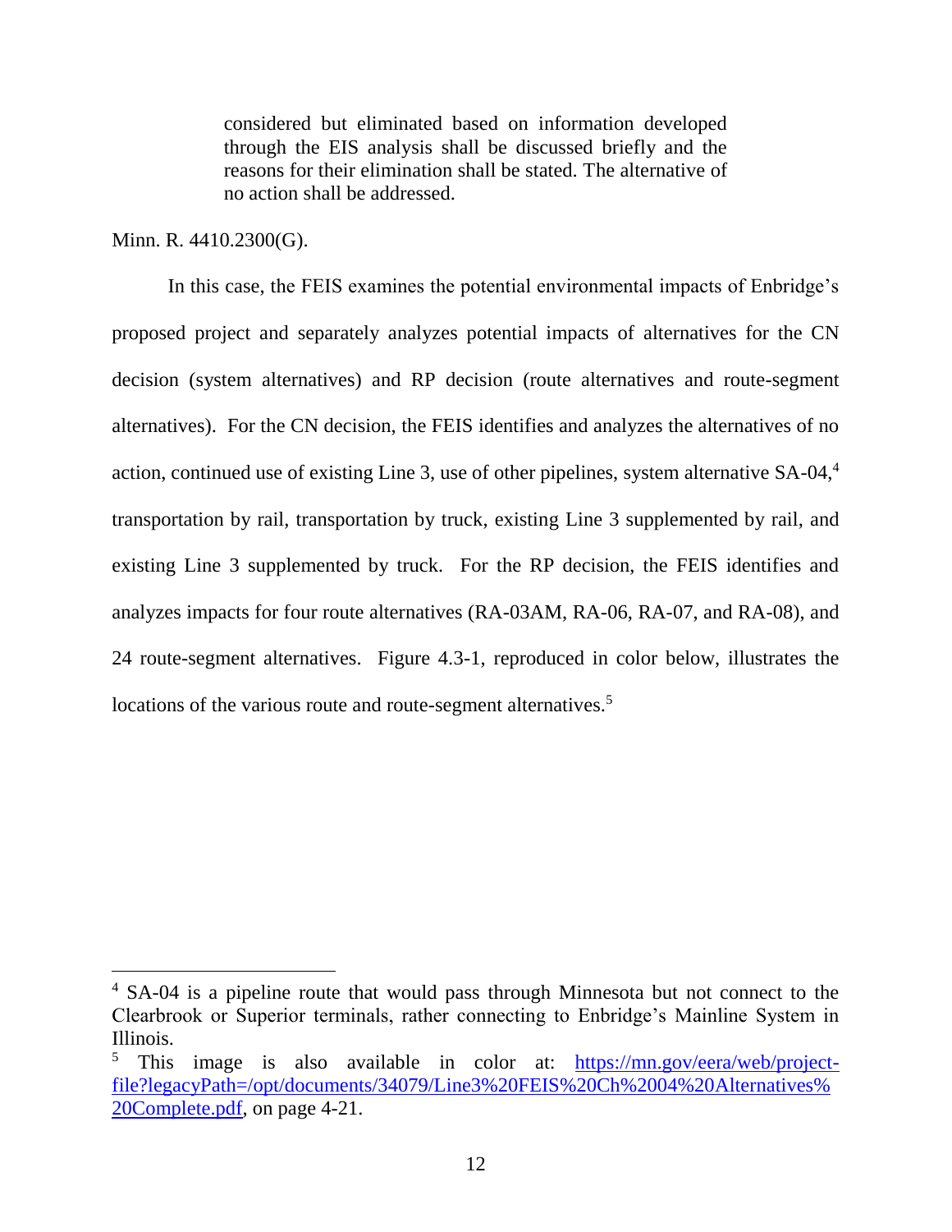> considered but eliminated based on information developed through the EIS analysis shall be discussed briefly and the reasons for their elimination shall be stated. The alternative of no action shall be addressed.

Minn. R. 4410.2300(G).

In this case, the FEIS examines the potential environmental impacts of Enbridge's proposed project and separately analyzes potential impacts of alternatives for the CN decision (system alternatives) and RP decision (route alternatives and route-segment alternatives). For the CN decision, the FEIS identifies and analyzes the alternatives of no action, continued use of existing Line 3, use of other pipelines, system alternative SA-04,[4] transportation by rail, transportation by truck, existing Line 3 supplemented by rail, and existing Line 3 supplemented by truck. For the RP decision, the FEIS identifies and analyzes impacts for four route alternatives (RA-03AM, RA-06, RA-07, and RA-08), and 24 route-segment alternatives. Figure 4.3-1, reproduced in color below, illustrates the locations of the various route and route-segment alternatives.[5]

---

[4] SA-04 is a pipeline route that would pass through Minnesota but not connect to the Clearbrook or Superior terminals, rather connecting to Enbridge's Mainline System in Illinois.

[5] This image is also available in color at: https://mn.gov/eera/web/project-file?legacyPath=/opt/documents/34079/Line3%20FEIS%20Ch%2004%20Alternatives%20Complete.pdf, on page 4-21.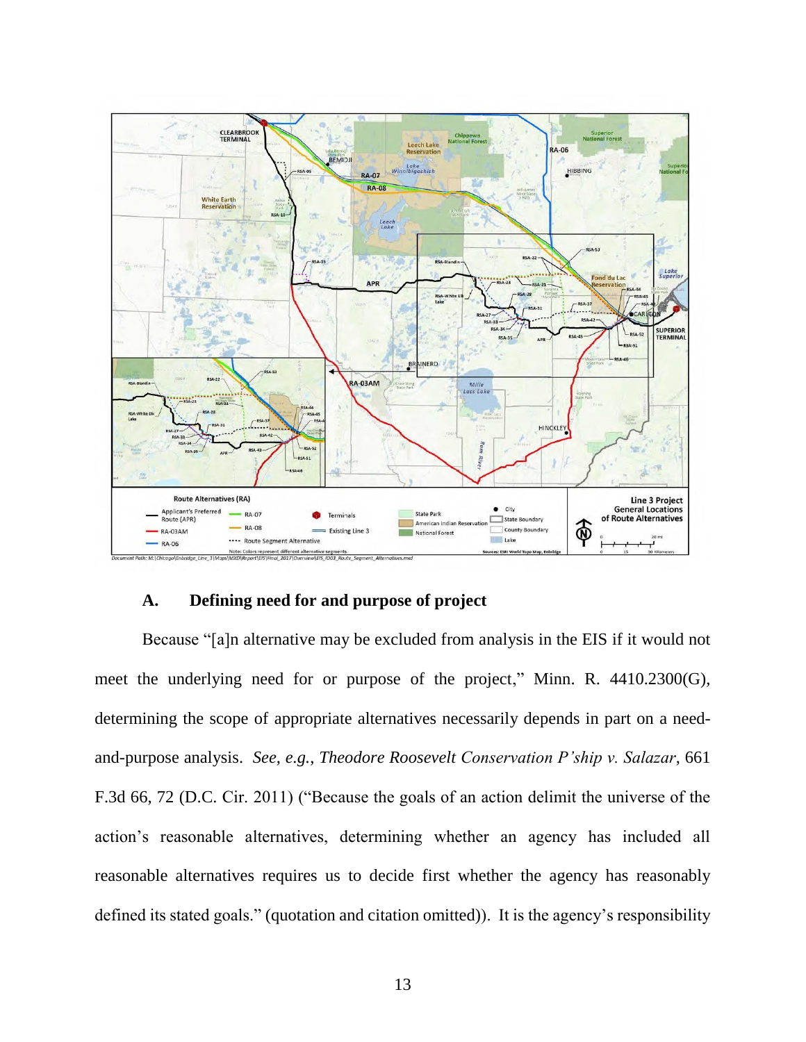## A. Defining need for and purpose of project

Because "[a]n alternative may be excluded from analysis in the EIS if it would not meet the underlying need for or purpose of the project," Minn. R. 4410.2300(G), determining the scope of appropriate alternatives necessarily depends in part on a need-and-purpose analysis. *See, e.g.*, *Theodore Roosevelt Conservation P'ship v. Salazar*, 661 F.3d 66, 72 (D.C. Cir. 2011) ("Because the goals of an action delimit the universe of the action's reasonable alternatives, determining whether an agency has included all reasonable alternatives requires us to decide first whether the agency has reasonably defined its stated goals." (quotation and citation omitted)). It is the agency's responsibility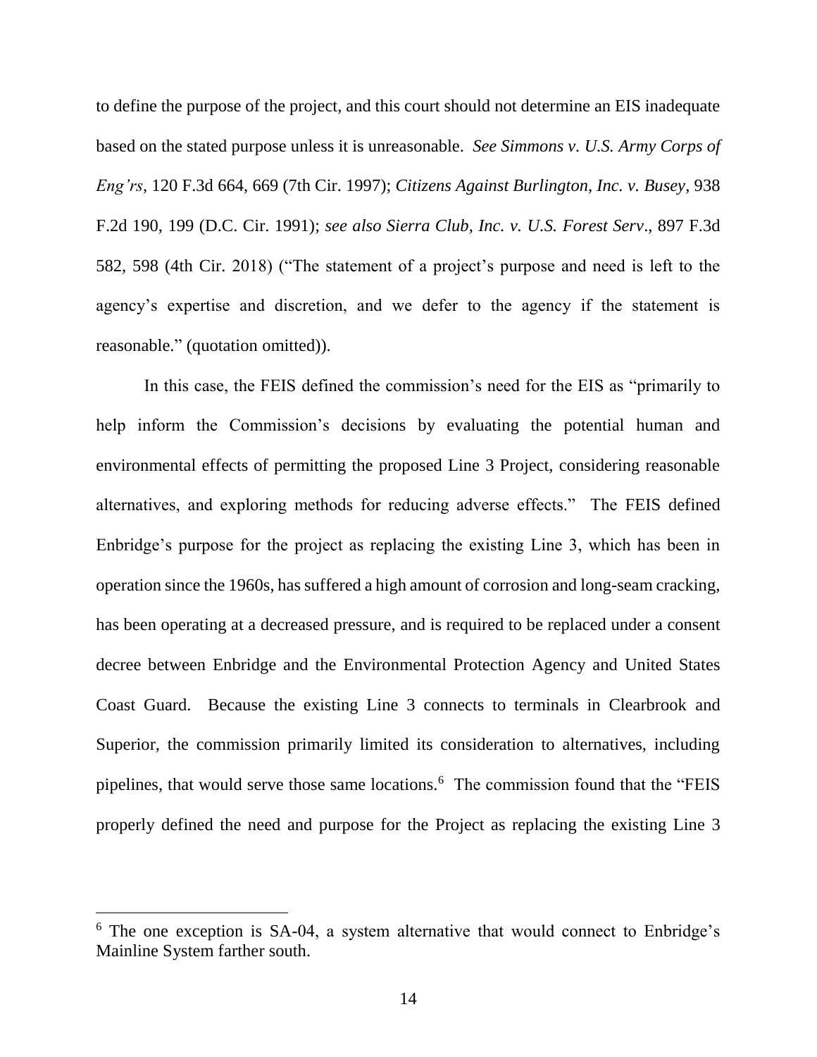to define the purpose of the project, and this court should not determine an EIS inadequate based on the stated purpose unless it is unreasonable. *See Simmons v. U.S. Army Corps of Eng'rs*, 120 F.3d 664, 669 (7th Cir. 1997); *Citizens Against Burlington, Inc. v. Busey*, 938 F.2d 190, 199 (D.C. Cir. 1991); *see also Sierra Club, Inc. v. U.S. Forest Serv*., 897 F.3d 582, 598 (4th Cir. 2018) ("The statement of a project's purpose and need is left to the agency's expertise and discretion, and we defer to the agency if the statement is reasonable." (quotation omitted)).

In this case, the FEIS defined the commission's need for the EIS as "primarily to help inform the Commission's decisions by evaluating the potential human and environmental effects of permitting the proposed Line 3 Project, considering reasonable alternatives, and exploring methods for reducing adverse effects." The FEIS defined Enbridge's purpose for the project as replacing the existing Line 3, which has been in operation since the 1960s, has suffered a high amount of corrosion and long-seam cracking, has been operating at a decreased pressure, and is required to be replaced under a consent decree between Enbridge and the Environmental Protection Agency and United States Coast Guard. Because the existing Line 3 connects to terminals in Clearbrook and Superior, the commission primarily limited its consideration to alternatives, including pipelines, that would serve those same locations.[6] The commission found that the "FEIS properly defined the need and purpose for the Project as replacing the existing Line 3

[6] The one exception is SA-04, a system alternative that would connect to Enbridge's Mainline System farther south.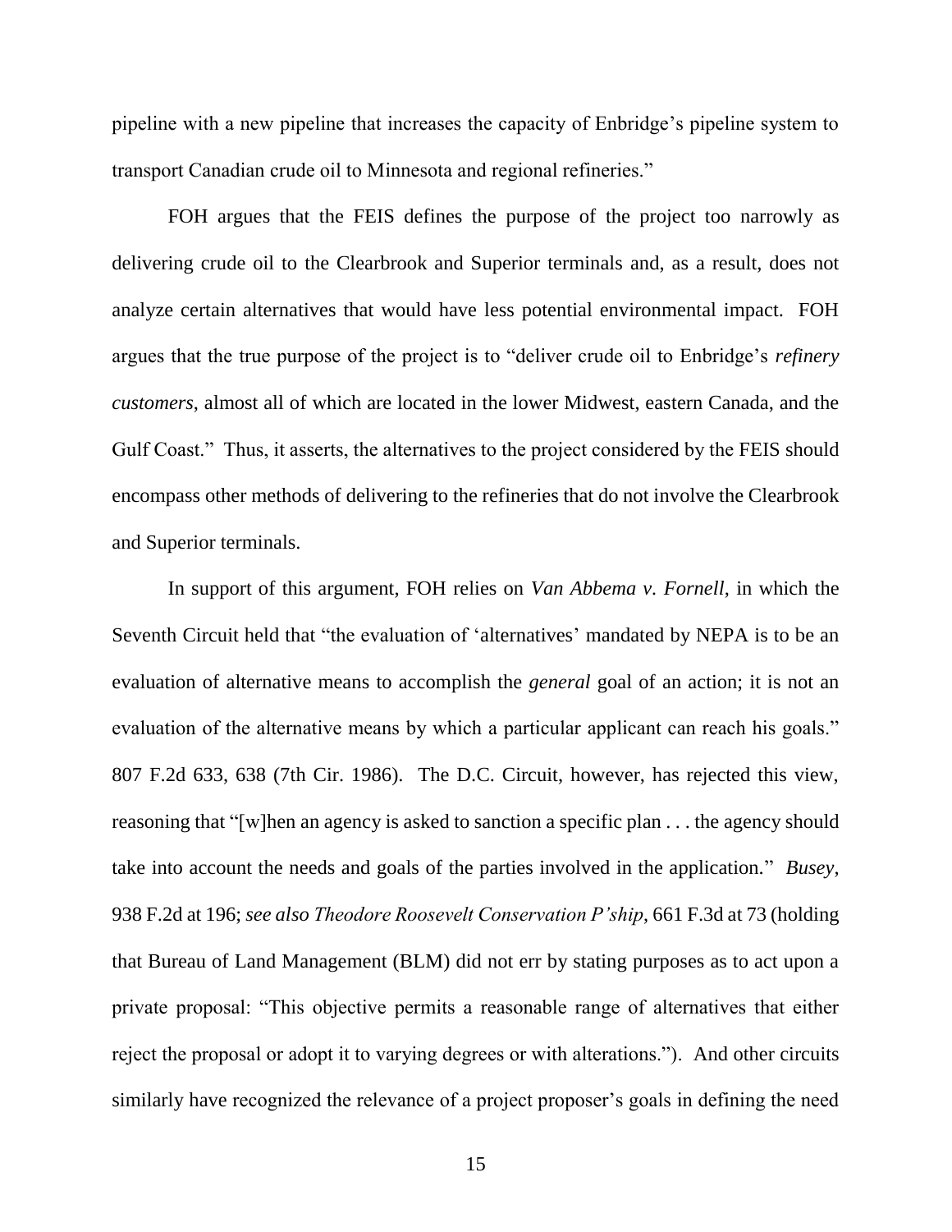pipeline with a new pipeline that increases the capacity of Enbridge's pipeline system to transport Canadian crude oil to Minnesota and regional refineries."

FOH argues that the FEIS defines the purpose of the project too narrowly as delivering crude oil to the Clearbrook and Superior terminals and, as a result, does not analyze certain alternatives that would have less potential environmental impact. FOH argues that the true purpose of the project is to "deliver crude oil to Enbridge's *refinery customers*, almost all of which are located in the lower Midwest, eastern Canada, and the Gulf Coast." Thus, it asserts, the alternatives to the project considered by the FEIS should encompass other methods of delivering to the refineries that do not involve the Clearbrook and Superior terminals.

In support of this argument, FOH relies on *Van Abbema v. Fornell*, in which the Seventh Circuit held that "the evaluation of 'alternatives' mandated by NEPA is to be an evaluation of alternative means to accomplish the *general* goal of an action; it is not an evaluation of the alternative means by which a particular applicant can reach his goals." 807 F.2d 633, 638 (7th Cir. 1986). The D.C. Circuit, however, has rejected this view, reasoning that "[w]hen an agency is asked to sanction a specific plan . . . the agency should take into account the needs and goals of the parties involved in the application." *Busey*, 938 F.2d at 196; *see also Theodore Roosevelt Conservation P'ship*, 661 F.3d at 73 (holding that Bureau of Land Management (BLM) did not err by stating purposes as to act upon a private proposal: "This objective permits a reasonable range of alternatives that either reject the proposal or adopt it to varying degrees or with alterations."). And other circuits similarly have recognized the relevance of a project proposer's goals in defining the need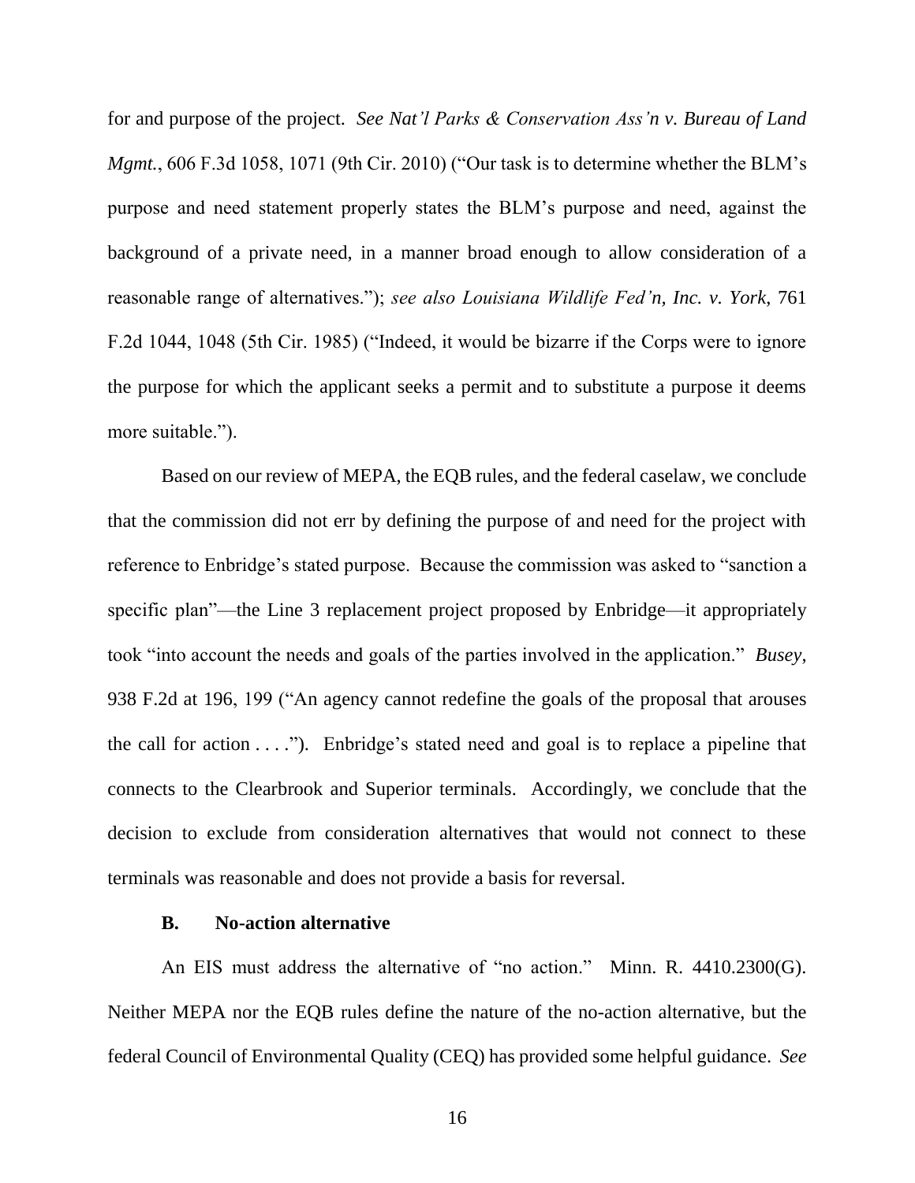for and purpose of the project. *See Nat'l Parks & Conservation Ass'n v. Bureau of Land Mgmt.*, 606 F.3d 1058, 1071 (9th Cir. 2010) ("Our task is to determine whether the BLM's purpose and need statement properly states the BLM's purpose and need, against the background of a private need, in a manner broad enough to allow consideration of a reasonable range of alternatives."); *see also Louisiana Wildlife Fed'n, Inc. v. York*, 761 F.2d 1044, 1048 (5th Cir. 1985) ("Indeed, it would be bizarre if the Corps were to ignore the purpose for which the applicant seeks a permit and to substitute a purpose it deems more suitable.").

Based on our review of MEPA, the EQB rules, and the federal caselaw, we conclude that the commission did not err by defining the purpose of and need for the project with reference to Enbridge's stated purpose. Because the commission was asked to "sanction a specific plan"—the Line 3 replacement project proposed by Enbridge—it appropriately took "into account the needs and goals of the parties involved in the application." *Busey*, 938 F.2d at 196, 199 ("An agency cannot redefine the goals of the proposal that arouses the call for action . . . ."). Enbridge's stated need and goal is to replace a pipeline that connects to the Clearbrook and Superior terminals. Accordingly, we conclude that the decision to exclude from consideration alternatives that would not connect to these terminals was reasonable and does not provide a basis for reversal.

### B. No-action alternative

An EIS must address the alternative of "no action." Minn. R. 4410.2300(G). Neither MEPA nor the EQB rules define the nature of the no-action alternative, but the federal Council of Environmental Quality (CEQ) has provided some helpful guidance. *See*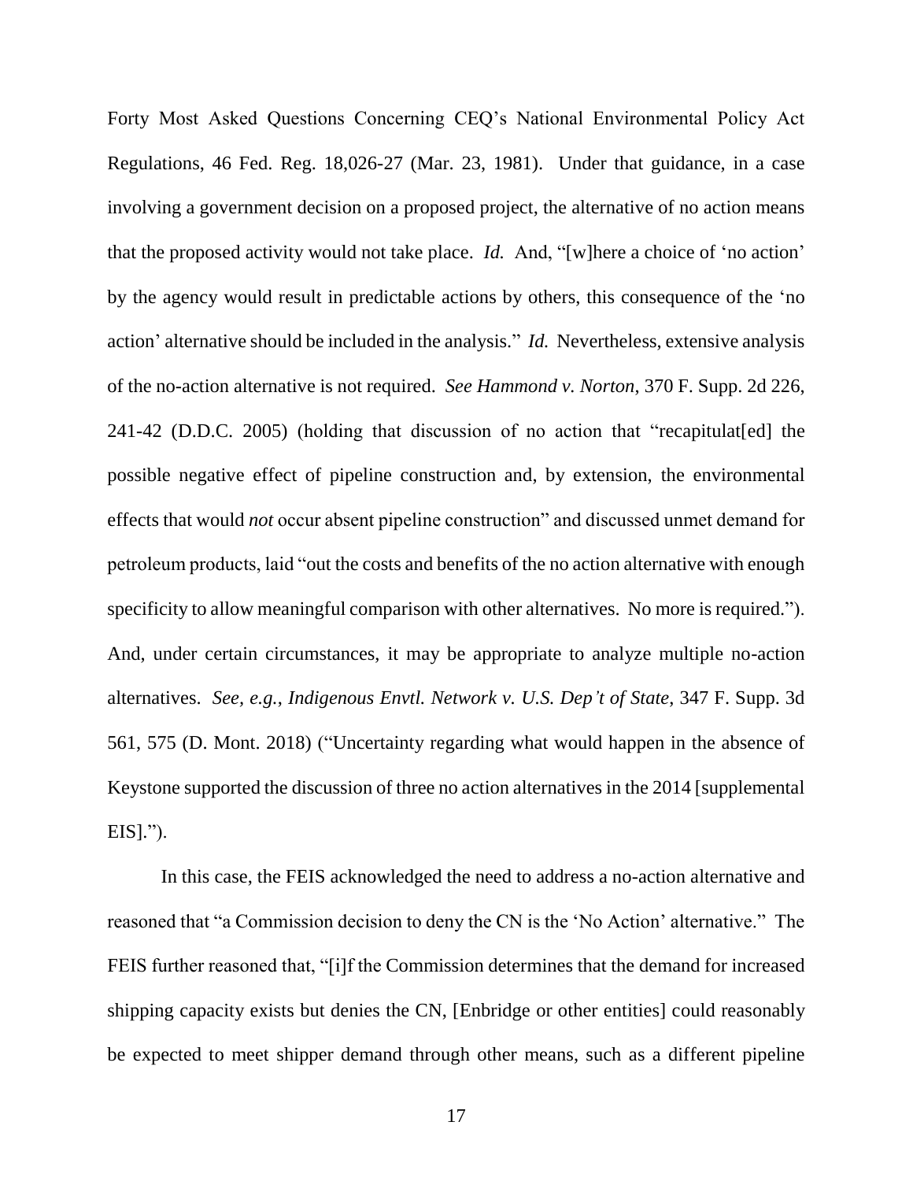Forty Most Asked Questions Concerning CEQ's National Environmental Policy Act Regulations, 46 Fed. Reg. 18,026-27 (Mar. 23, 1981). Under that guidance, in a case involving a government decision on a proposed project, the alternative of no action means that the proposed activity would not take place. *Id.* And, "[w]here a choice of 'no action' by the agency would result in predictable actions by others, this consequence of the 'no action' alternative should be included in the analysis." *Id.* Nevertheless, extensive analysis of the no-action alternative is not required. *See Hammond v. Norton*, 370 F. Supp. 2d 226, 241-42 (D.D.C. 2005) (holding that discussion of no action that "recapitulat[ed] the possible negative effect of pipeline construction and, by extension, the environmental effects that would *not* occur absent pipeline construction" and discussed unmet demand for petroleum products, laid "out the costs and benefits of the no action alternative with enough specificity to allow meaningful comparison with other alternatives. No more is required."). And, under certain circumstances, it may be appropriate to analyze multiple no-action alternatives. *See, e.g.*, *Indigenous Envtl. Network v. U.S. Dep't of State*, 347 F. Supp. 3d 561, 575 (D. Mont. 2018) ("Uncertainty regarding what would happen in the absence of Keystone supported the discussion of three no action alternatives in the 2014 [supplemental EIS].").

In this case, the FEIS acknowledged the need to address a no-action alternative and reasoned that "a Commission decision to deny the CN is the 'No Action' alternative." The FEIS further reasoned that, "[i]f the Commission determines that the demand for increased shipping capacity exists but denies the CN, [Enbridge or other entities] could reasonably be expected to meet shipper demand through other means, such as a different pipeline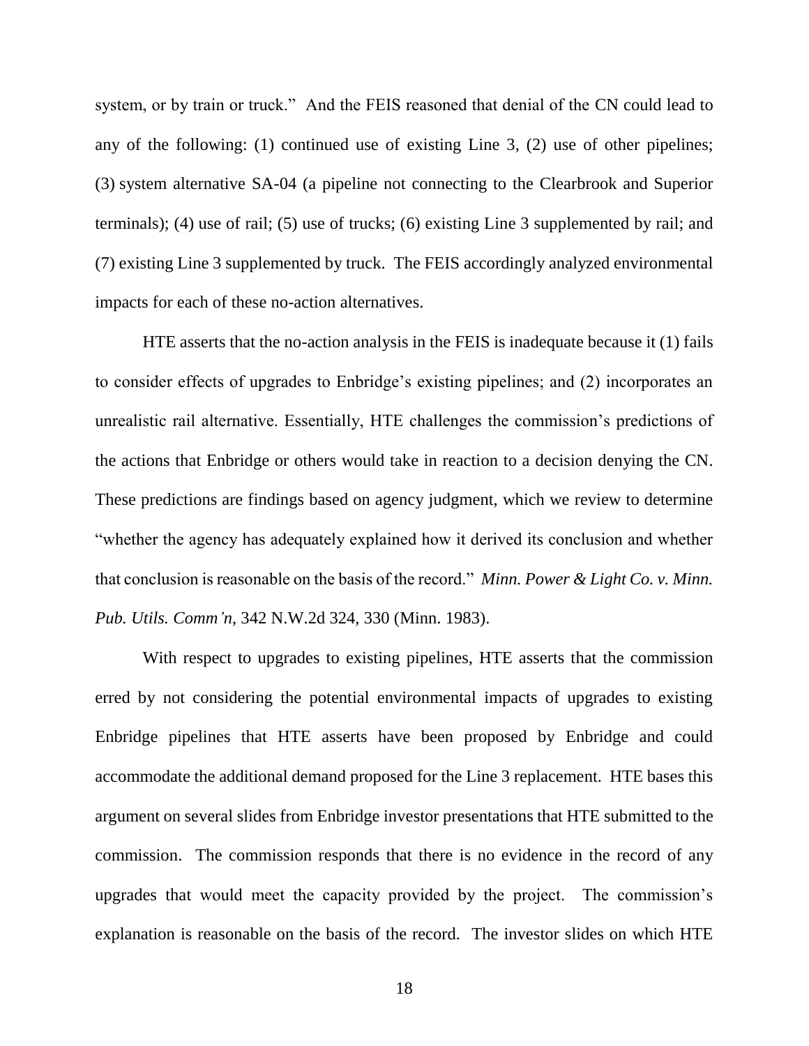system, or by train or truck." And the FEIS reasoned that denial of the CN could lead to any of the following: (1) continued use of existing Line 3, (2) use of other pipelines; (3) system alternative SA-04 (a pipeline not connecting to the Clearbrook and Superior terminals); (4) use of rail; (5) use of trucks; (6) existing Line 3 supplemented by rail; and (7) existing Line 3 supplemented by truck. The FEIS accordingly analyzed environmental impacts for each of these no-action alternatives.

HTE asserts that the no-action analysis in the FEIS is inadequate because it (1) fails to consider effects of upgrades to Enbridge's existing pipelines; and (2) incorporates an unrealistic rail alternative. Essentially, HTE challenges the commission's predictions of the actions that Enbridge or others would take in reaction to a decision denying the CN. These predictions are findings based on agency judgment, which we review to determine "whether the agency has adequately explained how it derived its conclusion and whether that conclusion is reasonable on the basis of the record." *Minn. Power & Light Co. v. Minn. Pub. Utils. Comm'n*, 342 N.W.2d 324, 330 (Minn. 1983).

With respect to upgrades to existing pipelines, HTE asserts that the commission erred by not considering the potential environmental impacts of upgrades to existing Enbridge pipelines that HTE asserts have been proposed by Enbridge and could accommodate the additional demand proposed for the Line 3 replacement. HTE bases this argument on several slides from Enbridge investor presentations that HTE submitted to the commission. The commission responds that there is no evidence in the record of any upgrades that would meet the capacity provided by the project. The commission's explanation is reasonable on the basis of the record. The investor slides on which HTE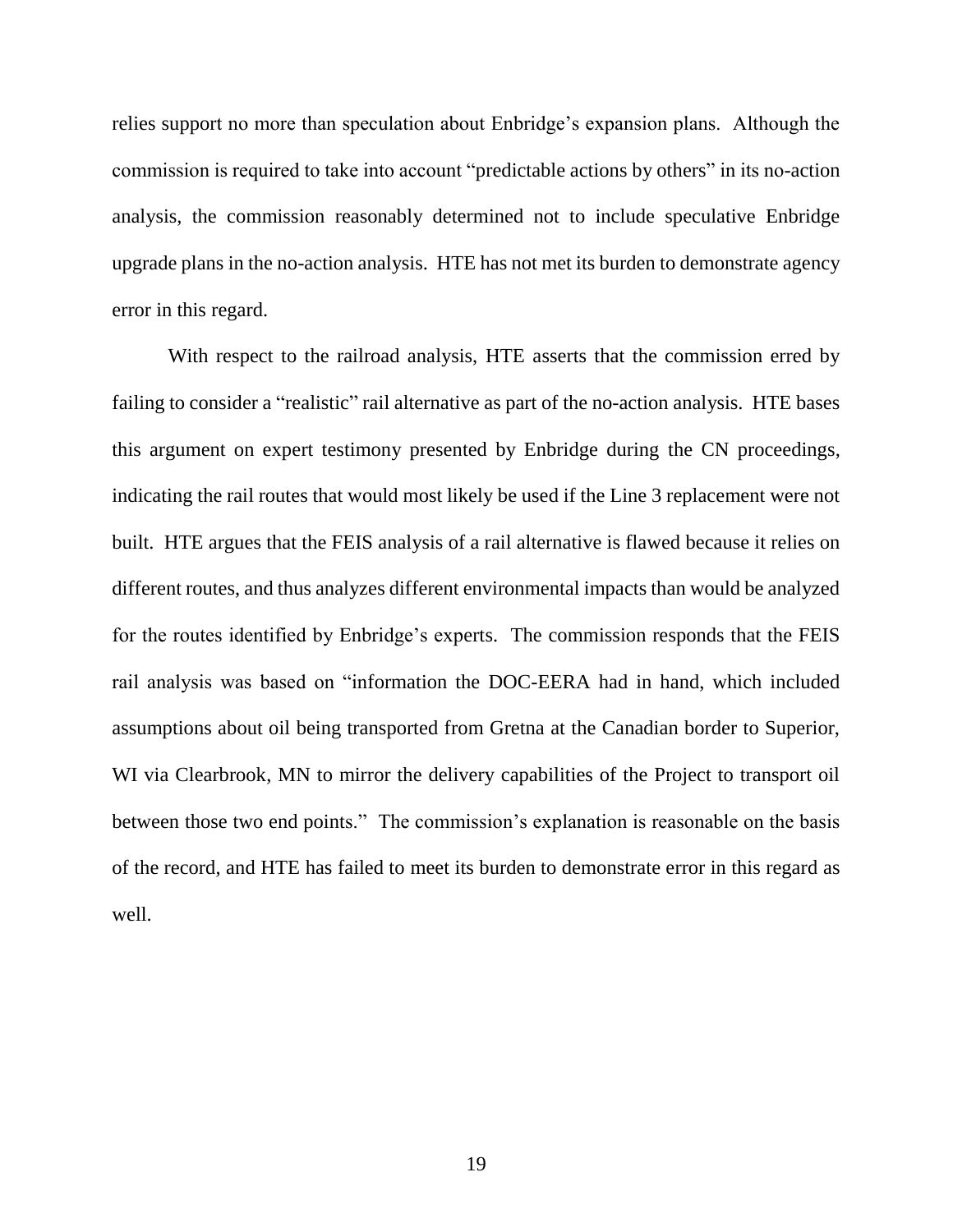relies support no more than speculation about Enbridge's expansion plans. Although the commission is required to take into account "predictable actions by others" in its no-action analysis, the commission reasonably determined not to include speculative Enbridge upgrade plans in the no-action analysis. HTE has not met its burden to demonstrate agency error in this regard.

With respect to the railroad analysis, HTE asserts that the commission erred by failing to consider a "realistic" rail alternative as part of the no-action analysis. HTE bases this argument on expert testimony presented by Enbridge during the CN proceedings, indicating the rail routes that would most likely be used if the Line 3 replacement were not built. HTE argues that the FEIS analysis of a rail alternative is flawed because it relies on different routes, and thus analyzes different environmental impacts than would be analyzed for the routes identified by Enbridge's experts. The commission responds that the FEIS rail analysis was based on "information the DOC-EERA had in hand, which included assumptions about oil being transported from Gretna at the Canadian border to Superior, WI via Clearbrook, MN to mirror the delivery capabilities of the Project to transport oil between those two end points." The commission's explanation is reasonable on the basis of the record, and HTE has failed to meet its burden to demonstrate error in this regard as well.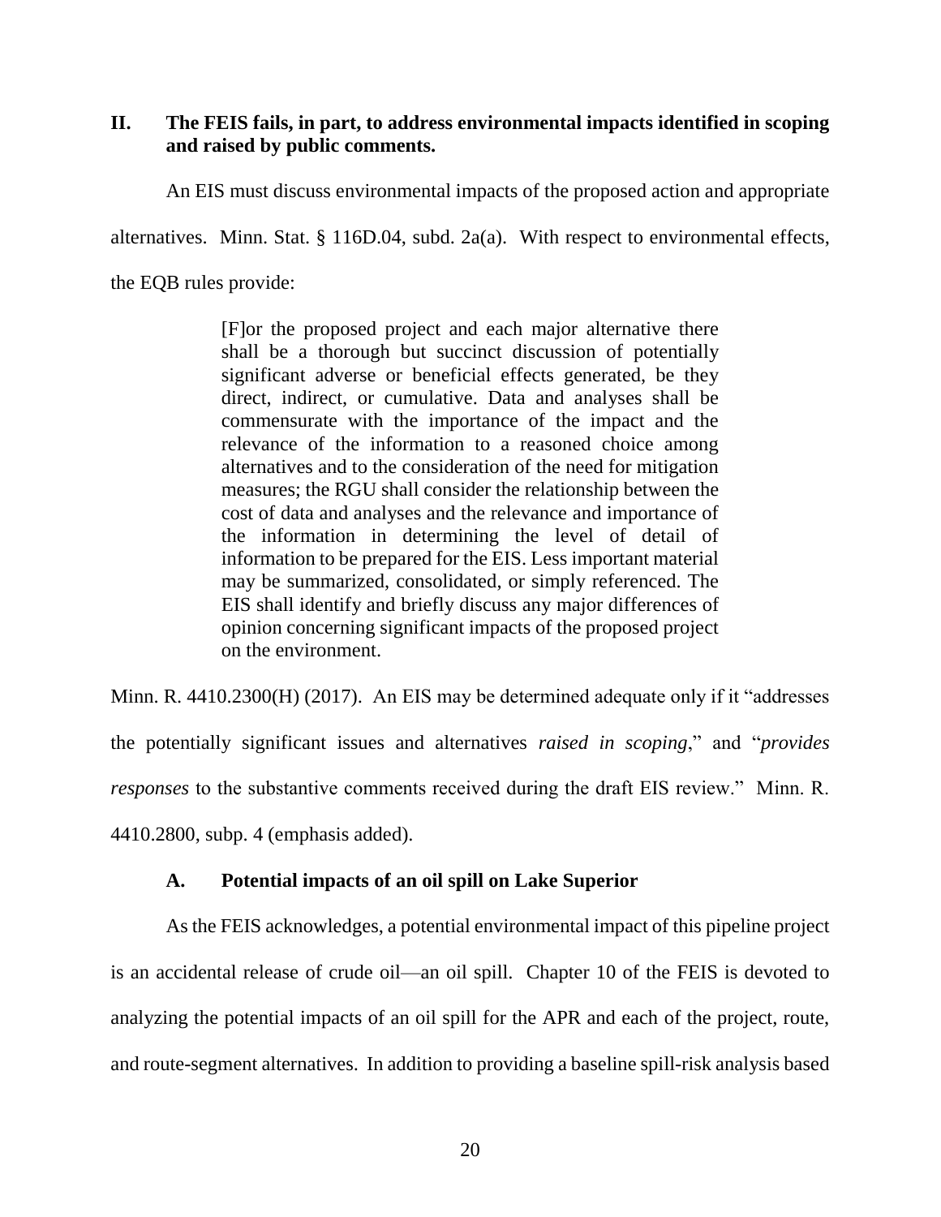## II. The FEIS fails, in part, to address environmental impacts identified in scoping and raised by public comments.

An EIS must discuss environmental impacts of the proposed action and appropriate alternatives. Minn. Stat. § 116D.04, subd. 2a(a). With respect to environmental effects, the EQB rules provide:

> [F]or the proposed project and each major alternative there shall be a thorough but succinct discussion of potentially significant adverse or beneficial effects generated, be they direct, indirect, or cumulative. Data and analyses shall be commensurate with the importance of the impact and the relevance of the information to a reasoned choice among alternatives and to the consideration of the need for mitigation measures; the RGU shall consider the relationship between the cost of data and analyses and the relevance and importance of the information in determining the level of detail of information to be prepared for the EIS. Less important material may be summarized, consolidated, or simply referenced. The EIS shall identify and briefly discuss any major differences of opinion concerning significant impacts of the proposed project on the environment.

Minn. R. 4410.2300(H) (2017). An EIS may be determined adequate only if it "addresses the potentially significant issues and alternatives *raised in scoping*," and "*provides responses* to the substantive comments received during the draft EIS review." Minn. R. 4410.2800, subp. 4 (emphasis added).

### A. Potential impacts of an oil spill on Lake Superior

As the FEIS acknowledges, a potential environmental impact of this pipeline project is an accidental release of crude oil—an oil spill. Chapter 10 of the FEIS is devoted to analyzing the potential impacts of an oil spill for the APR and each of the project, route, and route-segment alternatives. In addition to providing a baseline spill-risk analysis based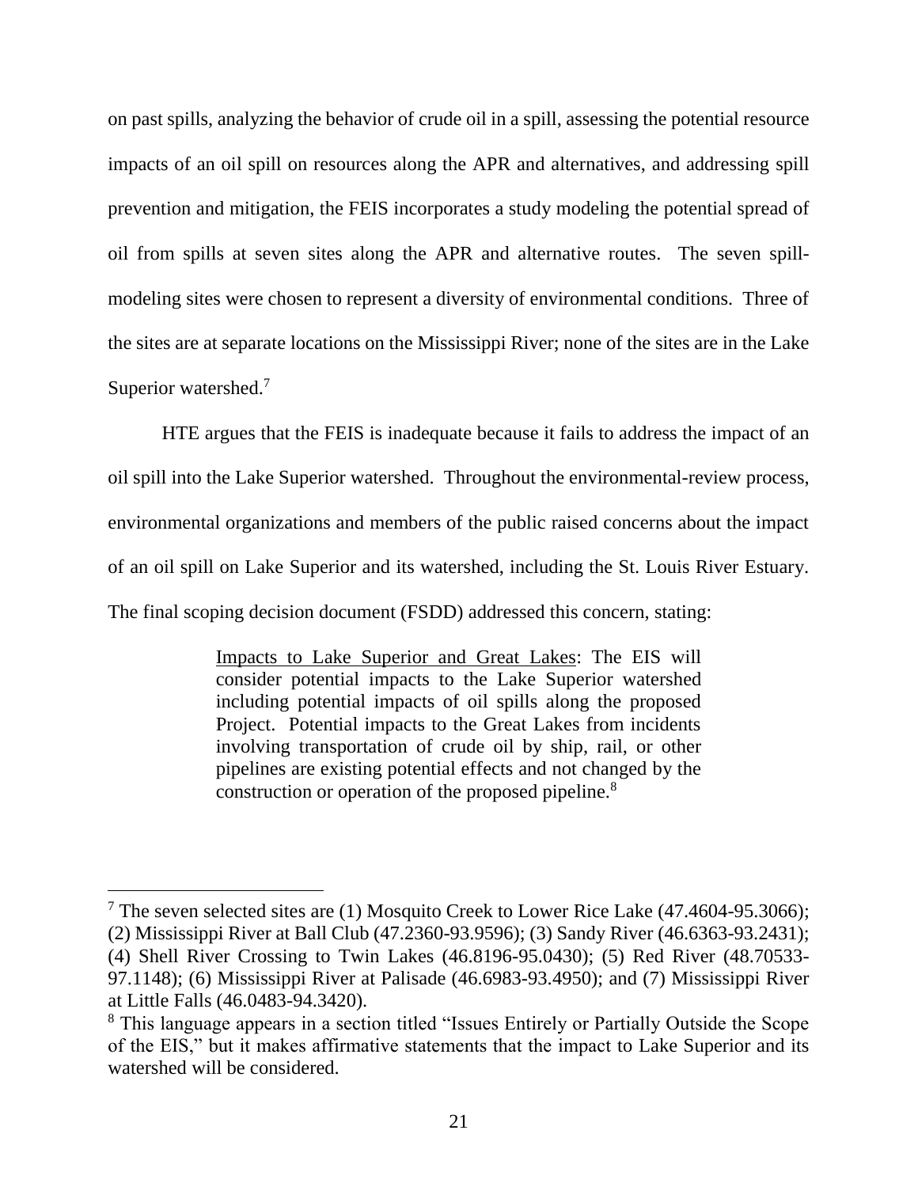on past spills, analyzing the behavior of crude oil in a spill, assessing the potential resource impacts of an oil spill on resources along the APR and alternatives, and addressing spill prevention and mitigation, the FEIS incorporates a study modeling the potential spread of oil from spills at seven sites along the APR and alternative routes. The seven spill-modeling sites were chosen to represent a diversity of environmental conditions. Three of the sites are at separate locations on the Mississippi River; none of the sites are in the Lake Superior watershed.[7]

HTE argues that the FEIS is inadequate because it fails to address the impact of an oil spill into the Lake Superior watershed. Throughout the environmental-review process, environmental organizations and members of the public raised concerns about the impact of an oil spill on Lake Superior and its watershed, including the St. Louis River Estuary. The final scoping decision document (FSDD) addressed this concern, stating:

> <u>Impacts to Lake Superior and Great Lakes</u>: The EIS will consider potential impacts to the Lake Superior watershed including potential impacts of oil spills along the proposed Project. Potential impacts to the Great Lakes from incidents involving transportation of crude oil by ship, rail, or other pipelines are existing potential effects and not changed by the construction or operation of the proposed pipeline.[8]

---

[7] The seven selected sites are (1) Mosquito Creek to Lower Rice Lake (47.4604-95.3066); (2) Mississippi River at Ball Club (47.2360-93.9596); (3) Sandy River (46.6363-93.2431); (4) Shell River Crossing to Twin Lakes (46.8196-95.0430); (5) Red River (48.70533-97.1148); (6) Mississippi River at Palisade (46.6983-93.4950); and (7) Mississippi River at Little Falls (46.0483-94.3420).

[8] This language appears in a section titled "Issues Entirely or Partially Outside the Scope of the EIS," but it makes affirmative statements that the impact to Lake Superior and its watershed will be considered.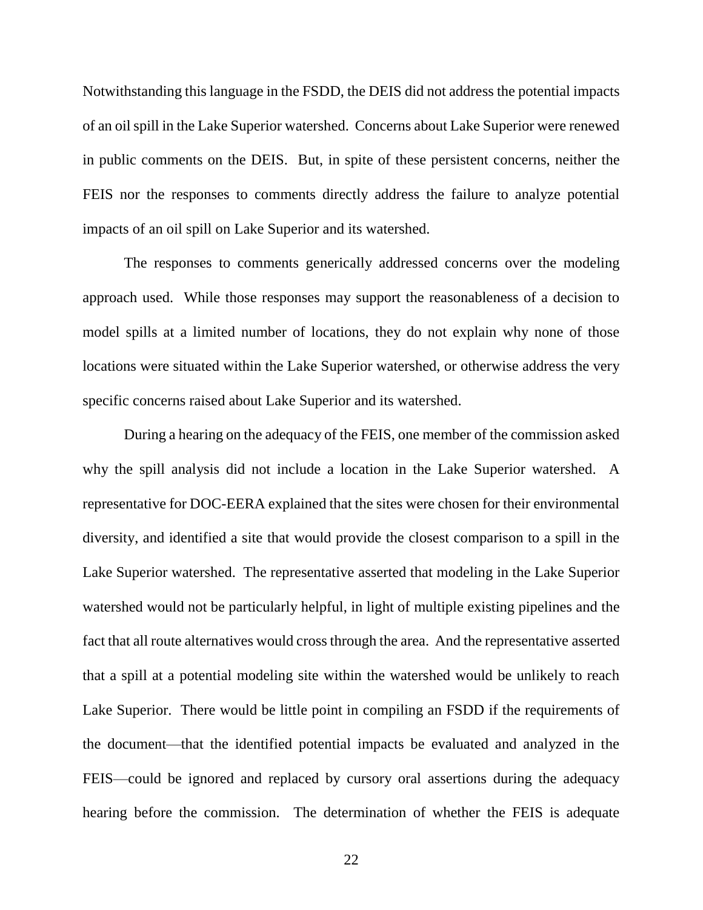Notwithstanding this language in the FSDD, the DEIS did not address the potential impacts of an oil spill in the Lake Superior watershed. Concerns about Lake Superior were renewed in public comments on the DEIS. But, in spite of these persistent concerns, neither the FEIS nor the responses to comments directly address the failure to analyze potential impacts of an oil spill on Lake Superior and its watershed.

The responses to comments generically addressed concerns over the modeling approach used. While those responses may support the reasonableness of a decision to model spills at a limited number of locations, they do not explain why none of those locations were situated within the Lake Superior watershed, or otherwise address the very specific concerns raised about Lake Superior and its watershed.

During a hearing on the adequacy of the FEIS, one member of the commission asked why the spill analysis did not include a location in the Lake Superior watershed. A representative for DOC-EERA explained that the sites were chosen for their environmental diversity, and identified a site that would provide the closest comparison to a spill in the Lake Superior watershed. The representative asserted that modeling in the Lake Superior watershed would not be particularly helpful, in light of multiple existing pipelines and the fact that all route alternatives would cross through the area. And the representative asserted that a spill at a potential modeling site within the watershed would be unlikely to reach Lake Superior. There would be little point in compiling an FSDD if the requirements of the document—that the identified potential impacts be evaluated and analyzed in the FEIS—could be ignored and replaced by cursory oral assertions during the adequacy hearing before the commission. The determination of whether the FEIS is adequate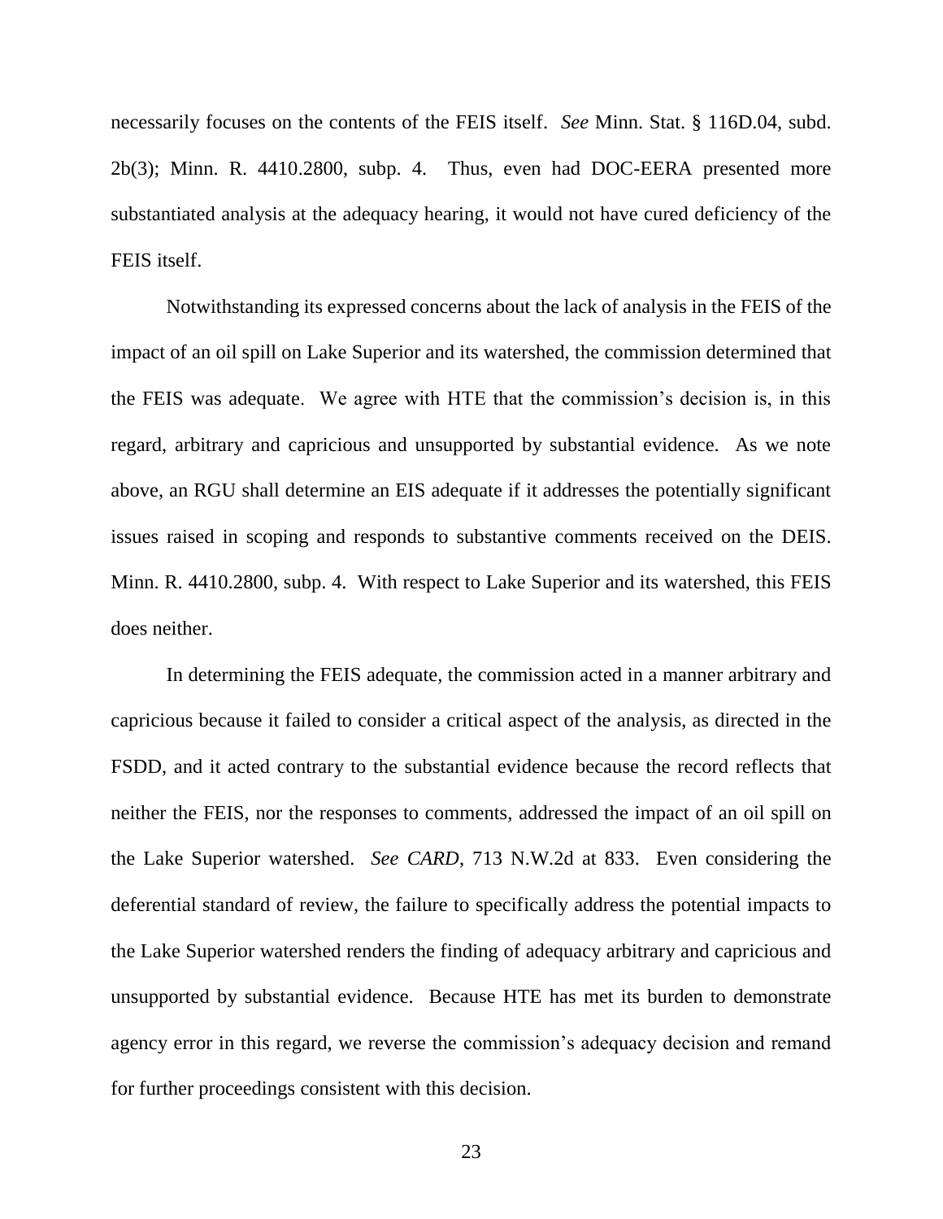necessarily focuses on the contents of the FEIS itself. *See* Minn. Stat. § 116D.04, subd. 2b(3); Minn. R. 4410.2800, subp. 4. Thus, even had DOC-EERA presented more substantiated analysis at the adequacy hearing, it would not have cured deficiency of the FEIS itself.

Notwithstanding its expressed concerns about the lack of analysis in the FEIS of the impact of an oil spill on Lake Superior and its watershed, the commission determined that the FEIS was adequate. We agree with HTE that the commission's decision is, in this regard, arbitrary and capricious and unsupported by substantial evidence. As we note above, an RGU shall determine an EIS adequate if it addresses the potentially significant issues raised in scoping and responds to substantive comments received on the DEIS. Minn. R. 4410.2800, subp. 4. With respect to Lake Superior and its watershed, this FEIS does neither.

In determining the FEIS adequate, the commission acted in a manner arbitrary and capricious because it failed to consider a critical aspect of the analysis, as directed in the FSDD, and it acted contrary to the substantial evidence because the record reflects that neither the FEIS, nor the responses to comments, addressed the impact of an oil spill on the Lake Superior watershed. *See CARD*, 713 N.W.2d at 833. Even considering the deferential standard of review, the failure to specifically address the potential impacts to the Lake Superior watershed renders the finding of adequacy arbitrary and capricious and unsupported by substantial evidence. Because HTE has met its burden to demonstrate agency error in this regard, we reverse the commission's adequacy decision and remand for further proceedings consistent with this decision.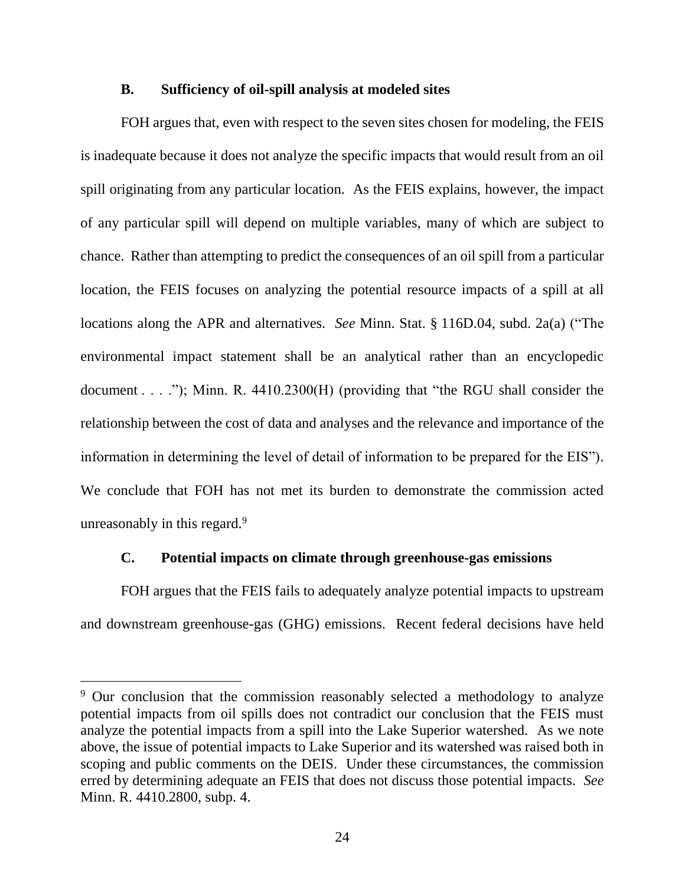### B. Sufficiency of oil-spill analysis at modeled sites

FOH argues that, even with respect to the seven sites chosen for modeling, the FEIS is inadequate because it does not analyze the specific impacts that would result from an oil spill originating from any particular location. As the FEIS explains, however, the impact of any particular spill will depend on multiple variables, many of which are subject to chance. Rather than attempting to predict the consequences of an oil spill from a particular location, the FEIS focuses on analyzing the potential resource impacts of a spill at all locations along the APR and alternatives. *See* Minn. Stat. § 116D.04, subd. 2a(a) ("The environmental impact statement shall be an analytical rather than an encyclopedic document . . . ."); Minn. R. 4410.2300(H) (providing that "the RGU shall consider the relationship between the cost of data and analyses and the relevance and importance of the information in determining the level of detail of information to be prepared for the EIS"). We conclude that FOH has not met its burden to demonstrate the commission acted unreasonably in this regard.[9]

### C. Potential impacts on climate through greenhouse-gas emissions

FOH argues that the FEIS fails to adequately analyze potential impacts to upstream and downstream greenhouse-gas (GHG) emissions. Recent federal decisions have held

---

[9] Our conclusion that the commission reasonably selected a methodology to analyze potential impacts from oil spills does not contradict our conclusion that the FEIS must analyze the potential impacts from a spill into the Lake Superior watershed. As we note above, the issue of potential impacts to Lake Superior and its watershed was raised both in scoping and public comments on the DEIS. Under these circumstances, the commission erred by determining adequate an FEIS that does not discuss those potential impacts. *See* Minn. R. 4410.2800, subp. 4.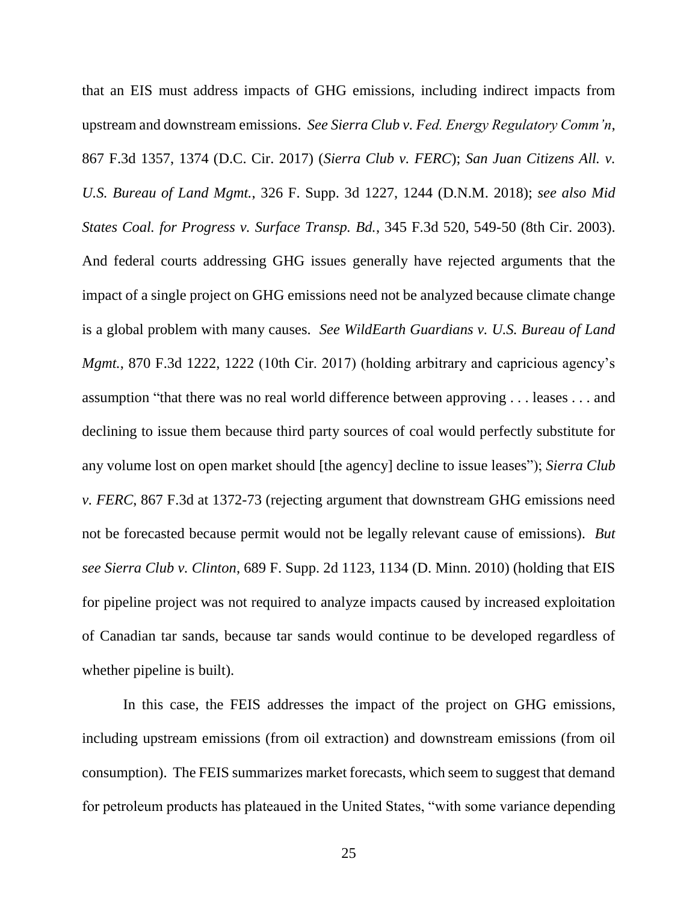that an EIS must address impacts of GHG emissions, including indirect impacts from upstream and downstream emissions. *See Sierra Club v. Fed. Energy Regulatory Comm'n*, 867 F.3d 1357, 1374 (D.C. Cir. 2017) (*Sierra Club v. FERC*); *San Juan Citizens All. v. U.S. Bureau of Land Mgmt.*, 326 F. Supp. 3d 1227, 1244 (D.N.M. 2018); *see also Mid States Coal. for Progress v. Surface Transp. Bd.*, 345 F.3d 520, 549-50 (8th Cir. 2003). And federal courts addressing GHG issues generally have rejected arguments that the impact of a single project on GHG emissions need not be analyzed because climate change is a global problem with many causes. *See WildEarth Guardians v. U.S. Bureau of Land Mgmt.*, 870 F.3d 1222, 1222 (10th Cir. 2017) (holding arbitrary and capricious agency's assumption "that there was no real world difference between approving . . . leases . . . and declining to issue them because third party sources of coal would perfectly substitute for any volume lost on open market should [the agency] decline to issue leases"); *Sierra Club v. FERC*, 867 F.3d at 1372-73 (rejecting argument that downstream GHG emissions need not be forecasted because permit would not be legally relevant cause of emissions). *But see Sierra Club v. Clinton*, 689 F. Supp. 2d 1123, 1134 (D. Minn. 2010) (holding that EIS for pipeline project was not required to analyze impacts caused by increased exploitation of Canadian tar sands, because tar sands would continue to be developed regardless of whether pipeline is built).

In this case, the FEIS addresses the impact of the project on GHG emissions, including upstream emissions (from oil extraction) and downstream emissions (from oil consumption). The FEIS summarizes market forecasts, which seem to suggest that demand for petroleum products has plateaued in the United States, "with some variance depending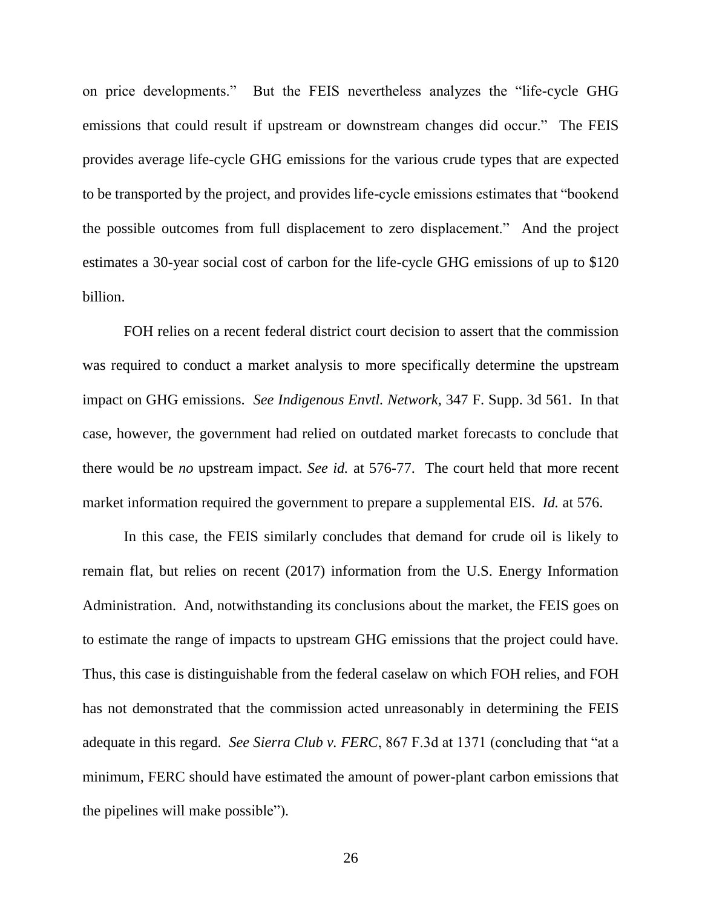on price developments." But the FEIS nevertheless analyzes the "life-cycle GHG emissions that could result if upstream or downstream changes did occur." The FEIS provides average life-cycle GHG emissions for the various crude types that are expected to be transported by the project, and provides life-cycle emissions estimates that "bookend the possible outcomes from full displacement to zero displacement." And the project estimates a 30-year social cost of carbon for the life-cycle GHG emissions of up to $120 billion.

FOH relies on a recent federal district court decision to assert that the commission was required to conduct a market analysis to more specifically determine the upstream impact on GHG emissions. *See Indigenous Envtl. Network*, 347 F. Supp. 3d 561. In that case, however, the government had relied on outdated market forecasts to conclude that there would be *no* upstream impact. *See id.* at 576-77. The court held that more recent market information required the government to prepare a supplemental EIS. *Id.* at 576.

In this case, the FEIS similarly concludes that demand for crude oil is likely to remain flat, but relies on recent (2017) information from the U.S. Energy Information Administration. And, notwithstanding its conclusions about the market, the FEIS goes on to estimate the range of impacts to upstream GHG emissions that the project could have. Thus, this case is distinguishable from the federal caselaw on which FOH relies, and FOH has not demonstrated that the commission acted unreasonably in determining the FEIS adequate in this regard. *See Sierra Club v. FERC*, 867 F.3d at 1371 (concluding that "at a minimum, FERC should have estimated the amount of power-plant carbon emissions that the pipelines will make possible").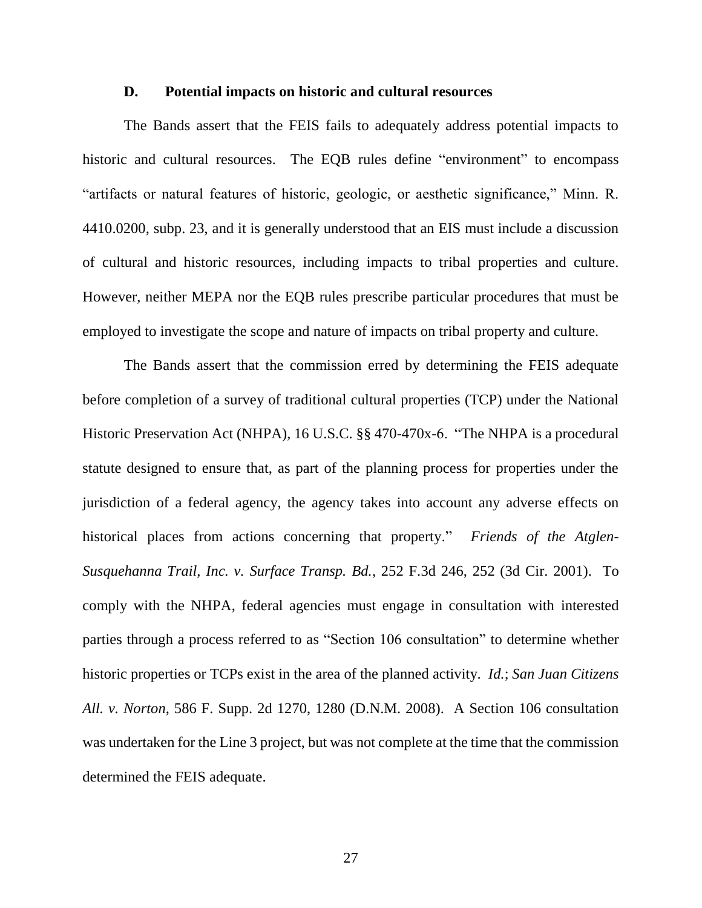### D. Potential impacts on historic and cultural resources

The Bands assert that the FEIS fails to adequately address potential impacts to historic and cultural resources. The EQB rules define "environment" to encompass "artifacts or natural features of historic, geologic, or aesthetic significance," Minn. R. 4410.0200, subp. 23, and it is generally understood that an EIS must include a discussion of cultural and historic resources, including impacts to tribal properties and culture. However, neither MEPA nor the EQB rules prescribe particular procedures that must be employed to investigate the scope and nature of impacts on tribal property and culture.

The Bands assert that the commission erred by determining the FEIS adequate before completion of a survey of traditional cultural properties (TCP) under the National Historic Preservation Act (NHPA), 16 U.S.C. §§ 470-470x-6. "The NHPA is a procedural statute designed to ensure that, as part of the planning process for properties under the jurisdiction of a federal agency, the agency takes into account any adverse effects on historical places from actions concerning that property." *Friends of the Atglen-Susquehanna Trail, Inc. v. Surface Transp. Bd.*, 252 F.3d 246, 252 (3d Cir. 2001). To comply with the NHPA, federal agencies must engage in consultation with interested parties through a process referred to as "Section 106 consultation" to determine whether historic properties or TCPs exist in the area of the planned activity. *Id.*; *San Juan Citizens All. v. Norton*, 586 F. Supp. 2d 1270, 1280 (D.N.M. 2008). A Section 106 consultation was undertaken for the Line 3 project, but was not complete at the time that the commission determined the FEIS adequate.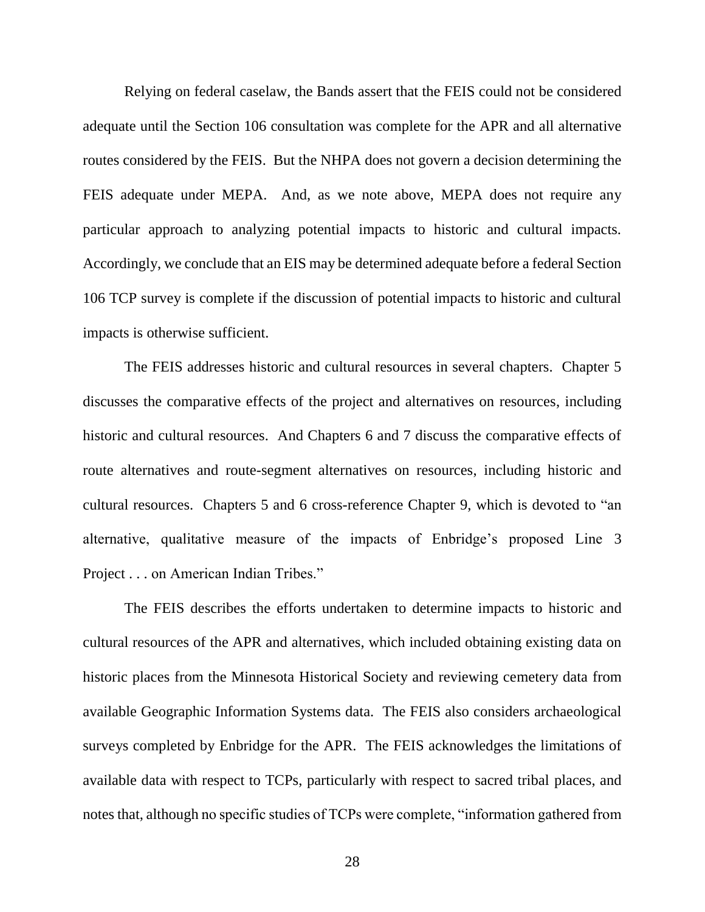Relying on federal caselaw, the Bands assert that the FEIS could not be considered adequate until the Section 106 consultation was complete for the APR and all alternative routes considered by the FEIS. But the NHPA does not govern a decision determining the FEIS adequate under MEPA. And, as we note above, MEPA does not require any particular approach to analyzing potential impacts to historic and cultural impacts. Accordingly, we conclude that an EIS may be determined adequate before a federal Section 106 TCP survey is complete if the discussion of potential impacts to historic and cultural impacts is otherwise sufficient.

The FEIS addresses historic and cultural resources in several chapters. Chapter 5 discusses the comparative effects of the project and alternatives on resources, including historic and cultural resources. And Chapters 6 and 7 discuss the comparative effects of route alternatives and route-segment alternatives on resources, including historic and cultural resources. Chapters 5 and 6 cross-reference Chapter 9, which is devoted to "an alternative, qualitative measure of the impacts of Enbridge's proposed Line 3 Project . . . on American Indian Tribes."

The FEIS describes the efforts undertaken to determine impacts to historic and cultural resources of the APR and alternatives, which included obtaining existing data on historic places from the Minnesota Historical Society and reviewing cemetery data from available Geographic Information Systems data. The FEIS also considers archaeological surveys completed by Enbridge for the APR. The FEIS acknowledges the limitations of available data with respect to TCPs, particularly with respect to sacred tribal places, and notes that, although no specific studies of TCPs were complete, "information gathered from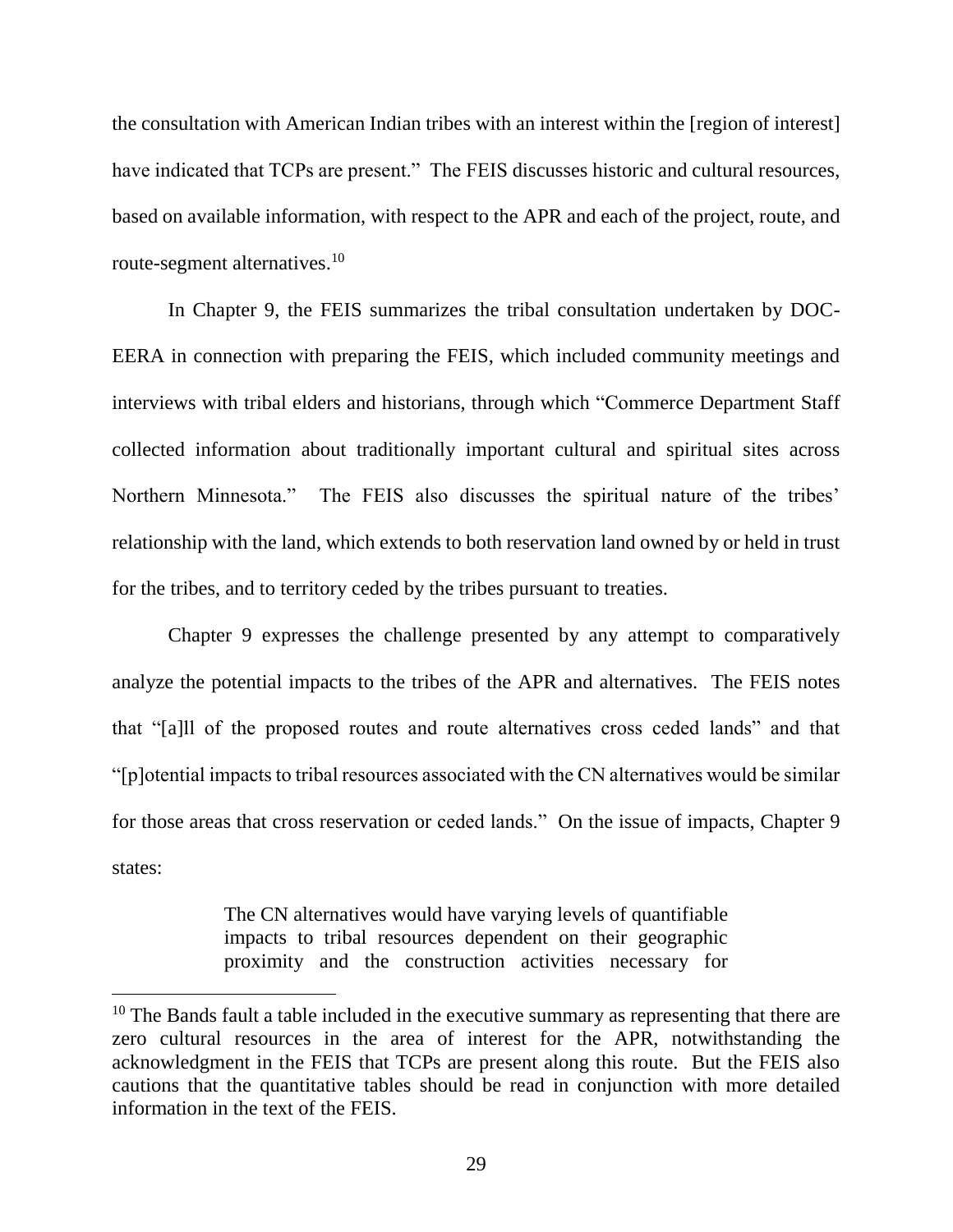the consultation with American Indian tribes with an interest within the [region of interest] have indicated that TCPs are present." The FEIS discusses historic and cultural resources, based on available information, with respect to the APR and each of the project, route, and route-segment alternatives.[10]

In Chapter 9, the FEIS summarizes the tribal consultation undertaken by DOC-EERA in connection with preparing the FEIS, which included community meetings and interviews with tribal elders and historians, through which "Commerce Department Staff collected information about traditionally important cultural and spiritual sites across Northern Minnesota." The FEIS also discusses the spiritual nature of the tribes' relationship with the land, which extends to both reservation land owned by or held in trust for the tribes, and to territory ceded by the tribes pursuant to treaties.

Chapter 9 expresses the challenge presented by any attempt to comparatively analyze the potential impacts to the tribes of the APR and alternatives. The FEIS notes that "[a]ll of the proposed routes and route alternatives cross ceded lands" and that "[p]otential impacts to tribal resources associated with the CN alternatives would be similar for those areas that cross reservation or ceded lands." On the issue of impacts, Chapter 9 states:

> The CN alternatives would have varying levels of quantifiable impacts to tribal resources dependent on their geographic proximity and the construction activities necessary for

[10] The Bands fault a table included in the executive summary as representing that there are zero cultural resources in the area of interest for the APR, notwithstanding the acknowledgment in the FEIS that TCPs are present along this route. But the FEIS also cautions that the quantitative tables should be read in conjunction with more detailed information in the text of the FEIS.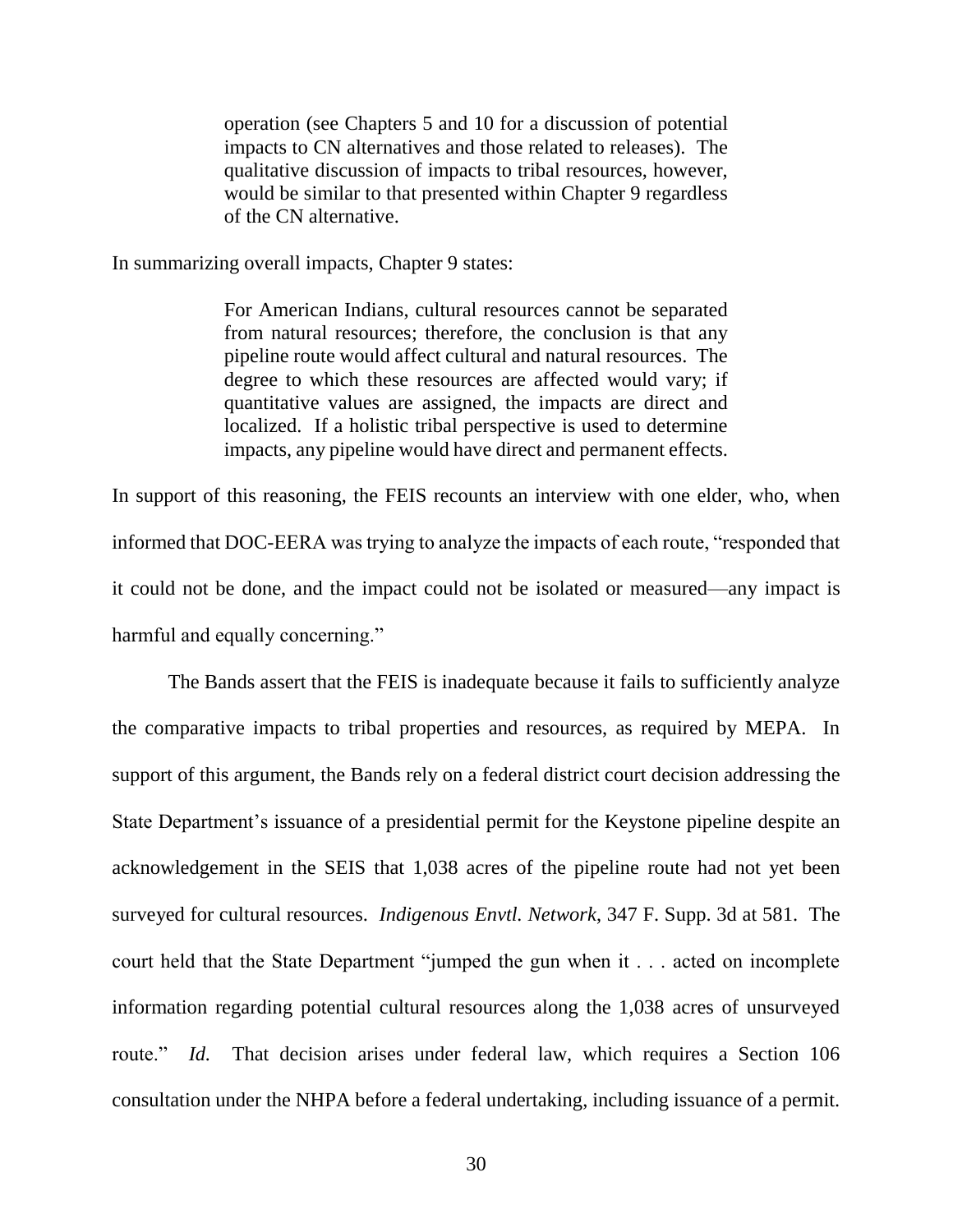> operation (see Chapters 5 and 10 for a discussion of potential impacts to CN alternatives and those related to releases). The qualitative discussion of impacts to tribal resources, however, would be similar to that presented within Chapter 9 regardless of the CN alternative.

In summarizing overall impacts, Chapter 9 states:

> For American Indians, cultural resources cannot be separated from natural resources; therefore, the conclusion is that any pipeline route would affect cultural and natural resources. The degree to which these resources are affected would vary; if quantitative values are assigned, the impacts are direct and localized. If a holistic tribal perspective is used to determine impacts, any pipeline would have direct and permanent effects.

In support of this reasoning, the FEIS recounts an interview with one elder, who, when informed that DOC-EERA was trying to analyze the impacts of each route, "responded that it could not be done, and the impact could not be isolated or measured—any impact is harmful and equally concerning."

The Bands assert that the FEIS is inadequate because it fails to sufficiently analyze the comparative impacts to tribal properties and resources, as required by MEPA. In support of this argument, the Bands rely on a federal district court decision addressing the State Department's issuance of a presidential permit for the Keystone pipeline despite an acknowledgement in the SEIS that 1,038 acres of the pipeline route had not yet been surveyed for cultural resources. *Indigenous Envtl. Network*, 347 F. Supp. 3d at 581. The court held that the State Department "jumped the gun when it . . . acted on incomplete information regarding potential cultural resources along the 1,038 acres of unsurveyed route." *Id.* That decision arises under federal law, which requires a Section 106 consultation under the NHPA before a federal undertaking, including issuance of a permit.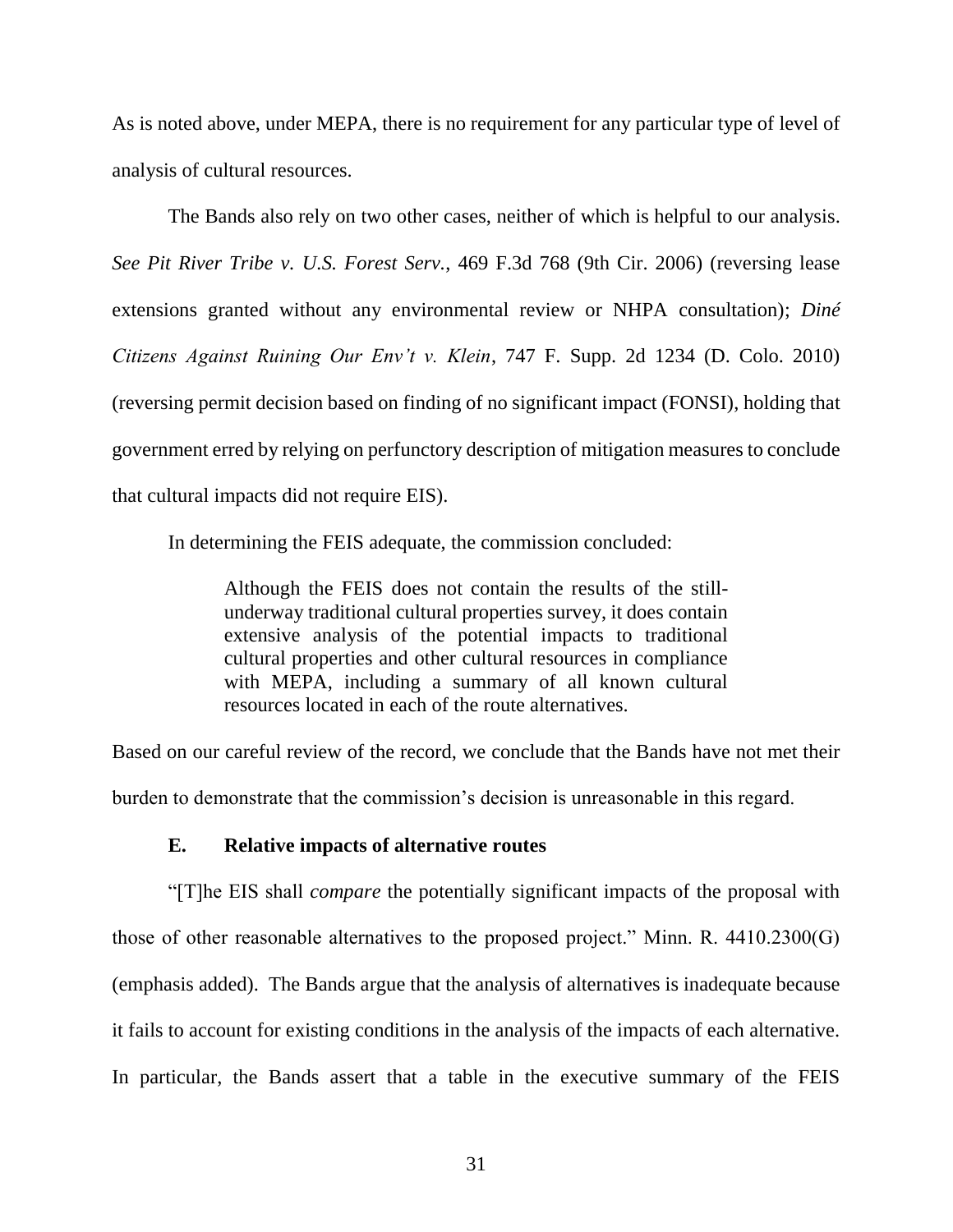As is noted above, under MEPA, there is no requirement for any particular type of level of analysis of cultural resources.

The Bands also rely on two other cases, neither of which is helpful to our analysis. *See Pit River Tribe v. U.S. Forest Serv.*, 469 F.3d 768 (9th Cir. 2006) (reversing lease extensions granted without any environmental review or NHPA consultation); *Diné Citizens Against Ruining Our Env't v. Klein*, 747 F. Supp. 2d 1234 (D. Colo. 2010) (reversing permit decision based on finding of no significant impact (FONSI), holding that government erred by relying on perfunctory description of mitigation measures to conclude that cultural impacts did not require EIS).

In determining the FEIS adequate, the commission concluded:

> Although the FEIS does not contain the results of the still-underway traditional cultural properties survey, it does contain extensive analysis of the potential impacts to traditional cultural properties and other cultural resources in compliance with MEPA, including a summary of all known cultural resources located in each of the route alternatives.

Based on our careful review of the record, we conclude that the Bands have not met their burden to demonstrate that the commission's decision is unreasonable in this regard.

### E. Relative impacts of alternative routes

"[T]he EIS shall *compare* the potentially significant impacts of the proposal with those of other reasonable alternatives to the proposed project." Minn. R. 4410.2300(G) (emphasis added). The Bands argue that the analysis of alternatives is inadequate because it fails to account for existing conditions in the analysis of the impacts of each alternative. In particular, the Bands assert that a table in the executive summary of the FEIS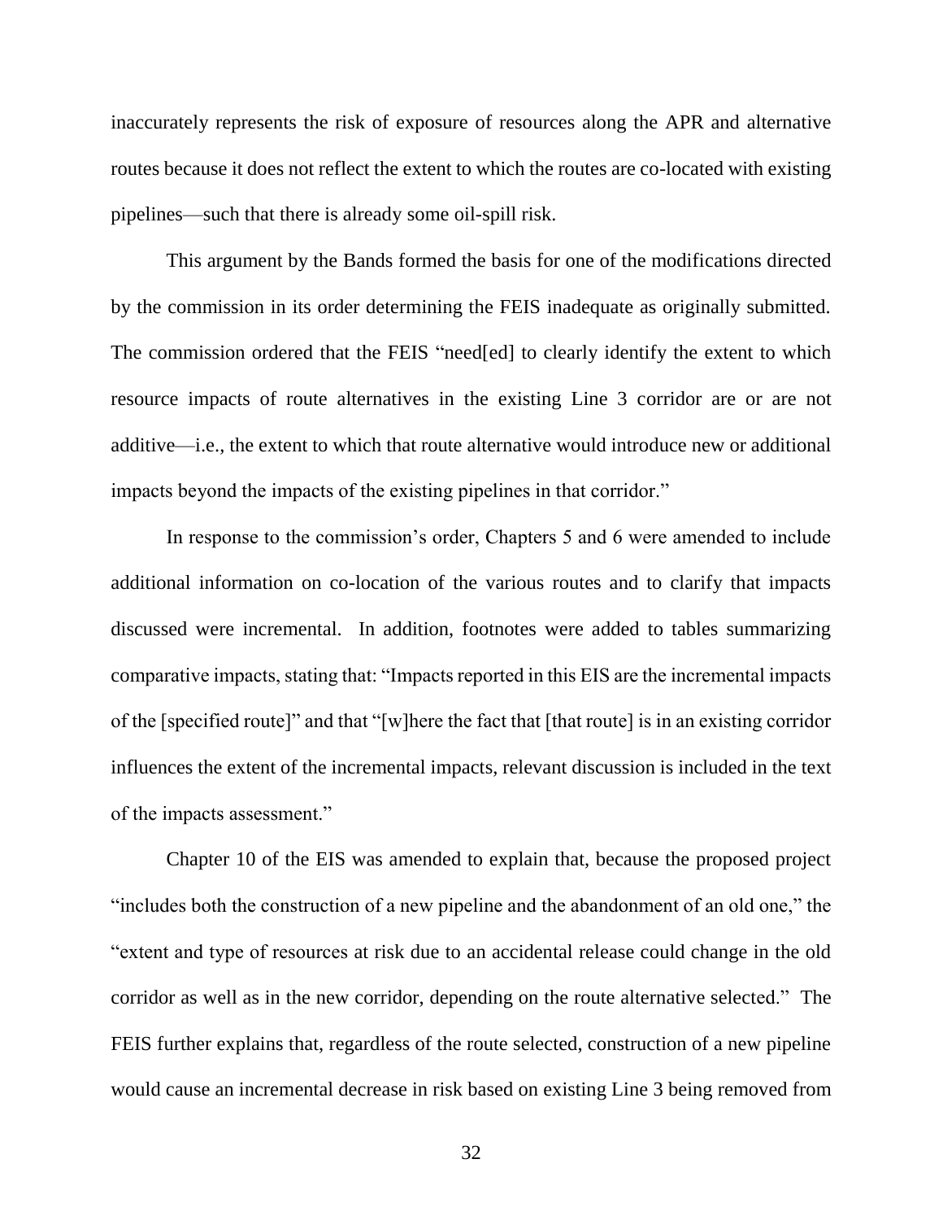inaccurately represents the risk of exposure of resources along the APR and alternative routes because it does not reflect the extent to which the routes are co-located with existing pipelines—such that there is already some oil-spill risk.

This argument by the Bands formed the basis for one of the modifications directed by the commission in its order determining the FEIS inadequate as originally submitted. The commission ordered that the FEIS "need[ed] to clearly identify the extent to which resource impacts of route alternatives in the existing Line 3 corridor are or are not additive—i.e., the extent to which that route alternative would introduce new or additional impacts beyond the impacts of the existing pipelines in that corridor."

In response to the commission's order, Chapters 5 and 6 were amended to include additional information on co-location of the various routes and to clarify that impacts discussed were incremental. In addition, footnotes were added to tables summarizing comparative impacts, stating that: "Impacts reported in this EIS are the incremental impacts of the [specified route]" and that "[w]here the fact that [that route] is in an existing corridor influences the extent of the incremental impacts, relevant discussion is included in the text of the impacts assessment."

Chapter 10 of the EIS was amended to explain that, because the proposed project "includes both the construction of a new pipeline and the abandonment of an old one," the "extent and type of resources at risk due to an accidental release could change in the old corridor as well as in the new corridor, depending on the route alternative selected." The FEIS further explains that, regardless of the route selected, construction of a new pipeline would cause an incremental decrease in risk based on existing Line 3 being removed from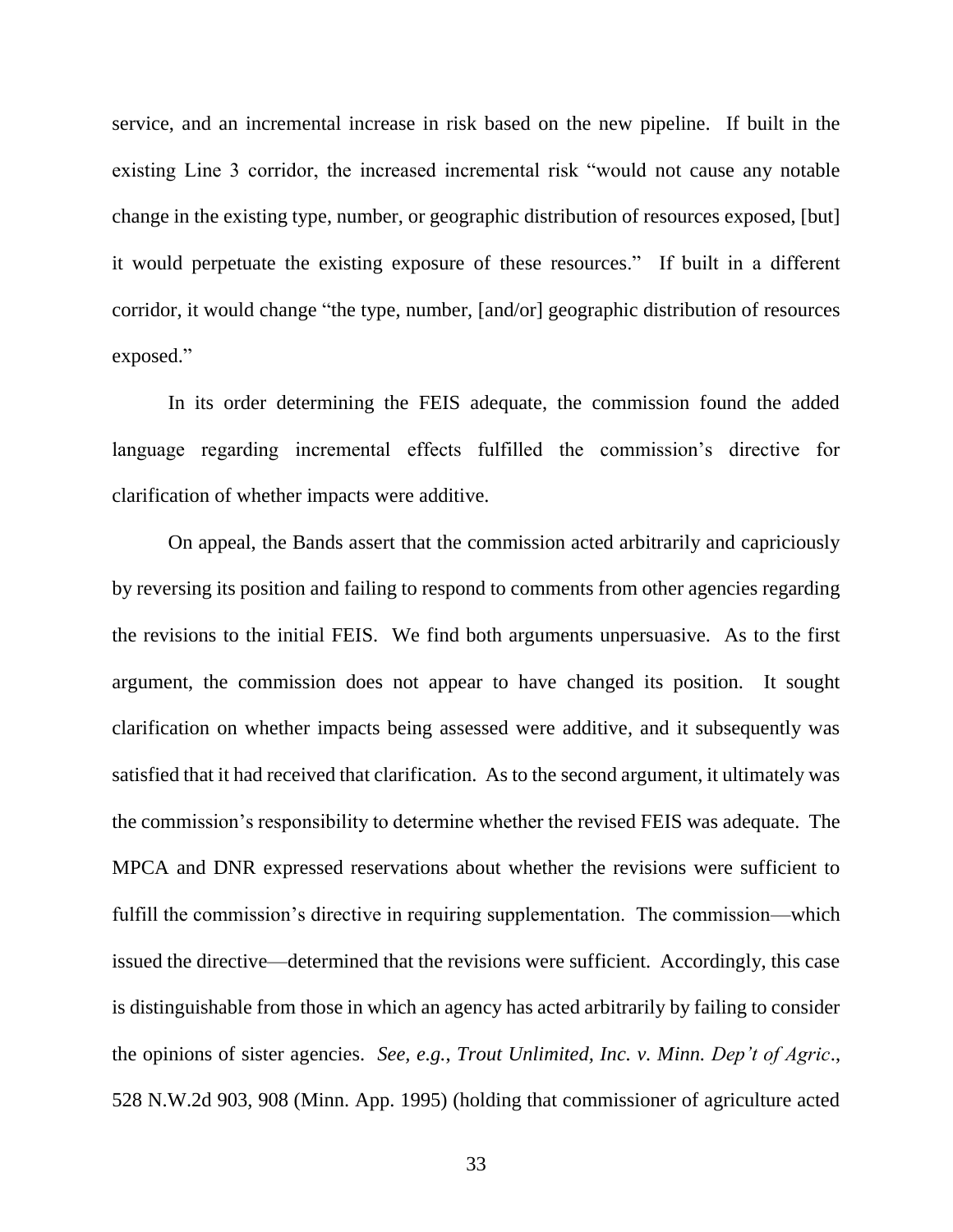service, and an incremental increase in risk based on the new pipeline. If built in the existing Line 3 corridor, the increased incremental risk "would not cause any notable change in the existing type, number, or geographic distribution of resources exposed, [but] it would perpetuate the existing exposure of these resources." If built in a different corridor, it would change "the type, number, [and/or] geographic distribution of resources exposed."

In its order determining the FEIS adequate, the commission found the added language regarding incremental effects fulfilled the commission's directive for clarification of whether impacts were additive.

On appeal, the Bands assert that the commission acted arbitrarily and capriciously by reversing its position and failing to respond to comments from other agencies regarding the revisions to the initial FEIS. We find both arguments unpersuasive. As to the first argument, the commission does not appear to have changed its position. It sought clarification on whether impacts being assessed were additive, and it subsequently was satisfied that it had received that clarification. As to the second argument, it ultimately was the commission's responsibility to determine whether the revised FEIS was adequate. The MPCA and DNR expressed reservations about whether the revisions were sufficient to fulfill the commission's directive in requiring supplementation. The commission—which issued the directive—determined that the revisions were sufficient. Accordingly, this case is distinguishable from those in which an agency has acted arbitrarily by failing to consider the opinions of sister agencies. *See, e.g.*, *Trout Unlimited, Inc. v. Minn. Dep't of Agric.*, 528 N.W.2d 903, 908 (Minn. App. 1995) (holding that commissioner of agriculture acted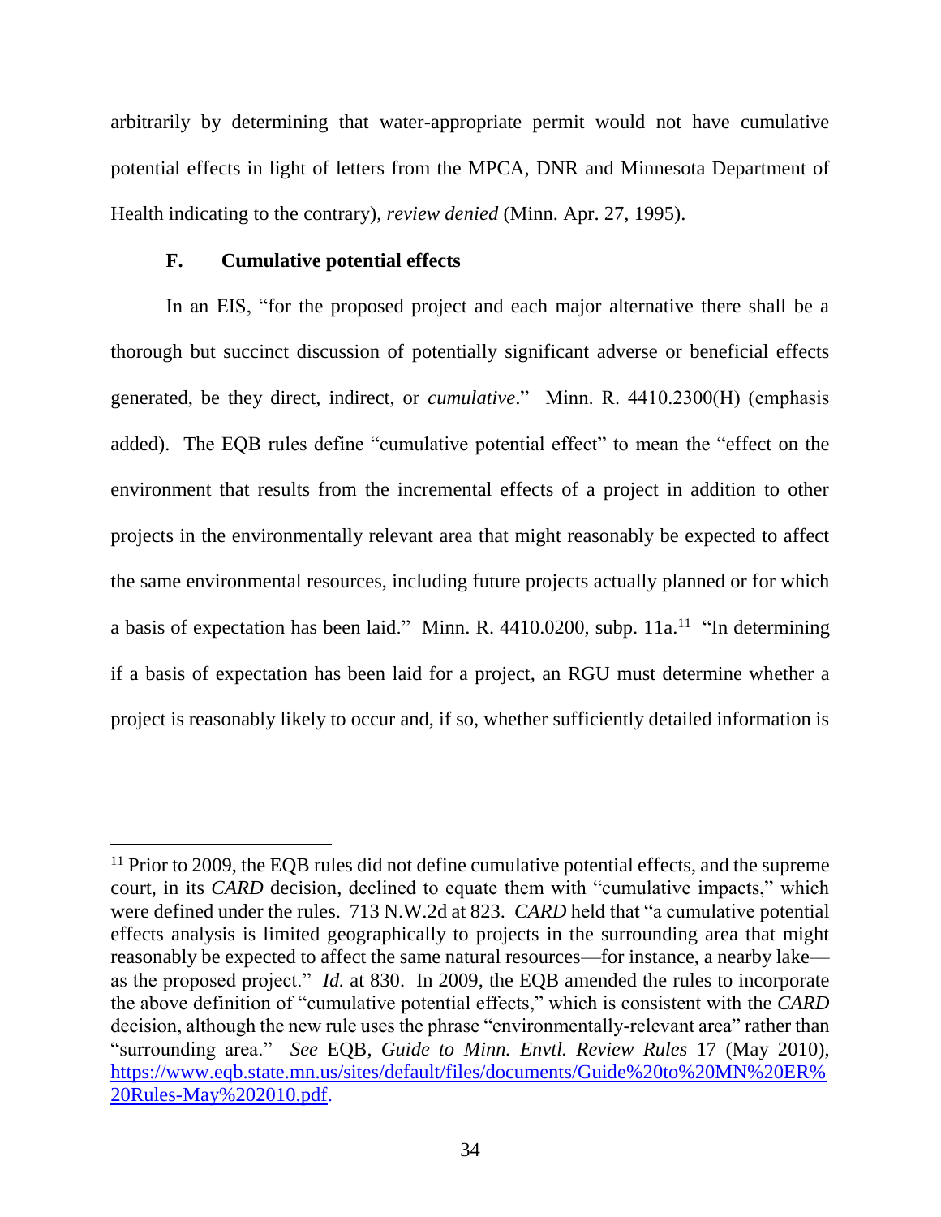arbitrarily by determining that water-appropriate permit would not have cumulative potential effects in light of letters from the MPCA, DNR and Minnesota Department of Health indicating to the contrary), *review denied* (Minn. Apr. 27, 1995).

### F. Cumulative potential effects

In an EIS, "for the proposed project and each major alternative there shall be a thorough but succinct discussion of potentially significant adverse or beneficial effects generated, be they direct, indirect, or *cumulative*." Minn. R. 4410.2300(H) (emphasis added). The EQB rules define "cumulative potential effect" to mean the "effect on the environment that results from the incremental effects of a project in addition to other projects in the environmentally relevant area that might reasonably be expected to affect the same environmental resources, including future projects actually planned or for which a basis of expectation has been laid." Minn. R. 4410.0200, subp. 11a.[11] "In determining if a basis of expectation has been laid for a project, an RGU must determine whether a project is reasonably likely to occur and, if so, whether sufficiently detailed information is

---

[11] Prior to 2009, the EQB rules did not define cumulative potential effects, and the supreme court, in its *CARD* decision, declined to equate them with "cumulative impacts," which were defined under the rules. 713 N.W.2d at 823. *CARD* held that "a cumulative potential effects analysis is limited geographically to projects in the surrounding area that might reasonably be expected to affect the same natural resources—for instance, a nearby lake—as the proposed project." *Id.* at 830. In 2009, the EQB amended the rules to incorporate the above definition of "cumulative potential effects," which is consistent with the *CARD* decision, although the new rule uses the phrase "environmentally-relevant area" rather than "surrounding area." *See* EQB, *Guide to Minn. Envtl. Review Rules* 17 (May 2010), https://www.eqb.state.mn.us/sites/default/files/documents/Guide%20to%20MN%20ER%20Rules-May%202010.pdf.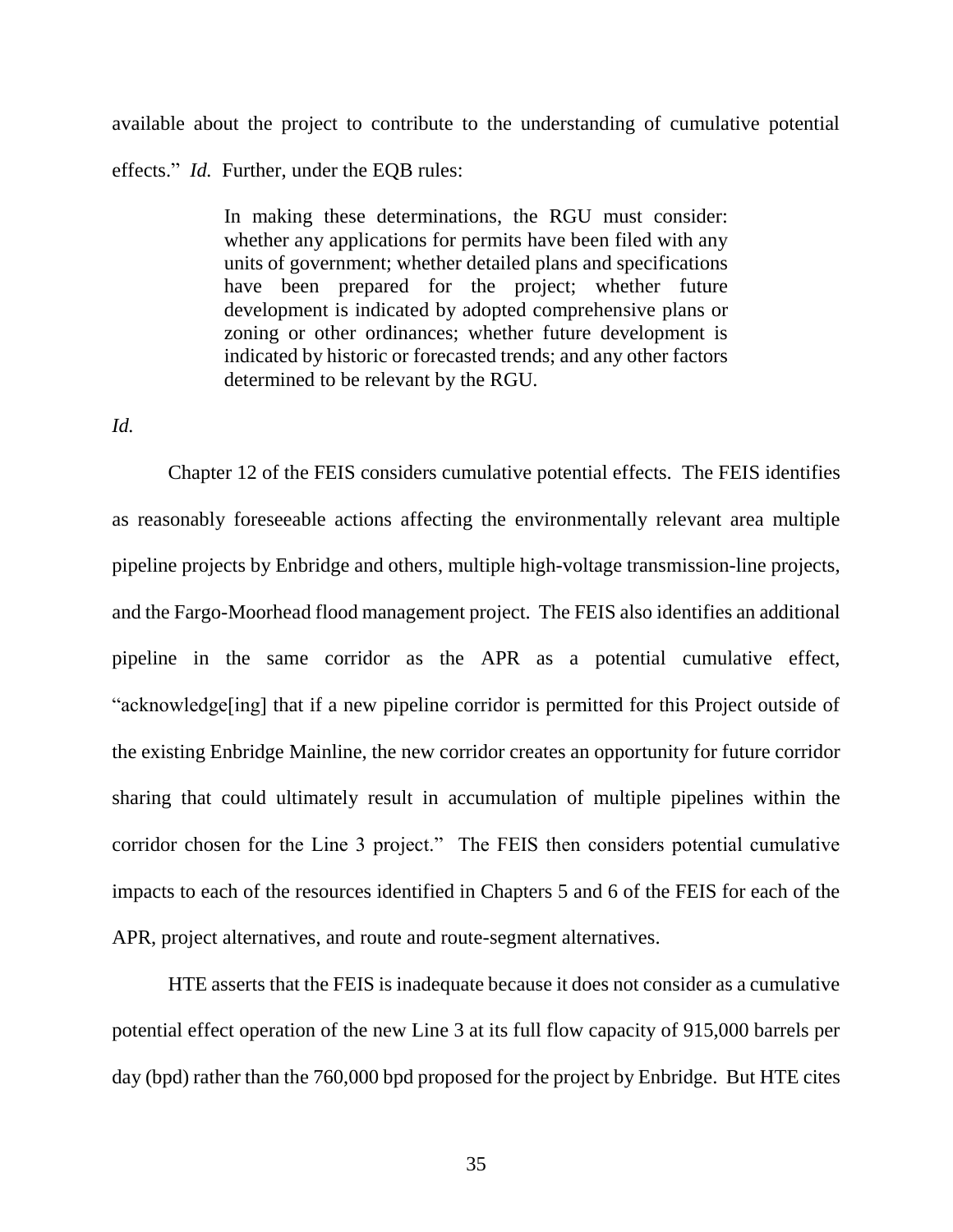available about the project to contribute to the understanding of cumulative potential effects." *Id.* Further, under the EQB rules:

> In making these determinations, the RGU must consider: whether any applications for permits have been filed with any units of government; whether detailed plans and specifications have been prepared for the project; whether future development is indicated by adopted comprehensive plans or zoning or other ordinances; whether future development is indicated by historic or forecasted trends; and any other factors determined to be relevant by the RGU.

*Id.*

Chapter 12 of the FEIS considers cumulative potential effects. The FEIS identifies as reasonably foreseeable actions affecting the environmentally relevant area multiple pipeline projects by Enbridge and others, multiple high-voltage transmission-line projects, and the Fargo-Moorhead flood management project. The FEIS also identifies an additional pipeline in the same corridor as the APR as a potential cumulative effect, "acknowledge[ing] that if a new pipeline corridor is permitted for this Project outside of the existing Enbridge Mainline, the new corridor creates an opportunity for future corridor sharing that could ultimately result in accumulation of multiple pipelines within the corridor chosen for the Line 3 project." The FEIS then considers potential cumulative impacts to each of the resources identified in Chapters 5 and 6 of the FEIS for each of the APR, project alternatives, and route and route-segment alternatives.

HTE asserts that the FEIS is inadequate because it does not consider as a cumulative potential effect operation of the new Line 3 at its full flow capacity of 915,000 barrels per day (bpd) rather than the 760,000 bpd proposed for the project by Enbridge. But HTE cites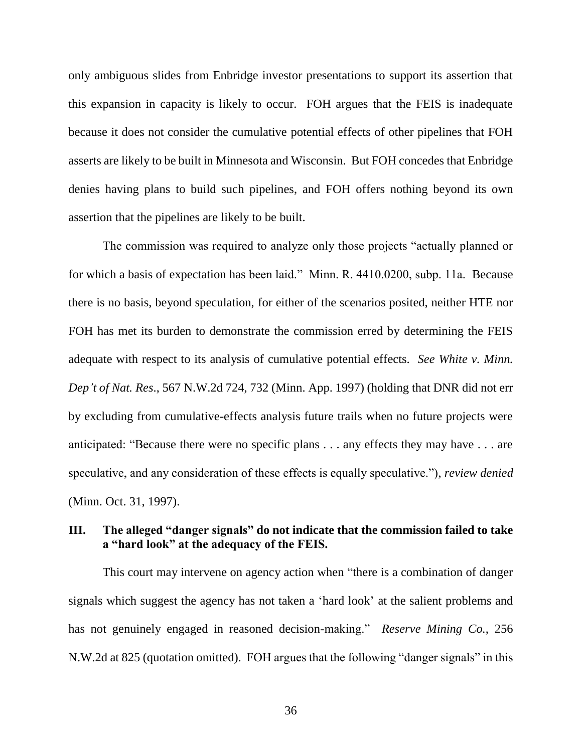only ambiguous slides from Enbridge investor presentations to support its assertion that this expansion in capacity is likely to occur. FOH argues that the FEIS is inadequate because it does not consider the cumulative potential effects of other pipelines that FOH asserts are likely to be built in Minnesota and Wisconsin. But FOH concedes that Enbridge denies having plans to build such pipelines, and FOH offers nothing beyond its own assertion that the pipelines are likely to be built.

The commission was required to analyze only those projects "actually planned or for which a basis of expectation has been laid." Minn. R. 4410.0200, subp. 11a. Because there is no basis, beyond speculation, for either of the scenarios posited, neither HTE nor FOH has met its burden to demonstrate the commission erred by determining the FEIS adequate with respect to its analysis of cumulative potential effects. *See White v. Minn. Dep't of Nat. Res.*, 567 N.W.2d 724, 732 (Minn. App. 1997) (holding that DNR did not err by excluding from cumulative-effects analysis future trails when no future projects were anticipated: "Because there were no specific plans . . . any effects they may have . . . are speculative, and any consideration of these effects is equally speculative."), *review denied* (Minn. Oct. 31, 1997).

## III. The alleged "danger signals" do not indicate that the commission failed to take a "hard look" at the adequacy of the FEIS.

This court may intervene on agency action when "there is a combination of danger signals which suggest the agency has not taken a 'hard look' at the salient problems and has not genuinely engaged in reasoned decision-making." *Reserve Mining Co.*, 256 N.W.2d at 825 (quotation omitted). FOH argues that the following "danger signals" in this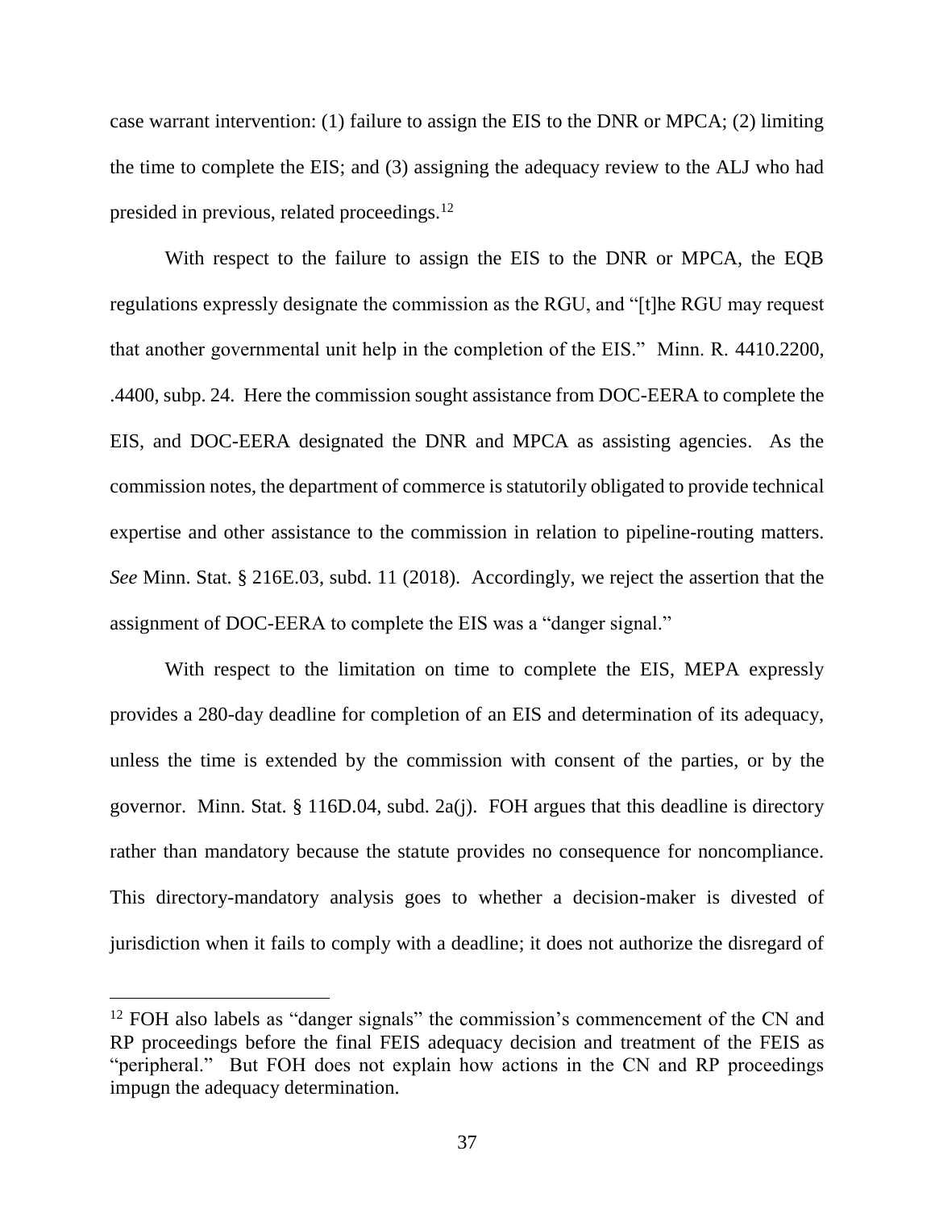case warrant intervention: (1) failure to assign the EIS to the DNR or MPCA; (2) limiting the time to complete the EIS; and (3) assigning the adequacy review to the ALJ who had presided in previous, related proceedings.[12]

With respect to the failure to assign the EIS to the DNR or MPCA, the EQB regulations expressly designate the commission as the RGU, and "[t]he RGU may request that another governmental unit help in the completion of the EIS." Minn. R. 4410.2200, .4400, subp. 24. Here the commission sought assistance from DOC-EERA to complete the EIS, and DOC-EERA designated the DNR and MPCA as assisting agencies. As the commission notes, the department of commerce is statutorily obligated to provide technical expertise and other assistance to the commission in relation to pipeline-routing matters. *See* Minn. Stat. § 216E.03, subd. 11 (2018). Accordingly, we reject the assertion that the assignment of DOC-EERA to complete the EIS was a "danger signal."

With respect to the limitation on time to complete the EIS, MEPA expressly provides a 280-day deadline for completion of an EIS and determination of its adequacy, unless the time is extended by the commission with consent of the parties, or by the governor. Minn. Stat. § 116D.04, subd. 2a(j). FOH argues that this deadline is directory rather than mandatory because the statute provides no consequence for noncompliance. This directory-mandatory analysis goes to whether a decision-maker is divested of jurisdiction when it fails to comply with a deadline; it does not authorize the disregard of

[12] FOH also labels as "danger signals" the commission's commencement of the CN and RP proceedings before the final FEIS adequacy decision and treatment of the FEIS as "peripheral." But FOH does not explain how actions in the CN and RP proceedings impugn the adequacy determination.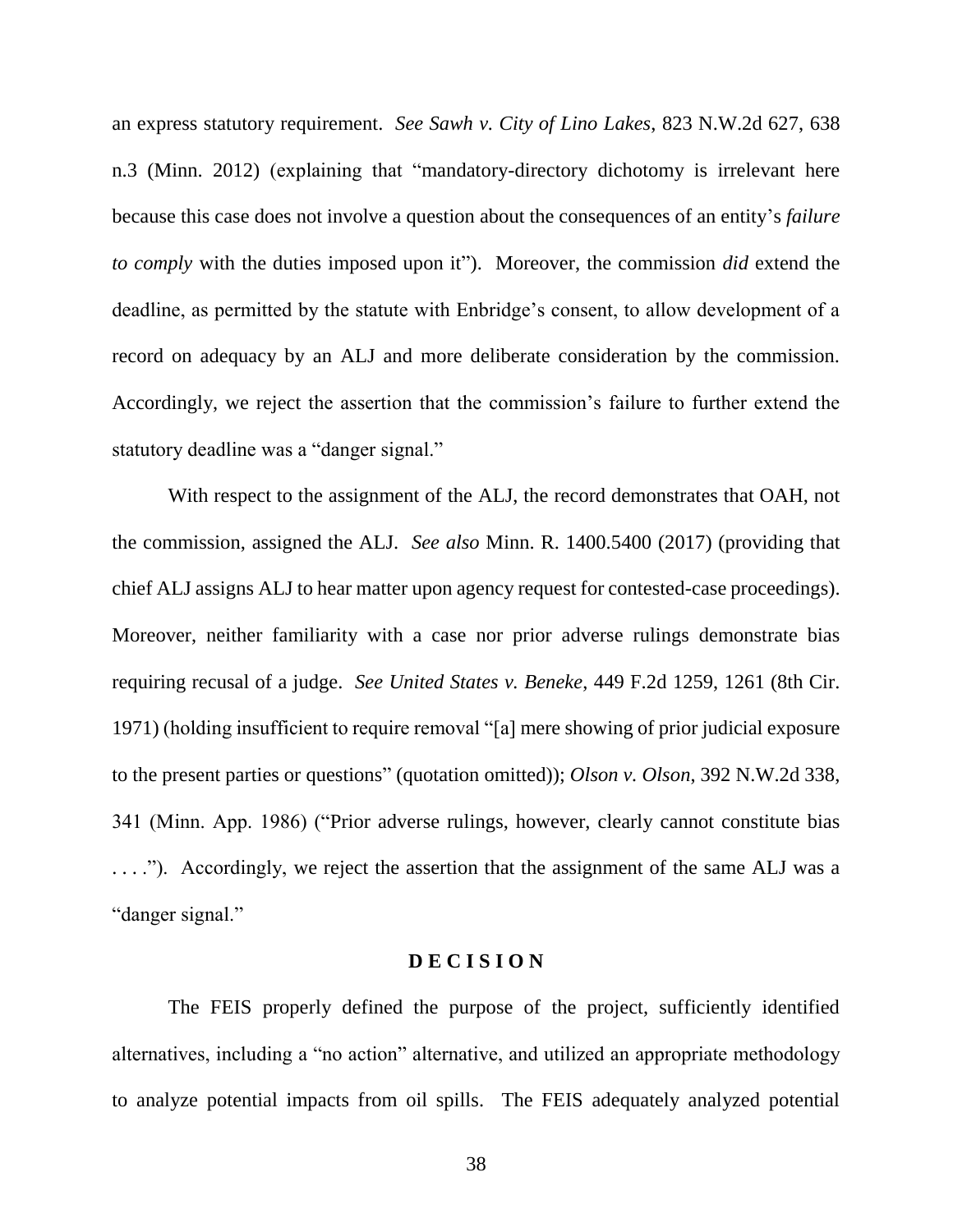an express statutory requirement. *See Sawh v. City of Lino Lakes*, 823 N.W.2d 627, 638 n.3 (Minn. 2012) (explaining that "mandatory-directory dichotomy is irrelevant here because this case does not involve a question about the consequences of an entity's *failure to comply* with the duties imposed upon it"). Moreover, the commission *did* extend the deadline, as permitted by the statute with Enbridge's consent, to allow development of a record on adequacy by an ALJ and more deliberate consideration by the commission. Accordingly, we reject the assertion that the commission's failure to further extend the statutory deadline was a "danger signal."

With respect to the assignment of the ALJ, the record demonstrates that OAH, not the commission, assigned the ALJ. *See also* Minn. R. 1400.5400 (2017) (providing that chief ALJ assigns ALJ to hear matter upon agency request for contested-case proceedings). Moreover, neither familiarity with a case nor prior adverse rulings demonstrate bias requiring recusal of a judge. *See United States v. Beneke*, 449 F.2d 1259, 1261 (8th Cir. 1971) (holding insufficient to require removal "[a] mere showing of prior judicial exposure to the present parties or questions" (quotation omitted)); *Olson v. Olson*, 392 N.W.2d 338, 341 (Minn. App. 1986) ("Prior adverse rulings, however, clearly cannot constitute bias . . . ."). Accordingly, we reject the assertion that the assignment of the same ALJ was a "danger signal."

## D E C I S I O N

The FEIS properly defined the purpose of the project, sufficiently identified alternatives, including a "no action" alternative, and utilized an appropriate methodology to analyze potential impacts from oil spills. The FEIS adequately analyzed potential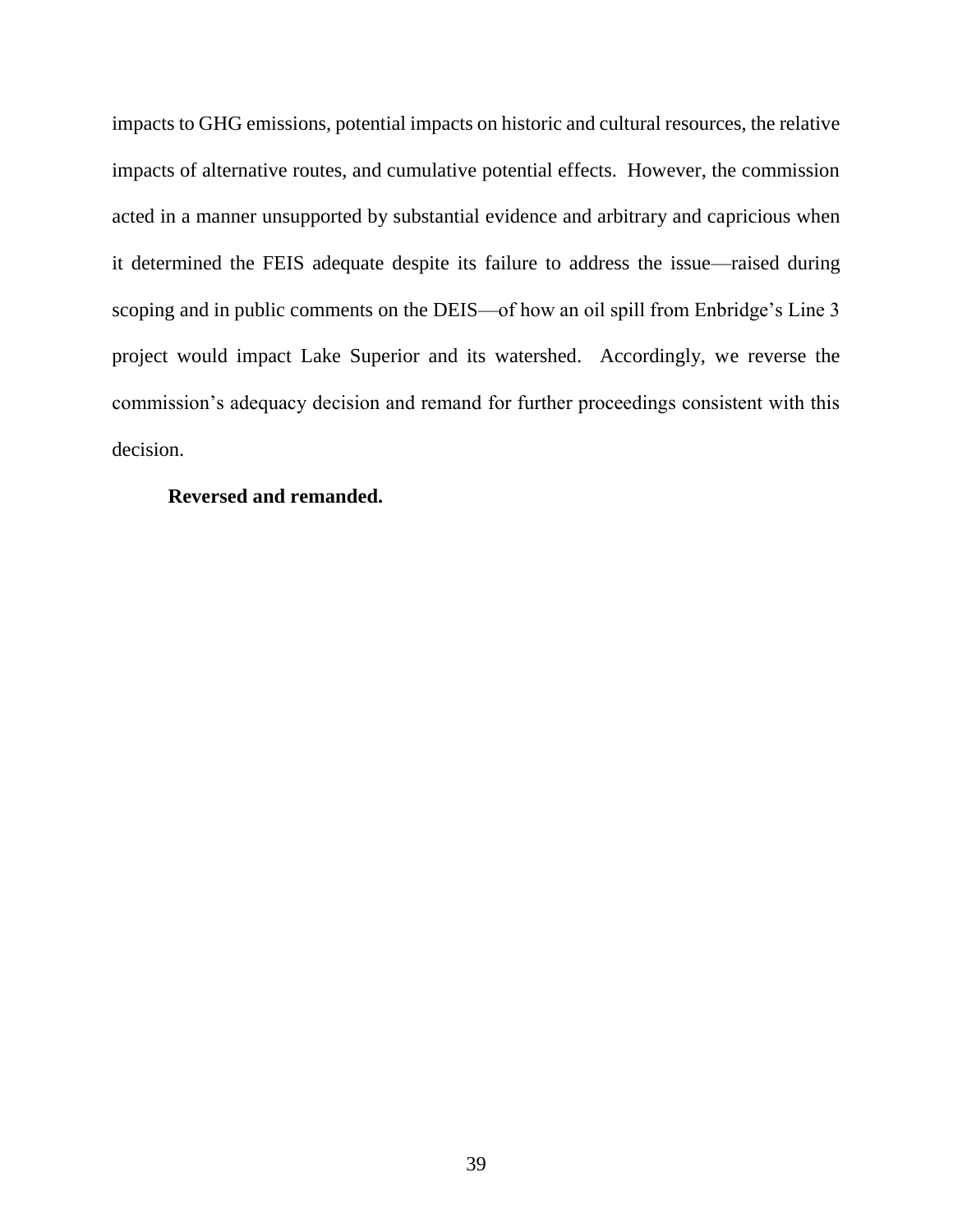impacts to GHG emissions, potential impacts on historic and cultural resources, the relative impacts of alternative routes, and cumulative potential effects. However, the commission acted in a manner unsupported by substantial evidence and arbitrary and capricious when it determined the FEIS adequate despite its failure to address the issue—raised during scoping and in public comments on the DEIS—of how an oil spill from Enbridge's Line 3 project would impact Lake Superior and its watershed. Accordingly, we reverse the commission's adequacy decision and remand for further proceedings consistent with this decision.

**Reversed and remanded.**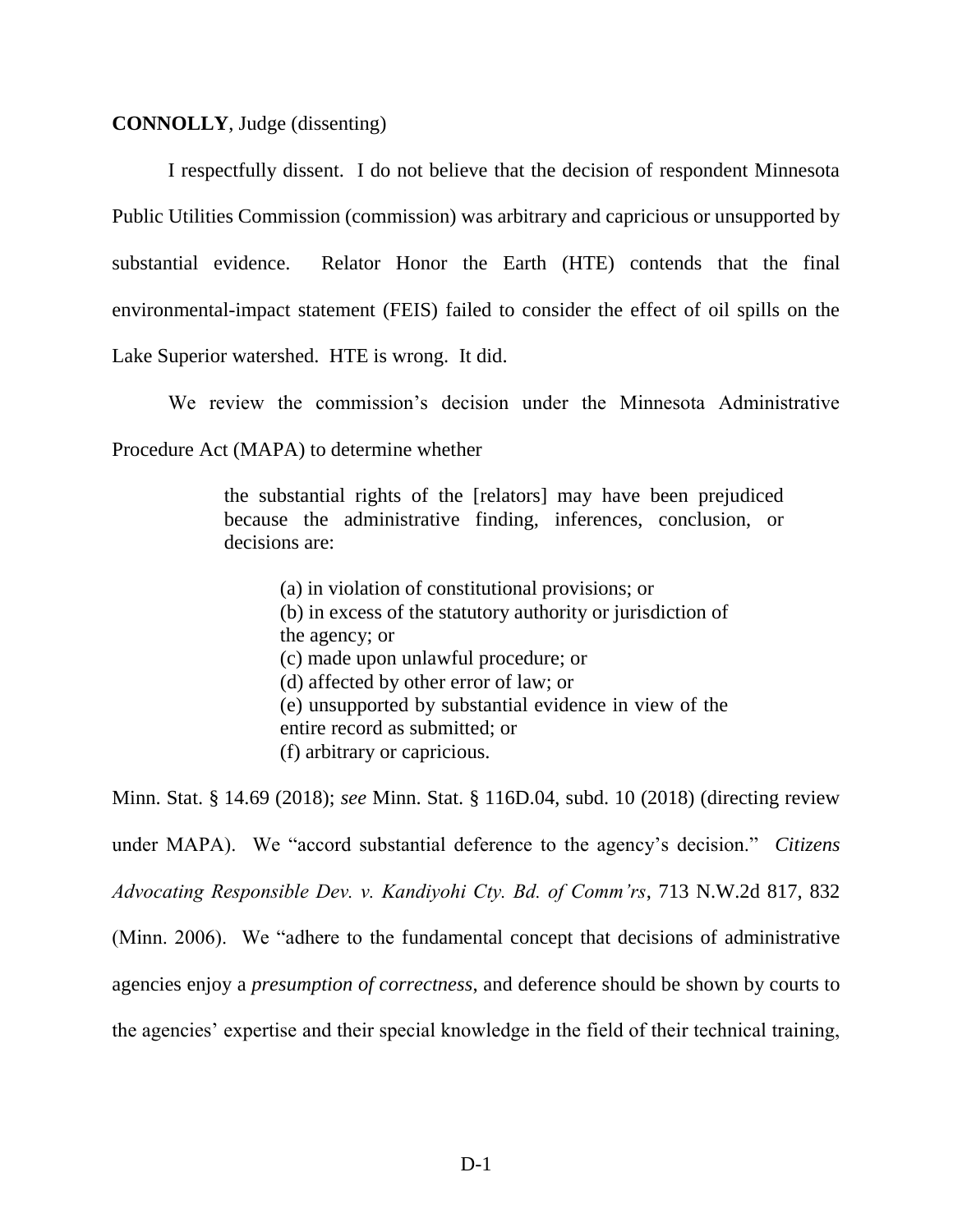**CONNOLLY**, Judge (dissenting)

I respectfully dissent. I do not believe that the decision of respondent Minnesota Public Utilities Commission (commission) was arbitrary and capricious or unsupported by substantial evidence. Relator Honor the Earth (HTE) contends that the final environmental-impact statement (FEIS) failed to consider the effect of oil spills on the Lake Superior watershed. HTE is wrong. It did.

We review the commission's decision under the Minnesota Administrative Procedure Act (MAPA) to determine whether

> the substantial rights of the [relators] may have been prejudiced because the administrative finding, inferences, conclusion, or decisions are:
>
> (a) in violation of constitutional provisions; or
> (b) in excess of the statutory authority or jurisdiction of the agency; or
> (c) made upon unlawful procedure; or
> (d) affected by other error of law; or
> (e) unsupported by substantial evidence in view of the entire record as submitted; or
> (f) arbitrary or capricious.

Minn. Stat. § 14.69 (2018); *see* Minn. Stat. § 116D.04, subd. 10 (2018) (directing review under MAPA). We "accord substantial deference to the agency's decision." *Citizens Advocating Responsible Dev. v. Kandiyohi Cty. Bd. of Comm'rs*, 713 N.W.2d 817, 832 (Minn. 2006). We "adhere to the fundamental concept that decisions of administrative agencies enjoy a *presumption of correctness*, and deference should be shown by courts to the agencies' expertise and their special knowledge in the field of their technical training,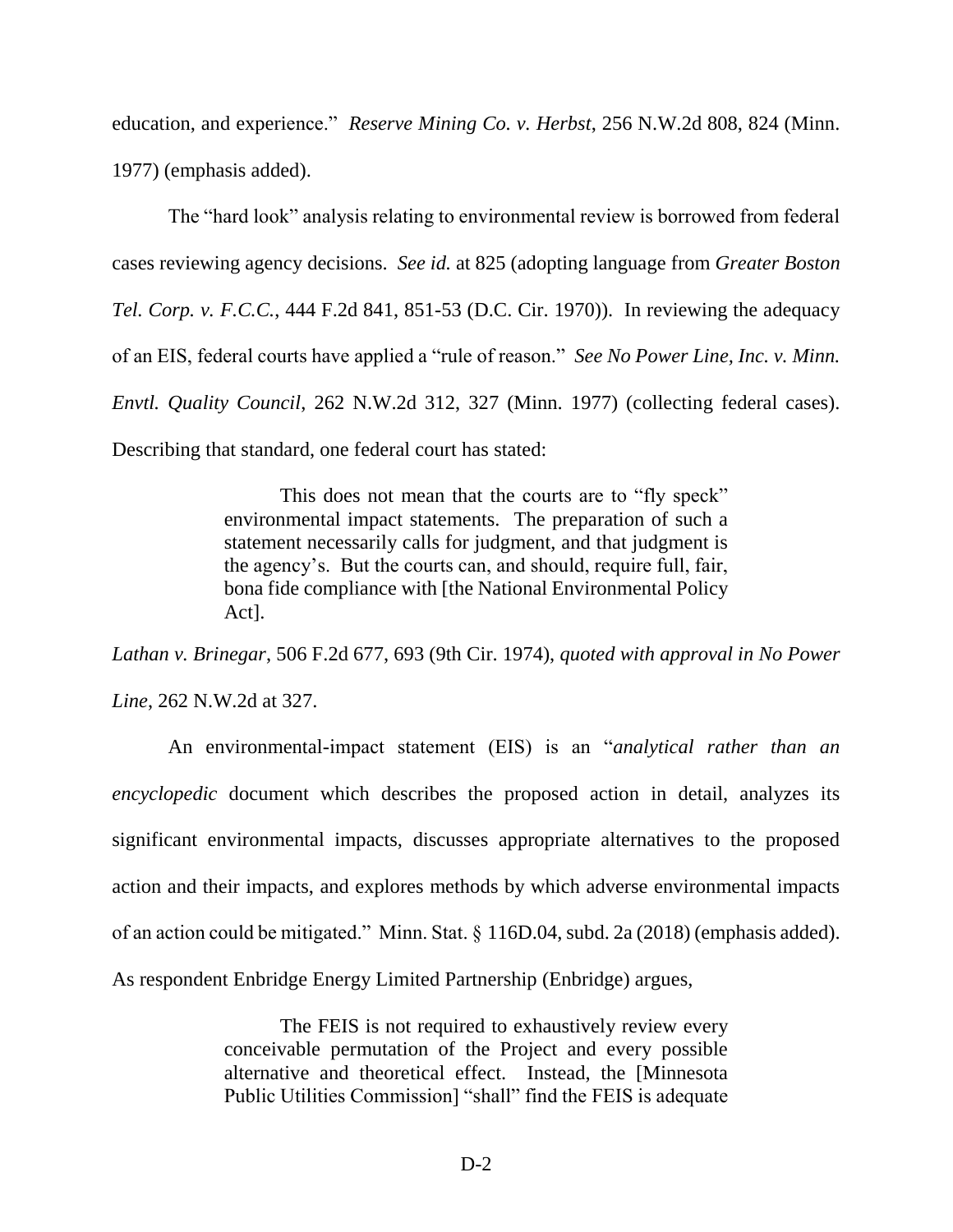education, and experience." *Reserve Mining Co. v. Herbst*, 256 N.W.2d 808, 824 (Minn. 1977) (emphasis added).

The "hard look" analysis relating to environmental review is borrowed from federal cases reviewing agency decisions. *See id.* at 825 (adopting language from *Greater Boston Tel. Corp. v. F.C.C.*, 444 F.2d 841, 851-53 (D.C. Cir. 1970)). In reviewing the adequacy of an EIS, federal courts have applied a "rule of reason." *See No Power Line, Inc. v. Minn. Envtl. Quality Council*, 262 N.W.2d 312, 327 (Minn. 1977) (collecting federal cases). Describing that standard, one federal court has stated:

> This does not mean that the courts are to "fly speck" environmental impact statements. The preparation of such a statement necessarily calls for judgment, and that judgment is the agency's. But the courts can, and should, require full, fair, bona fide compliance with [the National Environmental Policy Act].

*Lathan v. Brinegar*, 506 F.2d 677, 693 (9th Cir. 1974), *quoted with approval in No Power Line*, 262 N.W.2d at 327.

An environmental-impact statement (EIS) is an "*analytical rather than an encyclopedic* document which describes the proposed action in detail, analyzes its significant environmental impacts, discusses appropriate alternatives to the proposed action and their impacts, and explores methods by which adverse environmental impacts of an action could be mitigated." Minn. Stat. § 116D.04, subd. 2a (2018) (emphasis added). As respondent Enbridge Energy Limited Partnership (Enbridge) argues,

> The FEIS is not required to exhaustively review every conceivable permutation of the Project and every possible alternative and theoretical effect. Instead, the [Minnesota Public Utilities Commission] "shall" find the FEIS is adequate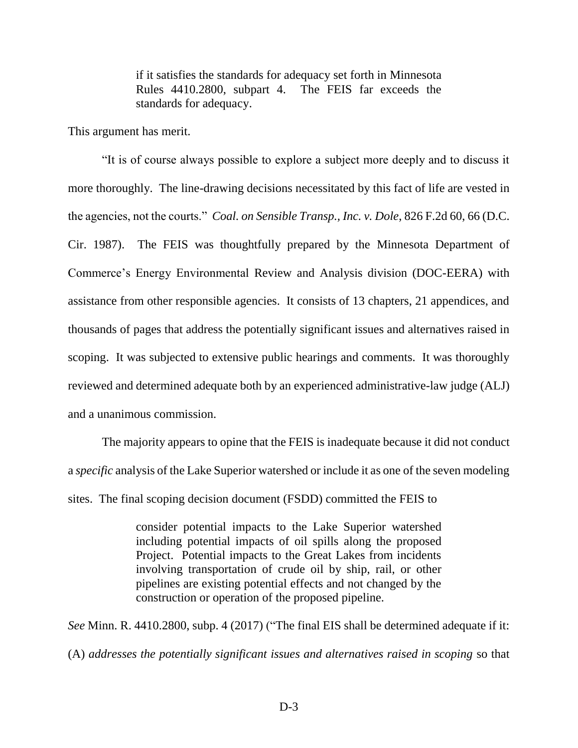> if it satisfies the standards for adequacy set forth in Minnesota Rules 4410.2800, subpart 4. The FEIS far exceeds the standards for adequacy.

This argument has merit.

"It is of course always possible to explore a subject more deeply and to discuss it more thoroughly. The line-drawing decisions necessitated by this fact of life are vested in the agencies, not the courts." *Coal. on Sensible Transp., Inc. v. Dole*, 826 F.2d 60, 66 (D.C. Cir. 1987). The FEIS was thoughtfully prepared by the Minnesota Department of Commerce's Energy Environmental Review and Analysis division (DOC-EERA) with assistance from other responsible agencies. It consists of 13 chapters, 21 appendices, and thousands of pages that address the potentially significant issues and alternatives raised in scoping. It was subjected to extensive public hearings and comments. It was thoroughly reviewed and determined adequate both by an experienced administrative-law judge (ALJ) and a unanimous commission.

The majority appears to opine that the FEIS is inadequate because it did not conduct a *specific* analysis of the Lake Superior watershed or include it as one of the seven modeling sites. The final scoping decision document (FSDD) committed the FEIS to

> consider potential impacts to the Lake Superior watershed including potential impacts of oil spills along the proposed Project. Potential impacts to the Great Lakes from incidents involving transportation of crude oil by ship, rail, or other pipelines are existing potential effects and not changed by the construction or operation of the proposed pipeline.

*See* Minn. R. 4410.2800, subp. 4 (2017) ("The final EIS shall be determined adequate if it: (A) *addresses the potentially significant issues and alternatives raised in scoping* so that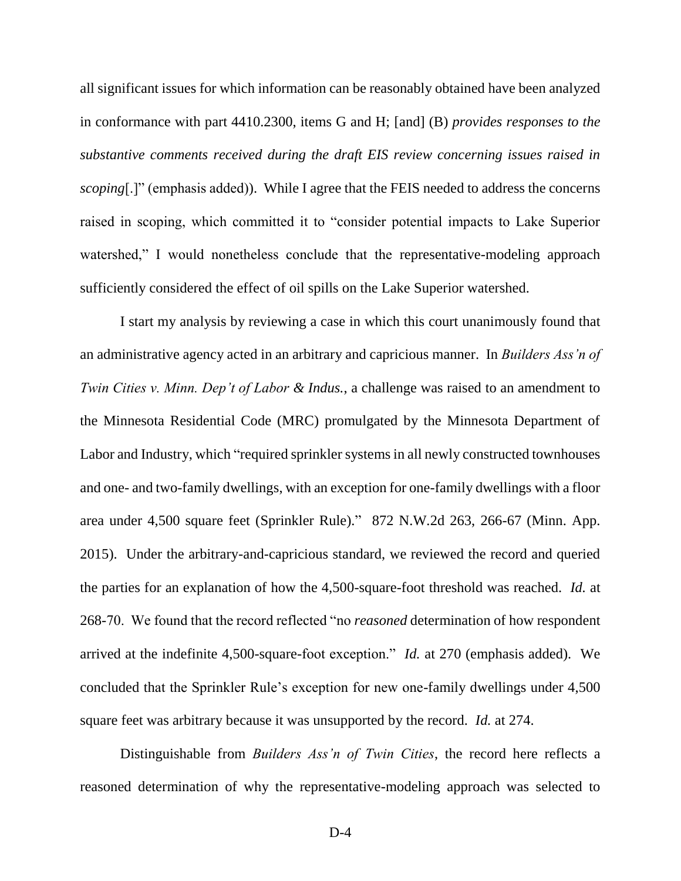all significant issues for which information can be reasonably obtained have been analyzed in conformance with part 4410.2300, items G and H; [and] (B) *provides responses to the substantive comments received during the draft EIS review concerning issues raised in scoping*[.]" (emphasis added)). While I agree that the FEIS needed to address the concerns raised in scoping, which committed it to "consider potential impacts to Lake Superior watershed," I would nonetheless conclude that the representative-modeling approach sufficiently considered the effect of oil spills on the Lake Superior watershed.

I start my analysis by reviewing a case in which this court unanimously found that an administrative agency acted in an arbitrary and capricious manner. In *Builders Ass'n of Twin Cities v. Minn. Dep't of Labor & Indus.*, a challenge was raised to an amendment to the Minnesota Residential Code (MRC) promulgated by the Minnesota Department of Labor and Industry, which "required sprinkler systems in all newly constructed townhouses and one- and two-family dwellings, with an exception for one-family dwellings with a floor area under 4,500 square feet (Sprinkler Rule)." 872 N.W.2d 263, 266-67 (Minn. App. 2015). Under the arbitrary-and-capricious standard, we reviewed the record and queried the parties for an explanation of how the 4,500-square-foot threshold was reached. *Id.* at 268-70. We found that the record reflected "no *reasoned* determination of how respondent arrived at the indefinite 4,500-square-foot exception." *Id.* at 270 (emphasis added). We concluded that the Sprinkler Rule's exception for new one-family dwellings under 4,500 square feet was arbitrary because it was unsupported by the record. *Id.* at 274.

Distinguishable from *Builders Ass'n of Twin Cities*, the record here reflects a reasoned determination of why the representative-modeling approach was selected to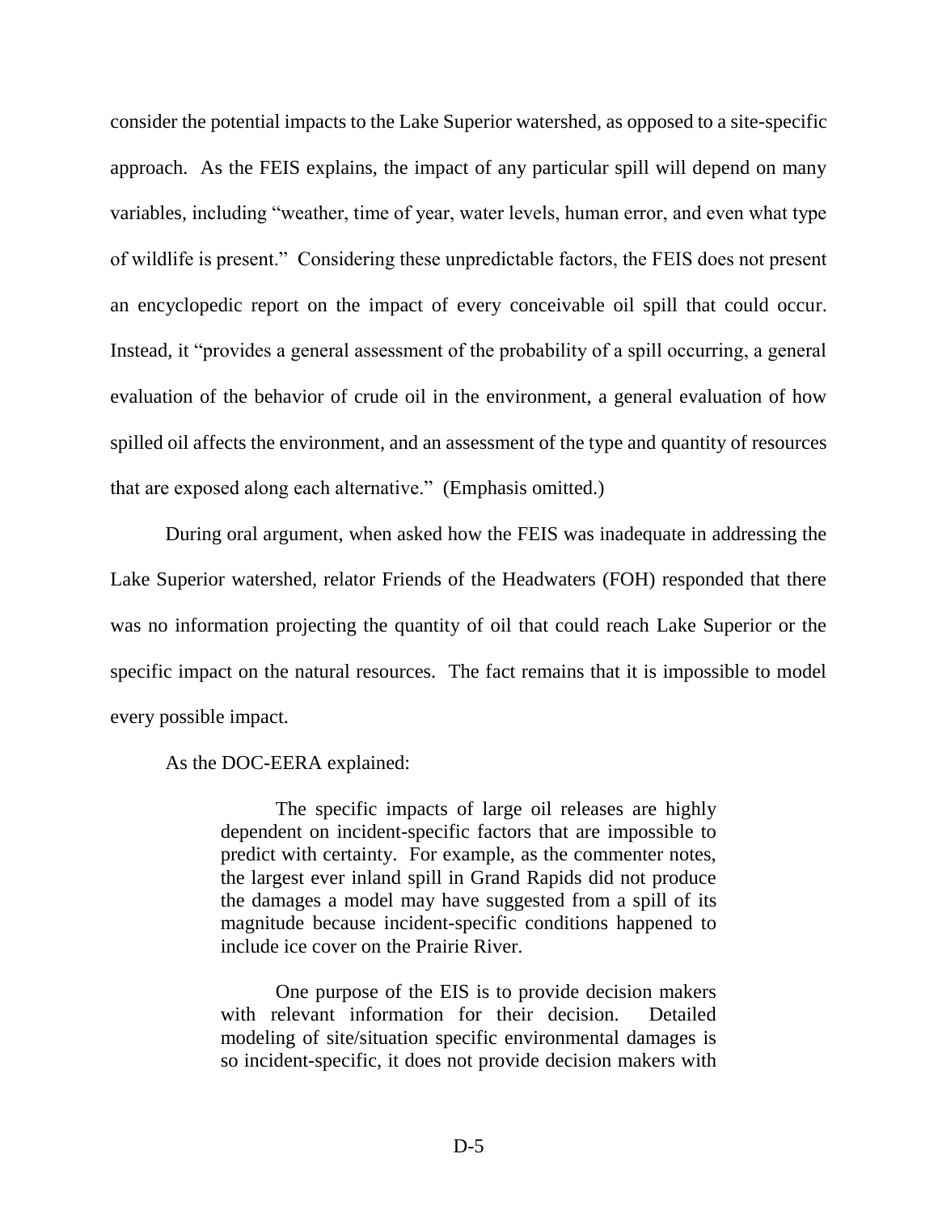consider the potential impacts to the Lake Superior watershed, as opposed to a site-specific approach. As the FEIS explains, the impact of any particular spill will depend on many variables, including "weather, time of year, water levels, human error, and even what type of wildlife is present." Considering these unpredictable factors, the FEIS does not present an encyclopedic report on the impact of every conceivable oil spill that could occur. Instead, it "provides a general assessment of the probability of a spill occurring, a general evaluation of the behavior of crude oil in the environment, a general evaluation of how spilled oil affects the environment, and an assessment of the type and quantity of resources that are exposed along each alternative." (Emphasis omitted.)

During oral argument, when asked how the FEIS was inadequate in addressing the Lake Superior watershed, relator Friends of the Headwaters (FOH) responded that there was no information projecting the quantity of oil that could reach Lake Superior or the specific impact on the natural resources. The fact remains that it is impossible to model every possible impact.

As the DOC-EERA explained:

> The specific impacts of large oil releases are highly dependent on incident-specific factors that are impossible to predict with certainty. For example, as the commenter notes, the largest ever inland spill in Grand Rapids did not produce the damages a model may have suggested from a spill of its magnitude because incident-specific conditions happened to include ice cover on the Prairie River.
>
> One purpose of the EIS is to provide decision makers with relevant information for their decision. Detailed modeling of site/situation specific environmental damages is so incident-specific, it does not provide decision makers with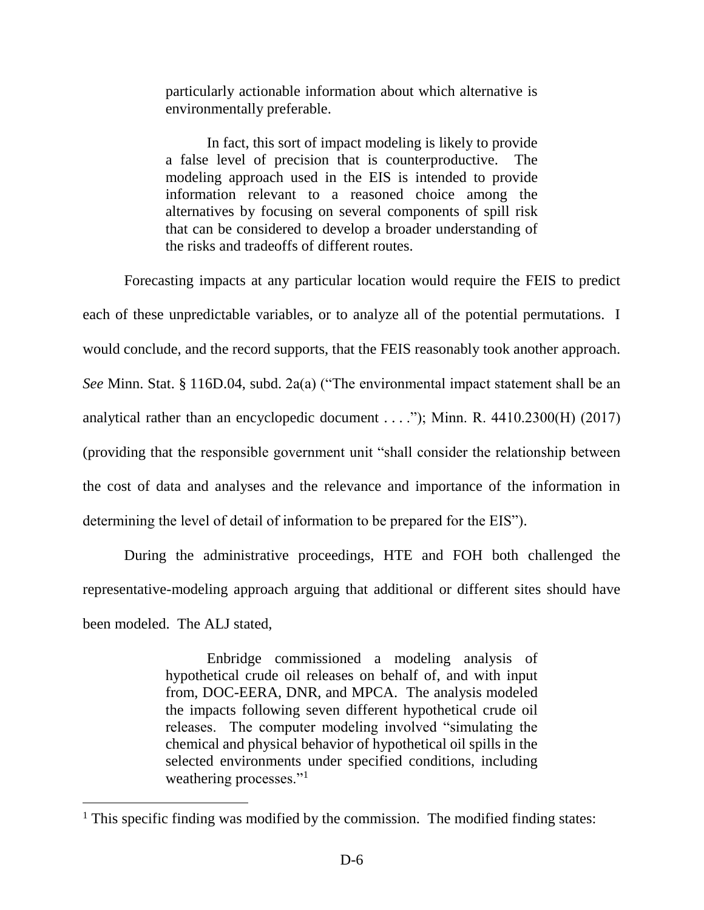> particularly actionable information about which alternative is environmentally preferable.
>
> In fact, this sort of impact modeling is likely to provide a false level of precision that is counterproductive. The modeling approach used in the EIS is intended to provide information relevant to a reasoned choice among the alternatives by focusing on several components of spill risk that can be considered to develop a broader understanding of the risks and tradeoffs of different routes.

Forecasting impacts at any particular location would require the FEIS to predict each of these unpredictable variables, or to analyze all of the potential permutations. I would conclude, and the record supports, that the FEIS reasonably took another approach. *See* Minn. Stat. § 116D.04, subd. 2a(a) ("The environmental impact statement shall be an analytical rather than an encyclopedic document . . . ."); Minn. R. 4410.2300(H) (2017) (providing that the responsible government unit "shall consider the relationship between the cost of data and analyses and the relevance and importance of the information in determining the level of detail of information to be prepared for the EIS").

During the administrative proceedings, HTE and FOH both challenged the representative-modeling approach arguing that additional or different sites should have been modeled. The ALJ stated,

> Enbridge commissioned a modeling analysis of hypothetical crude oil releases on behalf of, and with input from, DOC-EERA, DNR, and MPCA. The analysis modeled the impacts following seven different hypothetical crude oil releases. The computer modeling involved "simulating the chemical and physical behavior of hypothetical oil spills in the selected environments under specified conditions, including weathering processes."[1]

---

[1] This specific finding was modified by the commission. The modified finding states: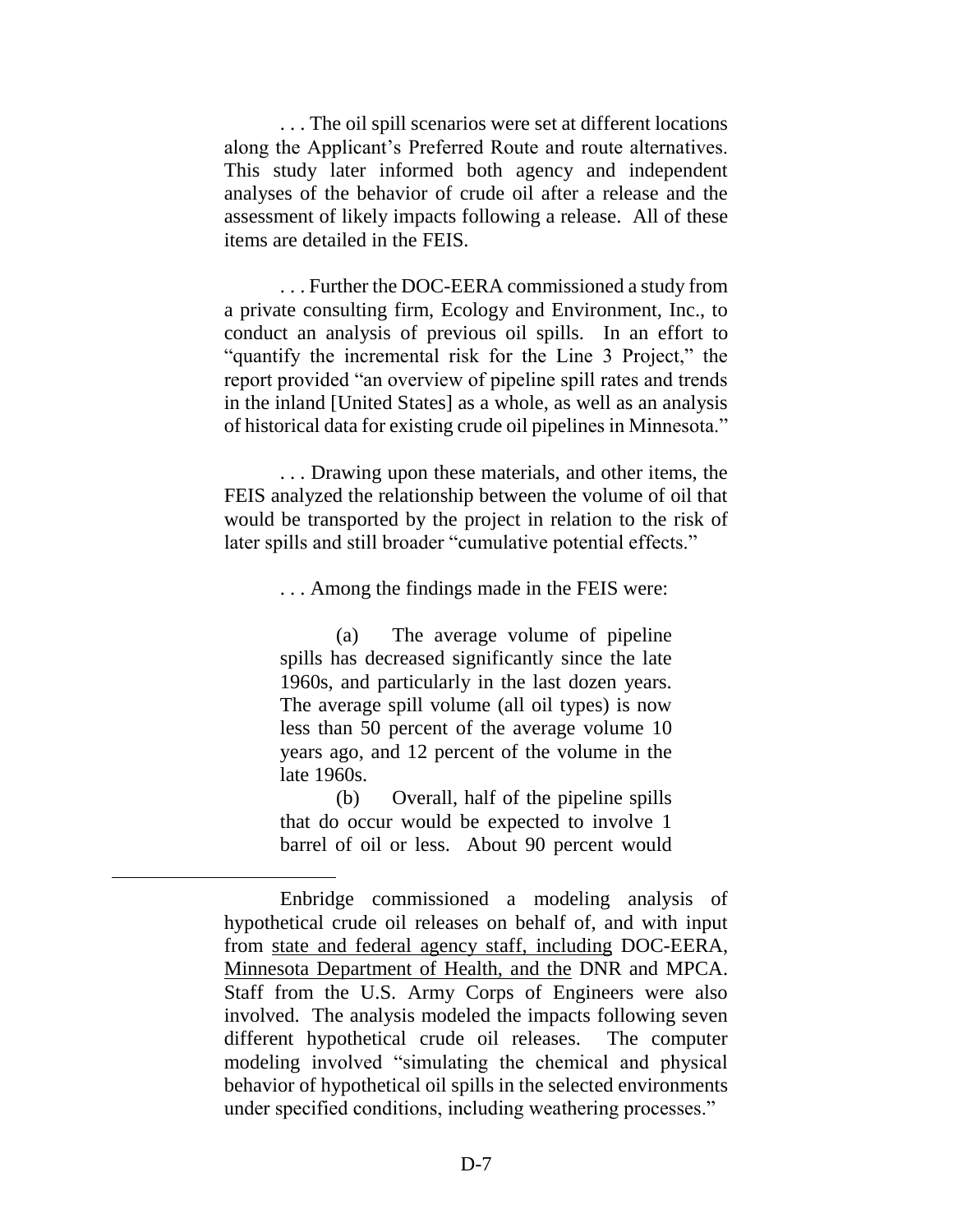. . . The oil spill scenarios were set at different locations along the Applicant's Preferred Route and route alternatives. This study later informed both agency and independent analyses of the behavior of crude oil after a release and the assessment of likely impacts following a release. All of these items are detailed in the FEIS.

. . . Further the DOC-EERA commissioned a study from a private consulting firm, Ecology and Environment, Inc., to conduct an analysis of previous oil spills. In an effort to "quantify the incremental risk for the Line 3 Project," the report provided "an overview of pipeline spill rates and trends in the inland [United States] as a whole, as well as an analysis of historical data for existing crude oil pipelines in Minnesota."

. . . Drawing upon these materials, and other items, the FEIS analyzed the relationship between the volume of oil that would be transported by the project in relation to the risk of later spills and still broader "cumulative potential effects."

. . . Among the findings made in the FEIS were:

> (a) The average volume of pipeline spills has decreased significantly since the late 1960s, and particularly in the last dozen years. The average spill volume (all oil types) is now less than 50 percent of the average volume 10 years ago, and 12 percent of the volume in the late 1960s.
>
> (b) Overall, half of the pipeline spills that do occur would be expected to involve 1 barrel of oil or less. About 90 percent would

---

> Enbridge commissioned a modeling analysis of hypothetical crude oil releases on behalf of, and with input from state and federal agency staff, including DOC-EERA, Minnesota Department of Health, and the DNR and MPCA. Staff from the U.S. Army Corps of Engineers were also involved. The analysis modeled the impacts following seven different hypothetical crude oil releases. The computer modeling involved "simulating the chemical and physical behavior of hypothetical oil spills in the selected environments under specified conditions, including weathering processes."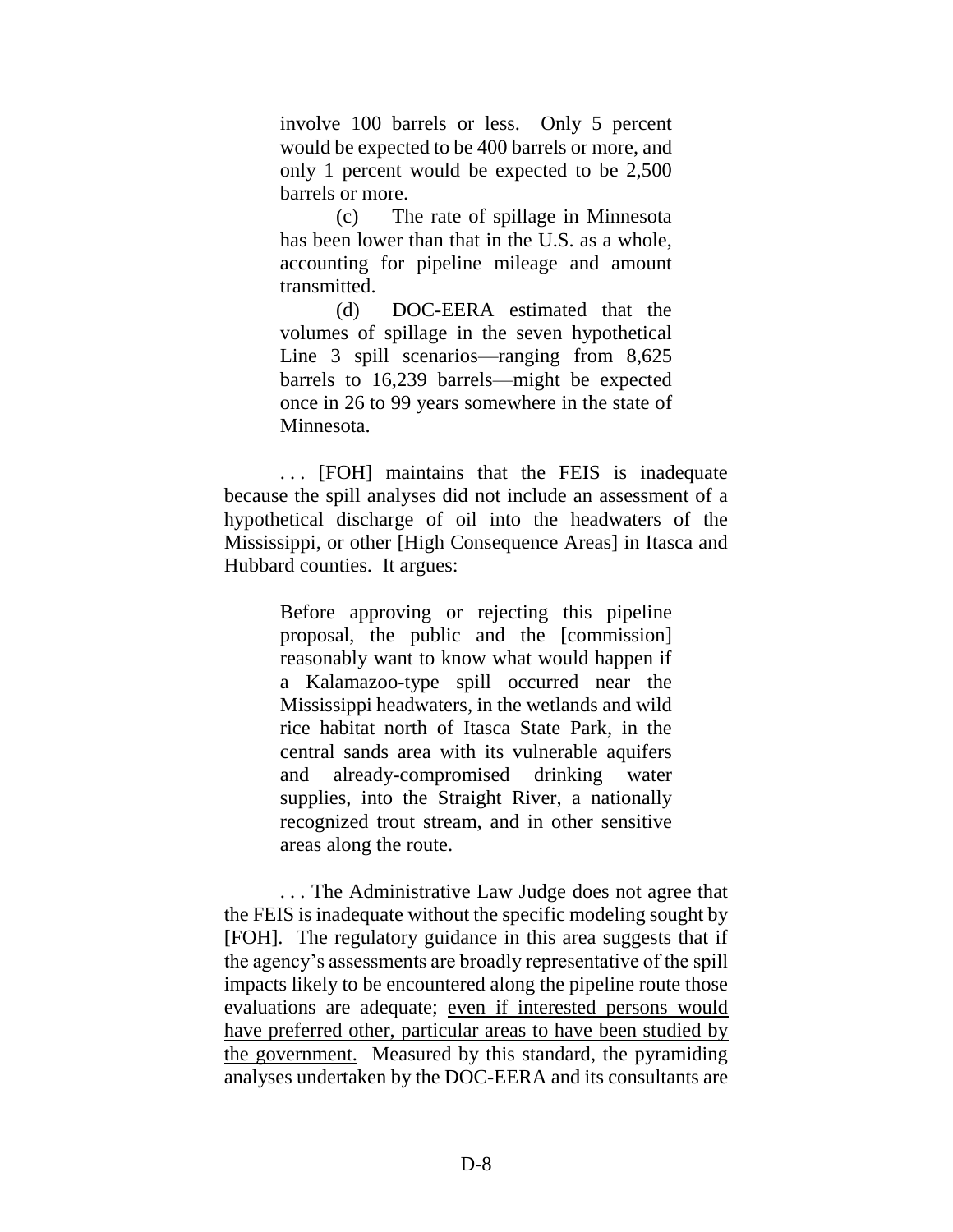> involve 100 barrels or less. Only 5 percent would be expected to be 400 barrels or more, and only 1 percent would be expected to be 2,500 barrels or more.
>
> (c) The rate of spillage in Minnesota has been lower than that in the U.S. as a whole, accounting for pipeline mileage and amount transmitted.
>
> (d) DOC-EERA estimated that the volumes of spillage in the seven hypothetical Line 3 spill scenarios—ranging from 8,625 barrels to 16,239 barrels—might be expected once in 26 to 99 years somewhere in the state of Minnesota.

. . . [FOH] maintains that the FEIS is inadequate because the spill analyses did not include an assessment of a hypothetical discharge of oil into the headwaters of the Mississippi, or other [High Consequence Areas] in Itasca and Hubbard counties. It argues:

> Before approving or rejecting this pipeline proposal, the public and the [commission] reasonably want to know what would happen if a Kalamazoo-type spill occurred near the Mississippi headwaters, in the wetlands and wild rice habitat north of Itasca State Park, in the central sands area with its vulnerable aquifers and already-compromised drinking water supplies, into the Straight River, a nationally recognized trout stream, and in other sensitive areas along the route.

. . . The Administrative Law Judge does not agree that the FEIS is inadequate without the specific modeling sought by [FOH]. The regulatory guidance in this area suggests that if the agency's assessments are broadly representative of the spill impacts likely to be encountered along the pipeline route those evaluations are adequate; <u>even if interested persons would have preferred other, particular areas to have been studied by the government.</u> Measured by this standard, the pyramiding analyses undertaken by the DOC-EERA and its consultants are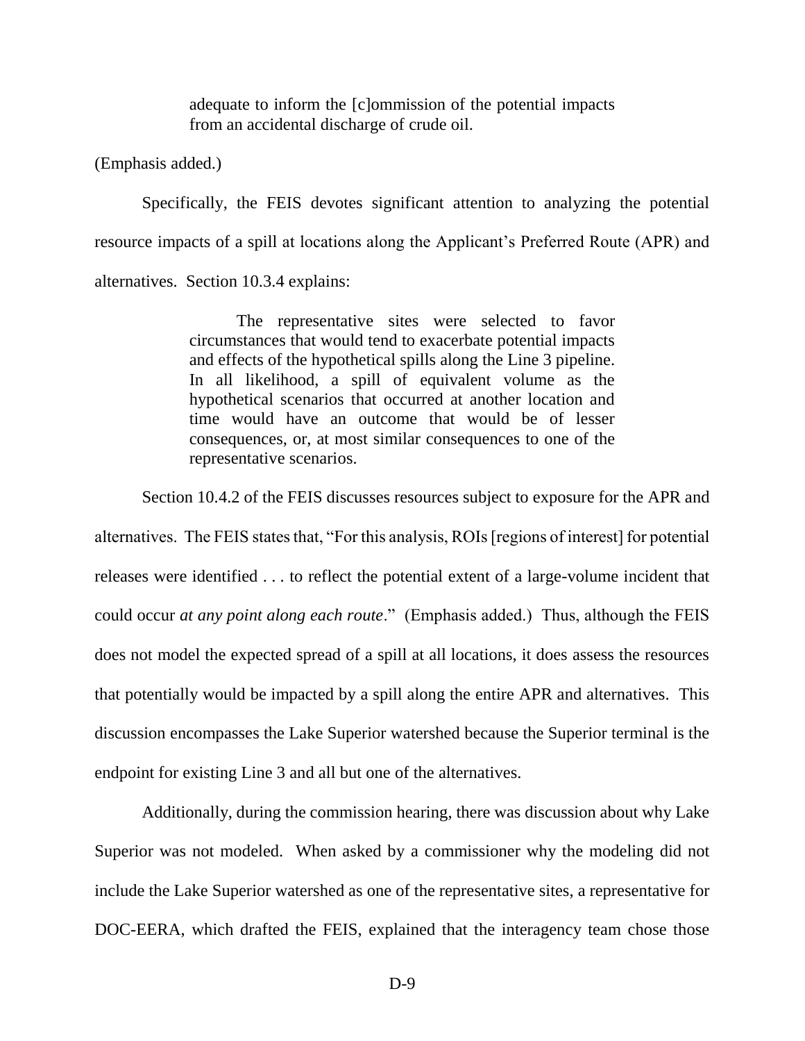> adequate to inform the [c]ommission of the potential impacts from an accidental discharge of crude oil.

(Emphasis added.)

Specifically, the FEIS devotes significant attention to analyzing the potential resource impacts of a spill at locations along the Applicant's Preferred Route (APR) and alternatives. Section 10.3.4 explains:

> The representative sites were selected to favor circumstances that would tend to exacerbate potential impacts and effects of the hypothetical spills along the Line 3 pipeline. In all likelihood, a spill of equivalent volume as the hypothetical scenarios that occurred at another location and time would have an outcome that would be of lesser consequences, or, at most similar consequences to one of the representative scenarios.

Section 10.4.2 of the FEIS discusses resources subject to exposure for the APR and alternatives. The FEIS states that, "For this analysis, ROIs [regions of interest] for potential releases were identified . . . to reflect the potential extent of a large-volume incident that could occur *at any point along each route*." (Emphasis added.) Thus, although the FEIS does not model the expected spread of a spill at all locations, it does assess the resources that potentially would be impacted by a spill along the entire APR and alternatives. This discussion encompasses the Lake Superior watershed because the Superior terminal is the endpoint for existing Line 3 and all but one of the alternatives.

Additionally, during the commission hearing, there was discussion about why Lake Superior was not modeled. When asked by a commissioner why the modeling did not include the Lake Superior watershed as one of the representative sites, a representative for DOC-EERA, which drafted the FEIS, explained that the interagency team chose those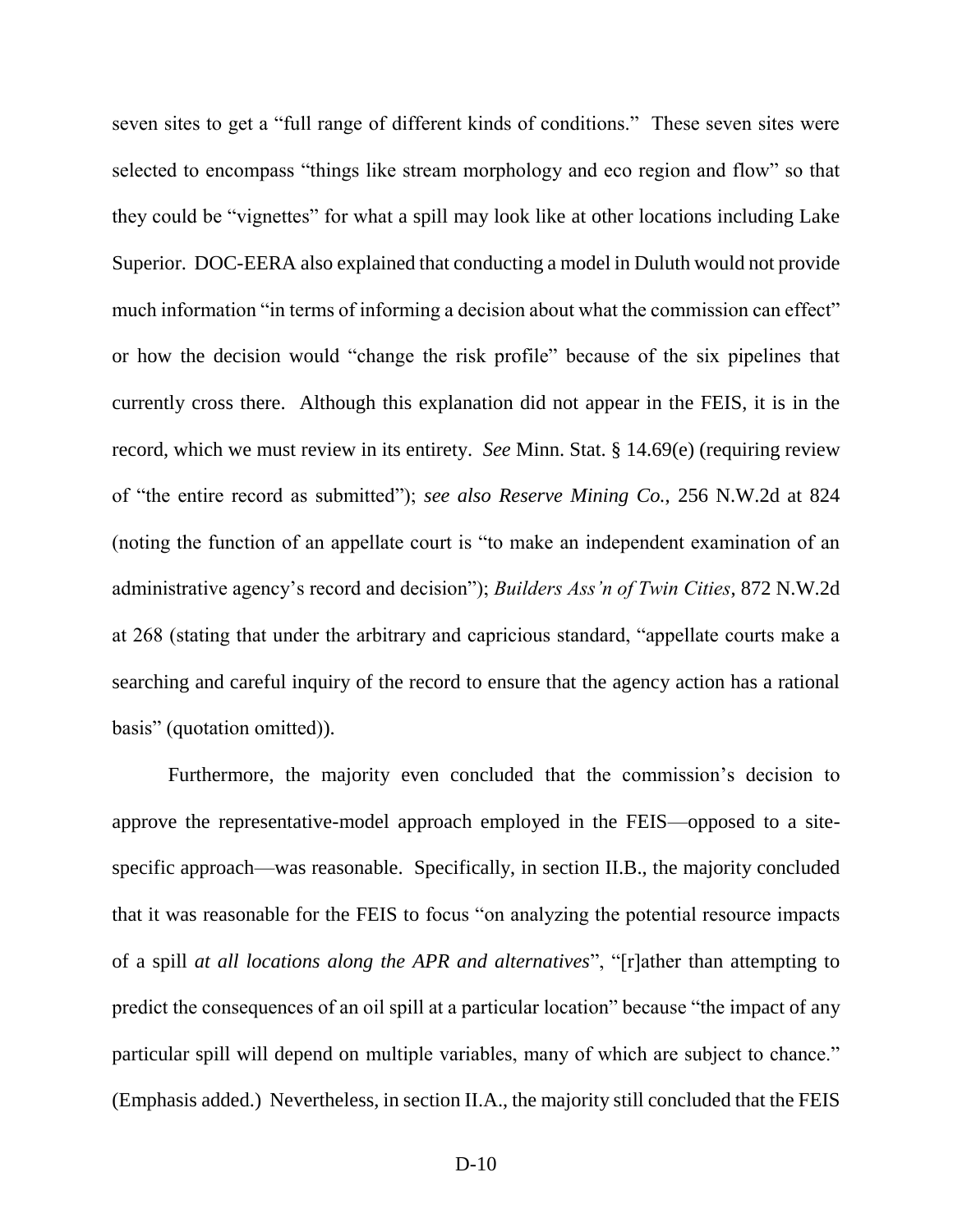seven sites to get a "full range of different kinds of conditions." These seven sites were selected to encompass "things like stream morphology and eco region and flow" so that they could be "vignettes" for what a spill may look like at other locations including Lake Superior. DOC-EERA also explained that conducting a model in Duluth would not provide much information "in terms of informing a decision about what the commission can effect" or how the decision would "change the risk profile" because of the six pipelines that currently cross there. Although this explanation did not appear in the FEIS, it is in the record, which we must review in its entirety. *See* Minn. Stat. § 14.69(e) (requiring review of "the entire record as submitted"); *see also Reserve Mining Co.*, 256 N.W.2d at 824 (noting the function of an appellate court is "to make an independent examination of an administrative agency's record and decision"); *Builders Ass'n of Twin Cities*, 872 N.W.2d at 268 (stating that under the arbitrary and capricious standard, "appellate courts make a searching and careful inquiry of the record to ensure that the agency action has a rational basis" (quotation omitted)).

Furthermore, the majority even concluded that the commission's decision to approve the representative-model approach employed in the FEIS—opposed to a site-specific approach—was reasonable. Specifically, in section II.B., the majority concluded that it was reasonable for the FEIS to focus "on analyzing the potential resource impacts of a spill *at all locations along the APR and alternatives*", "[r]ather than attempting to predict the consequences of an oil spill at a particular location" because "the impact of any particular spill will depend on multiple variables, many of which are subject to chance." (Emphasis added.) Nevertheless, in section II.A., the majority still concluded that the FEIS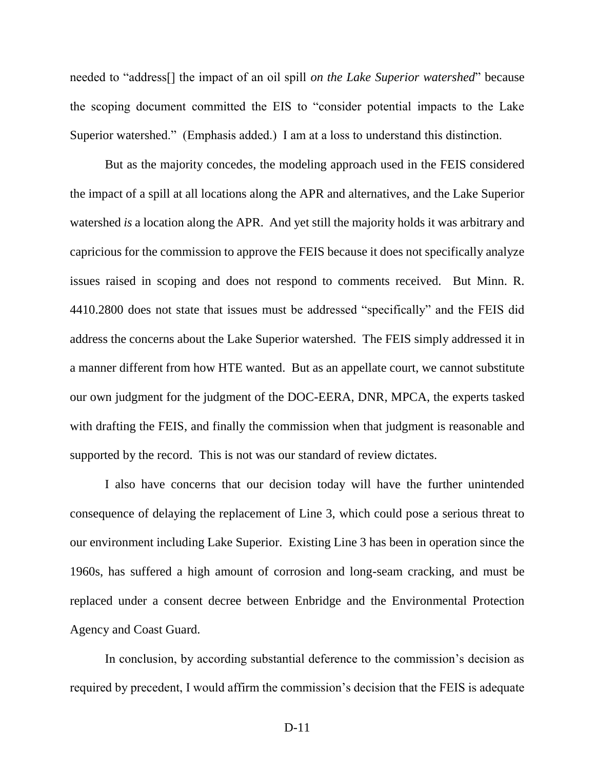needed to "address[] the impact of an oil spill *on the Lake Superior watershed*" because the scoping document committed the EIS to "consider potential impacts to the Lake Superior watershed." (Emphasis added.) I am at a loss to understand this distinction.

But as the majority concedes, the modeling approach used in the FEIS considered the impact of a spill at all locations along the APR and alternatives, and the Lake Superior watershed *is* a location along the APR. And yet still the majority holds it was arbitrary and capricious for the commission to approve the FEIS because it does not specifically analyze issues raised in scoping and does not respond to comments received. But Minn. R. 4410.2800 does not state that issues must be addressed "specifically" and the FEIS did address the concerns about the Lake Superior watershed. The FEIS simply addressed it in a manner different from how HTE wanted. But as an appellate court, we cannot substitute our own judgment for the judgment of the DOC-EERA, DNR, MPCA, the experts tasked with drafting the FEIS, and finally the commission when that judgment is reasonable and supported by the record. This is not was our standard of review dictates.

I also have concerns that our decision today will have the further unintended consequence of delaying the replacement of Line 3, which could pose a serious threat to our environment including Lake Superior. Existing Line 3 has been in operation since the 1960s, has suffered a high amount of corrosion and long-seam cracking, and must be replaced under a consent decree between Enbridge and the Environmental Protection Agency and Coast Guard.

In conclusion, by according substantial deference to the commission's decision as required by precedent, I would affirm the commission's decision that the FEIS is adequate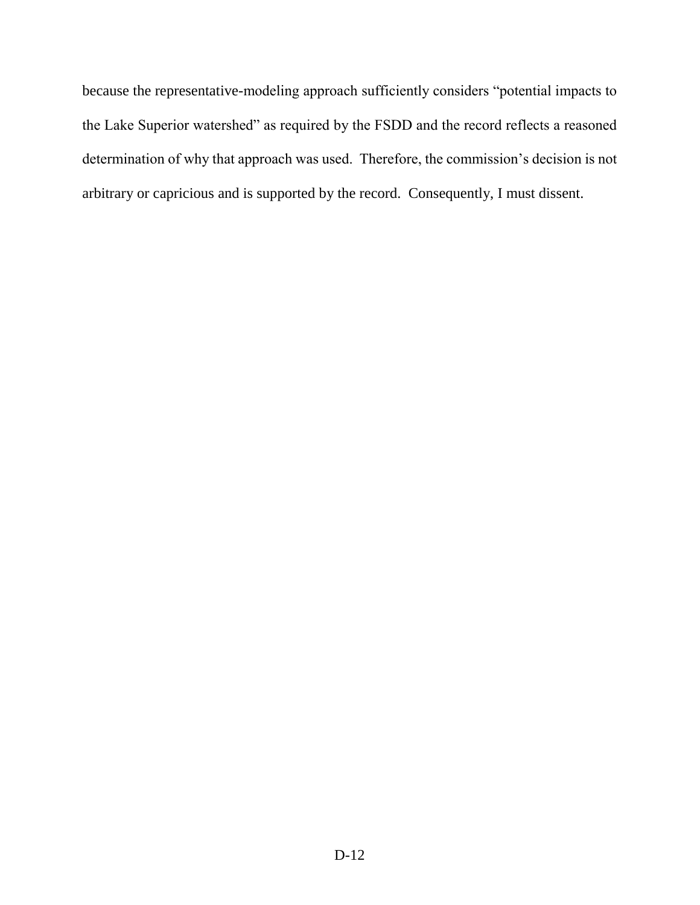because the representative-modeling approach sufficiently considers "potential impacts to the Lake Superior watershed" as required by the FSDD and the record reflects a reasoned determination of why that approach was used. Therefore, the commission's decision is not arbitrary or capricious and is supported by the record. Consequently, I must dissent.